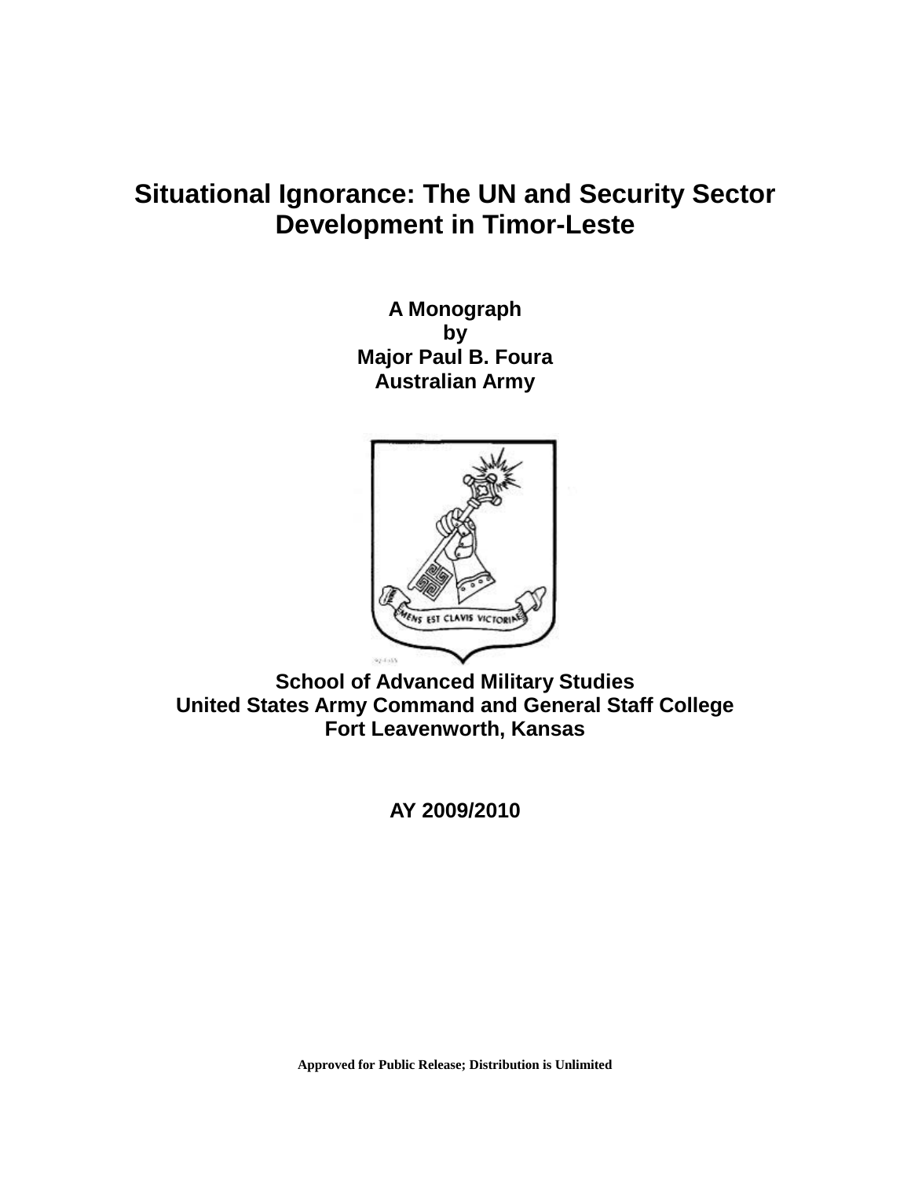# Situational Ignorance: The UN and Security Sector Development in Timor-Leste

**A Monograph**
**by**
**Major Paul B. Foura**
**Australian Army**

**School of Advanced Military Studies**
**United States Army Command and General Staff College**
**Fort Leavenworth, Kansas**

**AY 2009/2010**

**Approved for Public Release; Distribution is Unlimited**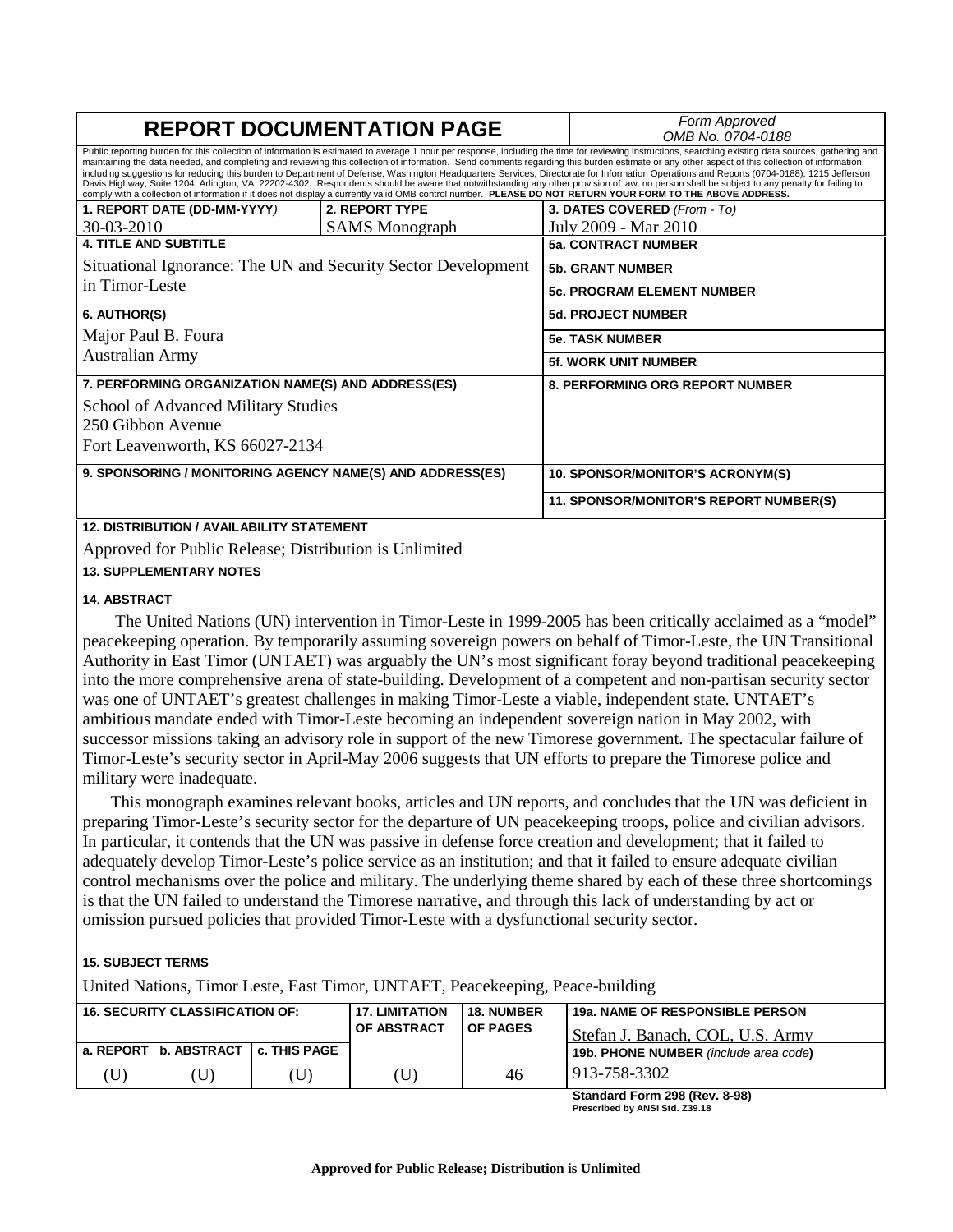# REPORT DOCUMENTATION PAGE

*Form Approved*
*OMB No. 0704-0188*

Public reporting burden for this collection of information is estimated to average 1 hour per response, including the time for reviewing instructions, searching existing data sources, gathering and maintaining the data needed, and completing and reviewing this collection of information. Send comments regarding this burden estimate or any other aspect of this collection of information, including suggestions for reducing this burden to Department of Defense, Washington Headquarters Services, Directorate for Information Operations and Reports (0704-0188), 1215 Jefferson Davis Highway, Suite 1204, Arlington, VA 22202-4302. Respondents should be aware that notwithstanding any other provision of law, no person shall be subject to any penalty for failing to comply with a collection of information if it does not display a currently valid OMB control number. **PLEASE DO NOT RETURN YOUR FORM TO THE ABOVE ADDRESS.**

| **1. REPORT DATE (DD-MM-YYYY)** | **2. REPORT TYPE** | **3. DATES COVERED** *(From - To)* |
|---|---|---|
| 30-03-2010 | SAMS Monograph | July 2009 - Mar 2010 |

**4. TITLE AND SUBTITLE**
Situational Ignorance: The UN and Security Sector Development in Timor-Leste

**5a. CONTRACT NUMBER**

**5b. GRANT NUMBER**

**5c. PROGRAM ELEMENT NUMBER**

**6. AUTHOR(S)**
Major Paul B. Foura
Australian Army

**5d. PROJECT NUMBER**

**5e. TASK NUMBER**

**5f. WORK UNIT NUMBER**

**7. PERFORMING ORGANIZATION NAME(S) AND ADDRESS(ES)**
School of Advanced Military Studies
250 Gibbon Avenue
Fort Leavenworth, KS 66027-2134

**8. PERFORMING ORG REPORT NUMBER**

**9. SPONSORING / MONITORING AGENCY NAME(S) AND ADDRESS(ES)**

**10. SPONSOR/MONITOR'S ACRONYM(S)**

**11. SPONSOR/MONITOR'S REPORT NUMBER(S)**

**12. DISTRIBUTION / AVAILABILITY STATEMENT**
Approved for Public Release; Distribution is Unlimited

**13. SUPPLEMENTARY NOTES**

**14. ABSTRACT**

The United Nations (UN) intervention in Timor-Leste in 1999-2005 has been critically acclaimed as a "model" peacekeeping operation. By temporarily assuming sovereign powers on behalf of Timor-Leste, the UN Transitional Authority in East Timor (UNTAET) was arguably the UN's most significant foray beyond traditional peacekeeping into the more comprehensive arena of state-building. Development of a competent and non-partisan security sector was one of UNTAET's greatest challenges in making Timor-Leste a viable, independent state. UNTAET's ambitious mandate ended with Timor-Leste becoming an independent sovereign nation in May 2002, with successor missions taking an advisory role in support of the new Timorese government. The spectacular failure of Timor-Leste's security sector in April-May 2006 suggests that UN efforts to prepare the Timorese police and military were inadequate.

This monograph examines relevant books, articles and UN reports, and concludes that the UN was deficient in preparing Timor-Leste's security sector for the departure of UN peacekeeping troops, police and civilian advisors. In particular, it contends that the UN was passive in defense force creation and development; that it failed to adequately develop Timor-Leste's police service as an institution; and that it failed to ensure adequate civilian control mechanisms over the police and military. The underlying theme shared by each of these three shortcomings is that the UN failed to understand the Timorese narrative, and through this lack of understanding by act or omission pursued policies that provided Timor-Leste with a dysfunctional security sector.

**15. SUBJECT TERMS**
United Nations, Timor Leste, East Timor, UNTAET, Peacekeeping, Peace-building

| **16. SECURITY CLASSIFICATION OF:** | | | **17. LIMITATION OF ABSTRACT** | **18. NUMBER OF PAGES** | **19a. NAME OF RESPONSIBLE PERSON** |
|---|---|---|---|---|---|
| | | | | | Stefan J. Banach, COL, U.S. Army |
| **a. REPORT** | **b. ABSTRACT** | **c. THIS PAGE** | | | **19b. TELEPHONE NUMBER** *(include area code)* |
| (U) | (U) | (U) | (U) | 46 | 913-758-3302 |

**Standard Form 298 (Rev. 8-98)**
**Prescribed by ANSI Std. Z39.18**

**Approved for Public Release; Distribution is Unlimited**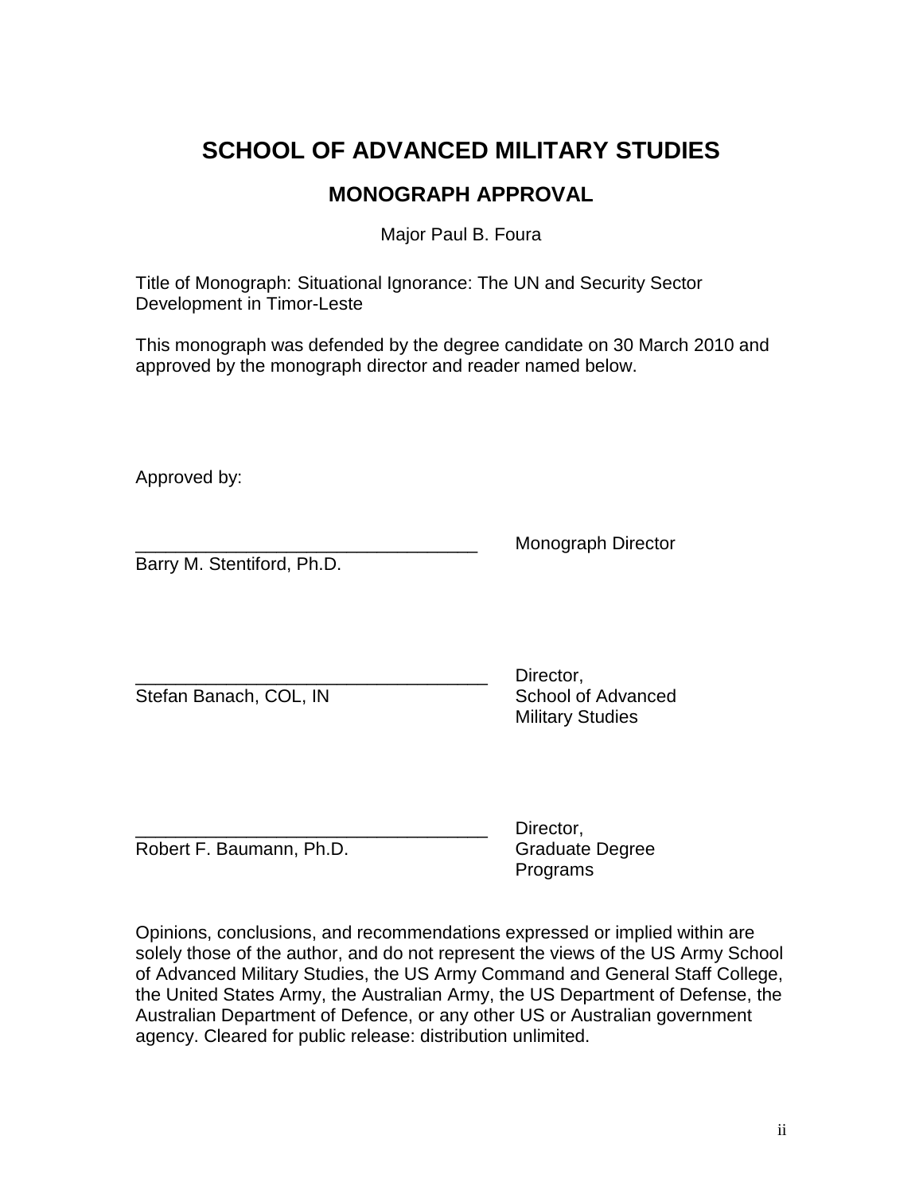# SCHOOL OF ADVANCED MILITARY STUDIES

## MONOGRAPH APPROVAL

Major Paul B. Foura

Title of Monograph: Situational Ignorance: The UN and Security Sector Development in Timor-Leste

This monograph was defended by the degree candidate on 30 March 2010 and approved by the monograph director and reader named below.

Approved by:

__________________________________ Monograph Director
Barry M. Stentiford, Ph.D.

__________________________________ Director, School of Advanced Military Studies
Stefan Banach, COL, IN

__________________________________ Director, Graduate Degree Programs
Robert F. Baumann, Ph.D.

Opinions, conclusions, and recommendations expressed or implied within are solely those of the author, and do not represent the views of the US Army School of Advanced Military Studies, the US Army Command and General Staff College, the United States Army, the Australian Army, the US Department of Defense, the Australian Department of Defence, or any other US or Australian government agency. Cleared for public release: distribution unlimited.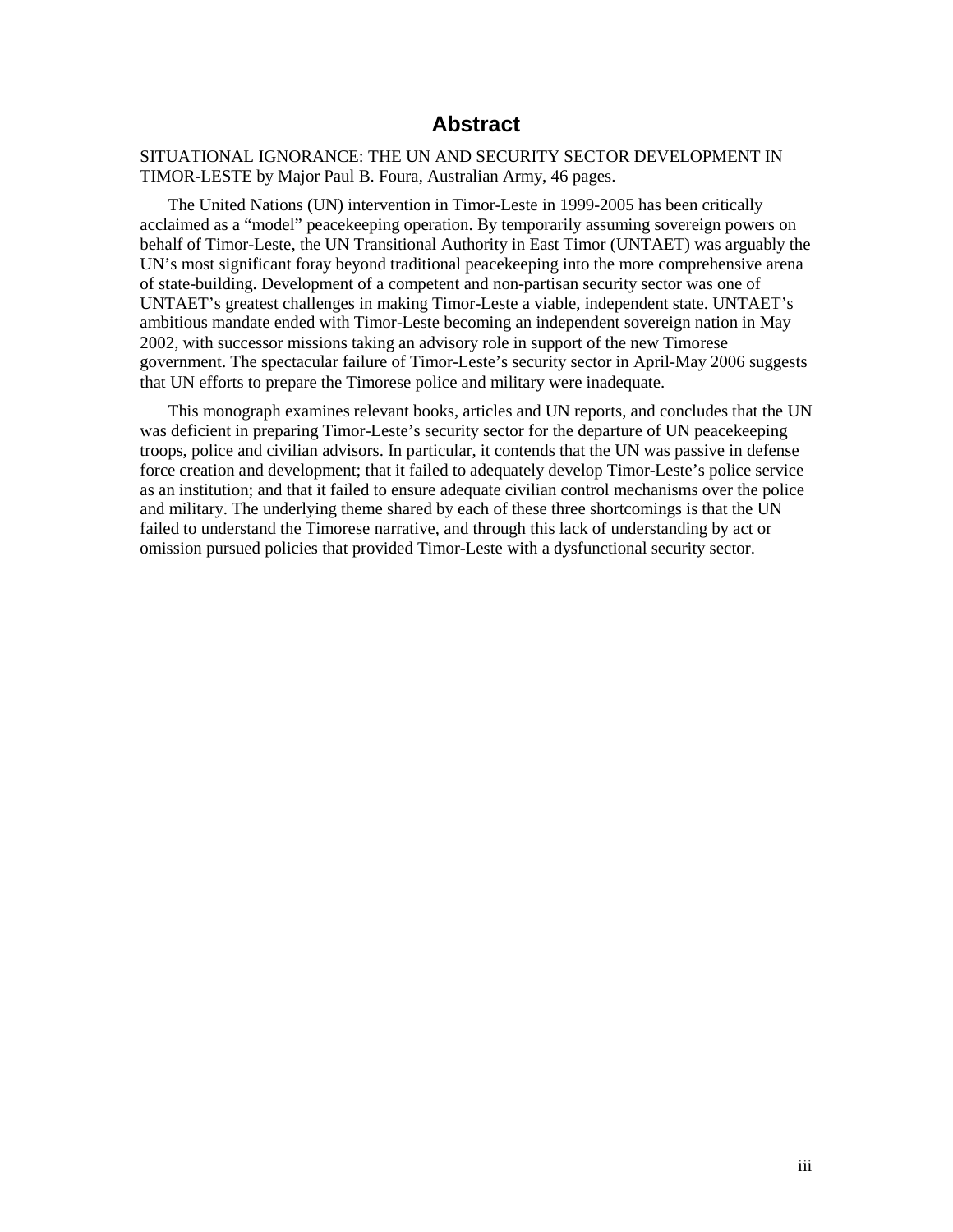# Abstract

SITUATIONAL IGNORANCE: THE UN AND SECURITY SECTOR DEVELOPMENT IN TIMOR-LESTE by Major Paul B. Foura, Australian Army, 46 pages.

The United Nations (UN) intervention in Timor-Leste in 1999-2005 has been critically acclaimed as a "model" peacekeeping operation. By temporarily assuming sovereign powers on behalf of Timor-Leste, the UN Transitional Authority in East Timor (UNTAET) was arguably the UN's most significant foray beyond traditional peacekeeping into the more comprehensive arena of state-building. Development of a competent and non-partisan security sector was one of UNTAET's greatest challenges in making Timor-Leste a viable, independent state. UNTAET's ambitious mandate ended with Timor-Leste becoming an independent sovereign nation in May 2002, with successor missions taking an advisory role in support of the new Timorese government. The spectacular failure of Timor-Leste's security sector in April-May 2006 suggests that UN efforts to prepare the Timorese police and military were inadequate.

This monograph examines relevant books, articles and UN reports, and concludes that the UN was deficient in preparing Timor-Leste's security sector for the departure of UN peacekeeping troops, police and civilian advisors. In particular, it contends that the UN was passive in defense force creation and development; that it failed to adequately develop Timor-Leste's police service as an institution; and that it failed to ensure adequate civilian control mechanisms over the police and military. The underlying theme shared by each of these three shortcomings is that the UN failed to understand the Timorese narrative, and through this lack of understanding by act or omission pursued policies that provided Timor-Leste with a dysfunctional security sector.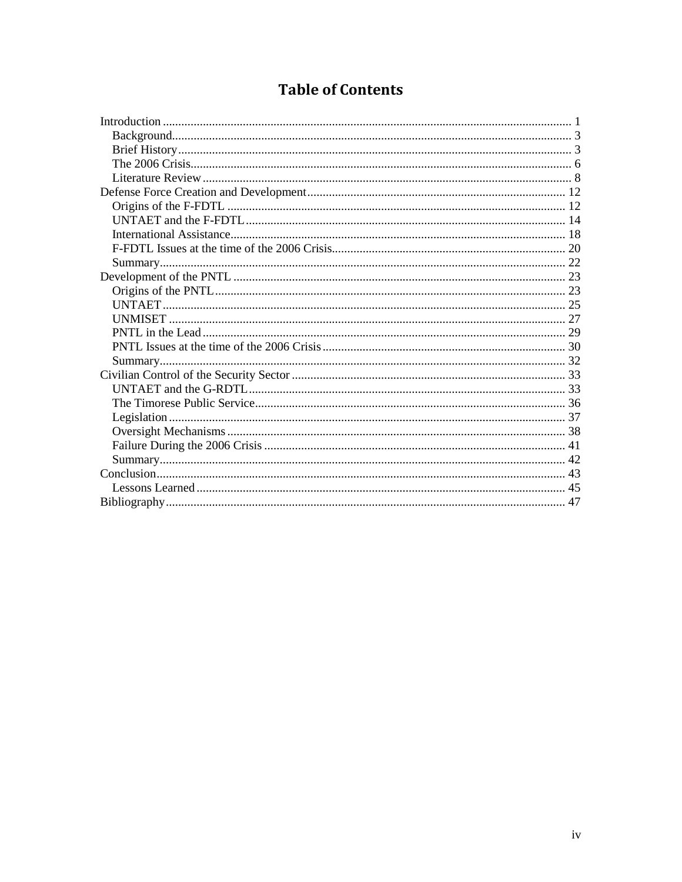# Table of Contents

Introduction .................................................................................................................................... 1
- Background................................................................................................................................ 3
- Brief History.............................................................................................................................. 3
- The 2006 Crisis.......................................................................................................................... 6
- Literature Review ...................................................................................................................... 8

Defense Force Creation and Development.................................................................................... 12
- Origins of the F-FDTL ............................................................................................................. 12
- UNTAET and the F-FDTL....................................................................................................... 14
- International Assistance............................................................................................................ 18
- F-FDTL Issues at the time of the 2006 Crisis........................................................................... 20
- Summary.................................................................................................................................. 22

Development of the PNTL ............................................................................................................ 23
- Origins of the PNTL................................................................................................................. 23
- UNTAET .................................................................................................................................. 25
- UNMISET ................................................................................................................................ 27
- PNTL in the Lead ..................................................................................................................... 29
- PNTL Issues at the time of the 2006 Crisis.............................................................................. 30
- Summary.................................................................................................................................. 32

Civilian Control of the Security Sector ......................................................................................... 33
- UNTAET and the G-RDTL...................................................................................................... 33
- The Timorese Public Service.................................................................................................... 36
- Legislation ................................................................................................................................ 37
- Oversight Mechanisms ............................................................................................................. 38
- Failure During the 2006 Crisis ................................................................................................. 41
- Summary.................................................................................................................................. 42

Conclusion.................................................................................................................................... 43
- Lessons Learned ....................................................................................................................... 45

Bibliography................................................................................................................................. 47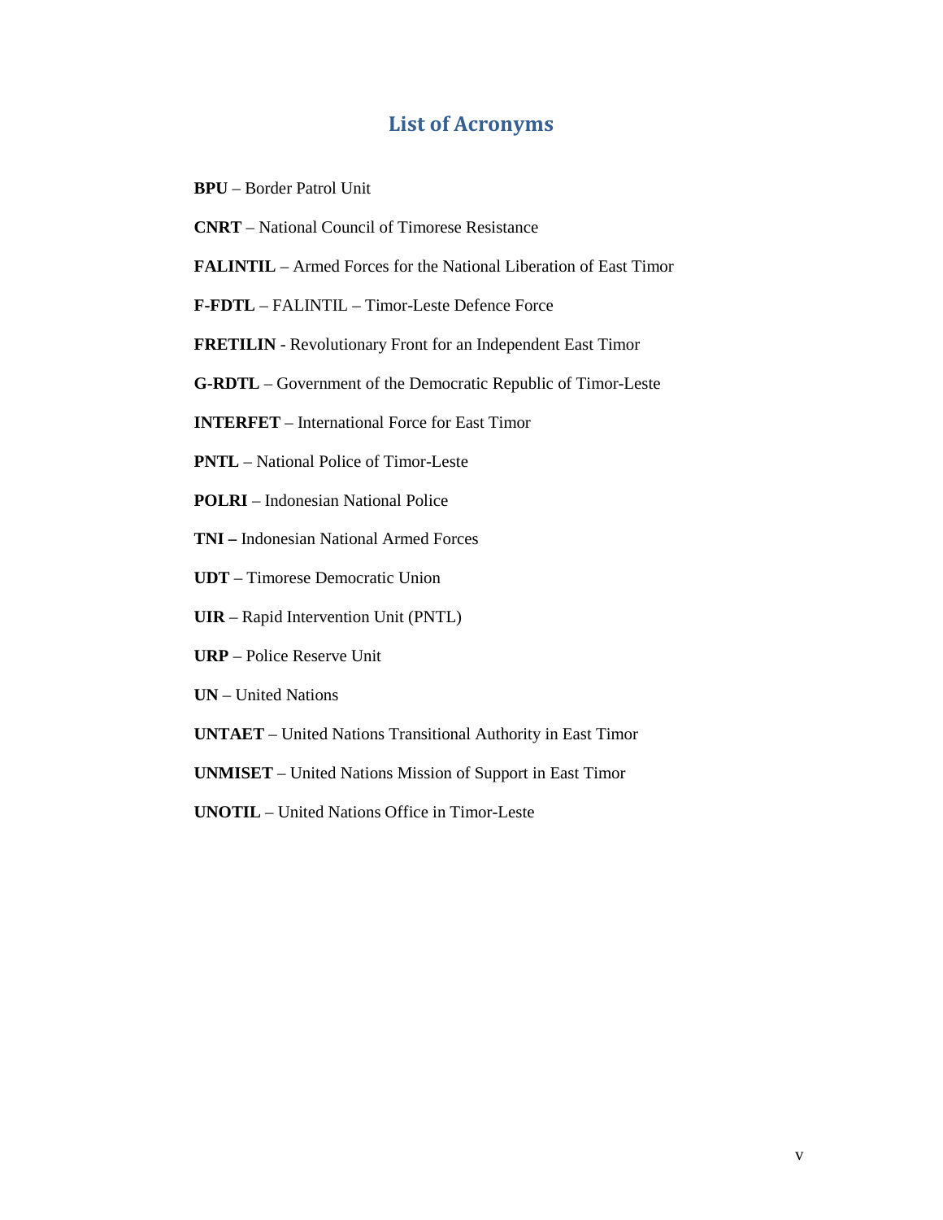## List of Acronyms

**BPU** – Border Patrol Unit

**CNRT** – National Council of Timorese Resistance

**FALINTIL** – Armed Forces for the National Liberation of East Timor

**F-FDTL** – FALINTIL – Timor-Leste Defence Force

**FRETILIN** - Revolutionary Front for an Independent East Timor

**G-RDTL** – Government of the Democratic Republic of Timor-Leste

**INTERFET** – International Force for East Timor

**PNTL** – National Police of Timor-Leste

**POLRI** – Indonesian National Police

**TNI –** Indonesian National Armed Forces

**UDT** – Timorese Democratic Union

**UIR** – Rapid Intervention Unit (PNTL)

**URP** – Police Reserve Unit

**UN** – United Nations

**UNTAET** – United Nations Transitional Authority in East Timor

**UNMISET** – United Nations Mission of Support in East Timor

**UNOTIL** – United Nations Office in Timor-Leste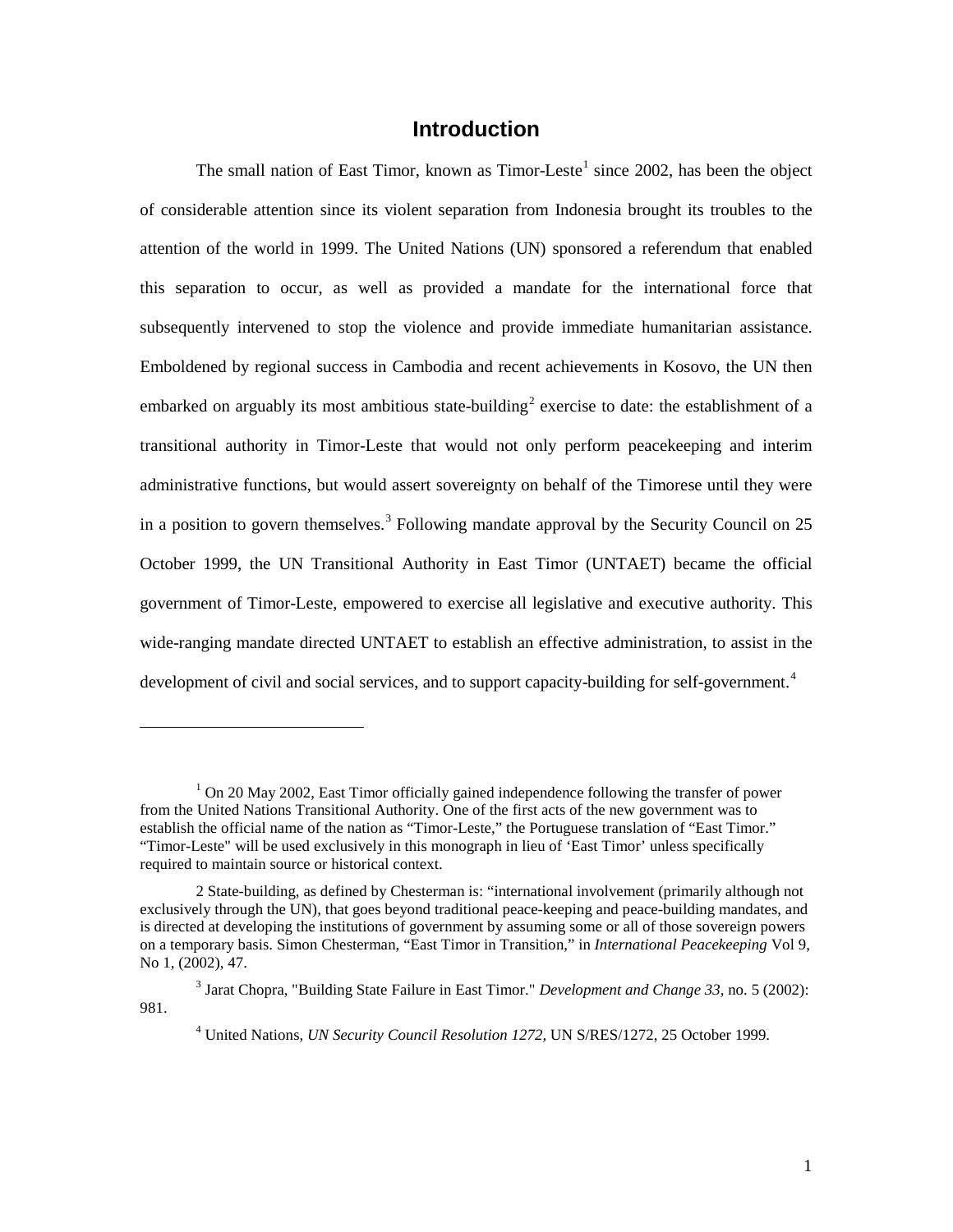# Introduction

The small nation of East Timor, known as Timor-Leste[1] since 2002, has been the object of considerable attention since its violent separation from Indonesia brought its troubles to the attention of the world in 1999. The United Nations (UN) sponsored a referendum that enabled this separation to occur, as well as provided a mandate for the international force that subsequently intervened to stop the violence and provide immediate humanitarian assistance. Emboldened by regional success in Cambodia and recent achievements in Kosovo, the UN then embarked on arguably its most ambitious state-building[2] exercise to date: the establishment of a transitional authority in Timor-Leste that would not only perform peacekeeping and interim administrative functions, but would assert sovereignty on behalf of the Timorese until they were in a position to govern themselves.[3] Following mandate approval by the Security Council on 25 October 1999, the UN Transitional Authority in East Timor (UNTAET) became the official government of Timor-Leste, empowered to exercise all legislative and executive authority. This wide-ranging mandate directed UNTAET to establish an effective administration, to assist in the development of civil and social services, and to support capacity-building for self-government.[4]

---

[1] On 20 May 2002, East Timor officially gained independence following the transfer of power from the United Nations Transitional Authority. One of the first acts of the new government was to establish the official name of the nation as "Timor-Leste," the Portuguese translation of "East Timor." "Timor-Leste" will be used exclusively in this monograph in lieu of 'East Timor' unless specifically required to maintain source or historical context.

2 State-building, as defined by Chesterman is: "international involvement (primarily although not exclusively through the UN), that goes beyond traditional peace-keeping and peace-building mandates, and is directed at developing the institutions of government by assuming some or all of those sovereign powers on a temporary basis. Simon Chesterman, "East Timor in Transition," in *International Peacekeeping* Vol 9, No 1, (2002), 47.

[3] Jarat Chopra, "Building State Failure in East Timor." *Development and Change 33*, no. 5 (2002): 981.

[4] United Nations, *UN Security Council Resolution 1272,* UN S/RES/1272, 25 October 1999.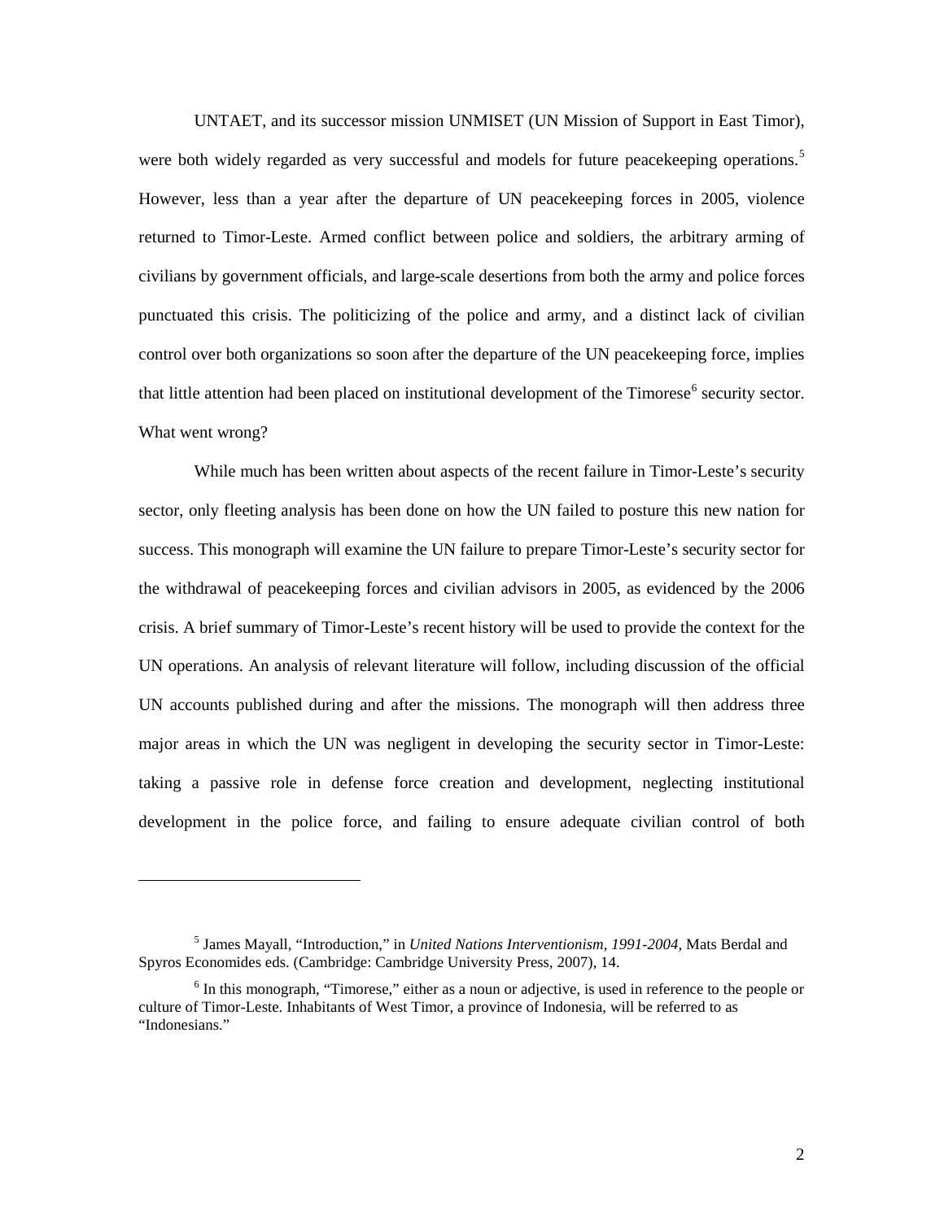UNTAET, and its successor mission UNMISET (UN Mission of Support in East Timor), were both widely regarded as very successful and models for future peacekeeping operations.[5] However, less than a year after the departure of UN peacekeeping forces in 2005, violence returned to Timor-Leste. Armed conflict between police and soldiers, the arbitrary arming of civilians by government officials, and large-scale desertions from both the army and police forces punctuated this crisis. The politicizing of the police and army, and a distinct lack of civilian control over both organizations so soon after the departure of the UN peacekeeping force, implies that little attention had been placed on institutional development of the Timorese[6] security sector. What went wrong?

While much has been written about aspects of the recent failure in Timor-Leste's security sector, only fleeting analysis has been done on how the UN failed to posture this new nation for success. This monograph will examine the UN failure to prepare Timor-Leste's security sector for the withdrawal of peacekeeping forces and civilian advisors in 2005, as evidenced by the 2006 crisis. A brief summary of Timor-Leste's recent history will be used to provide the context for the UN operations. An analysis of relevant literature will follow, including discussion of the official UN accounts published during and after the missions. The monograph will then address three major areas in which the UN was negligent in developing the security sector in Timor-Leste: taking a passive role in defense force creation and development, neglecting institutional development in the police force, and failing to ensure adequate civilian control of both

---

[5] James Mayall, "Introduction," in *United Nations Interventionism, 1991-2004,* Mats Berdal and Spyros Economides eds. (Cambridge: Cambridge University Press, 2007), 14.

[6] In this monograph, "Timorese," either as a noun or adjective, is used in reference to the people or culture of Timor-Leste. Inhabitants of West Timor, a province of Indonesia, will be referred to as "Indonesians."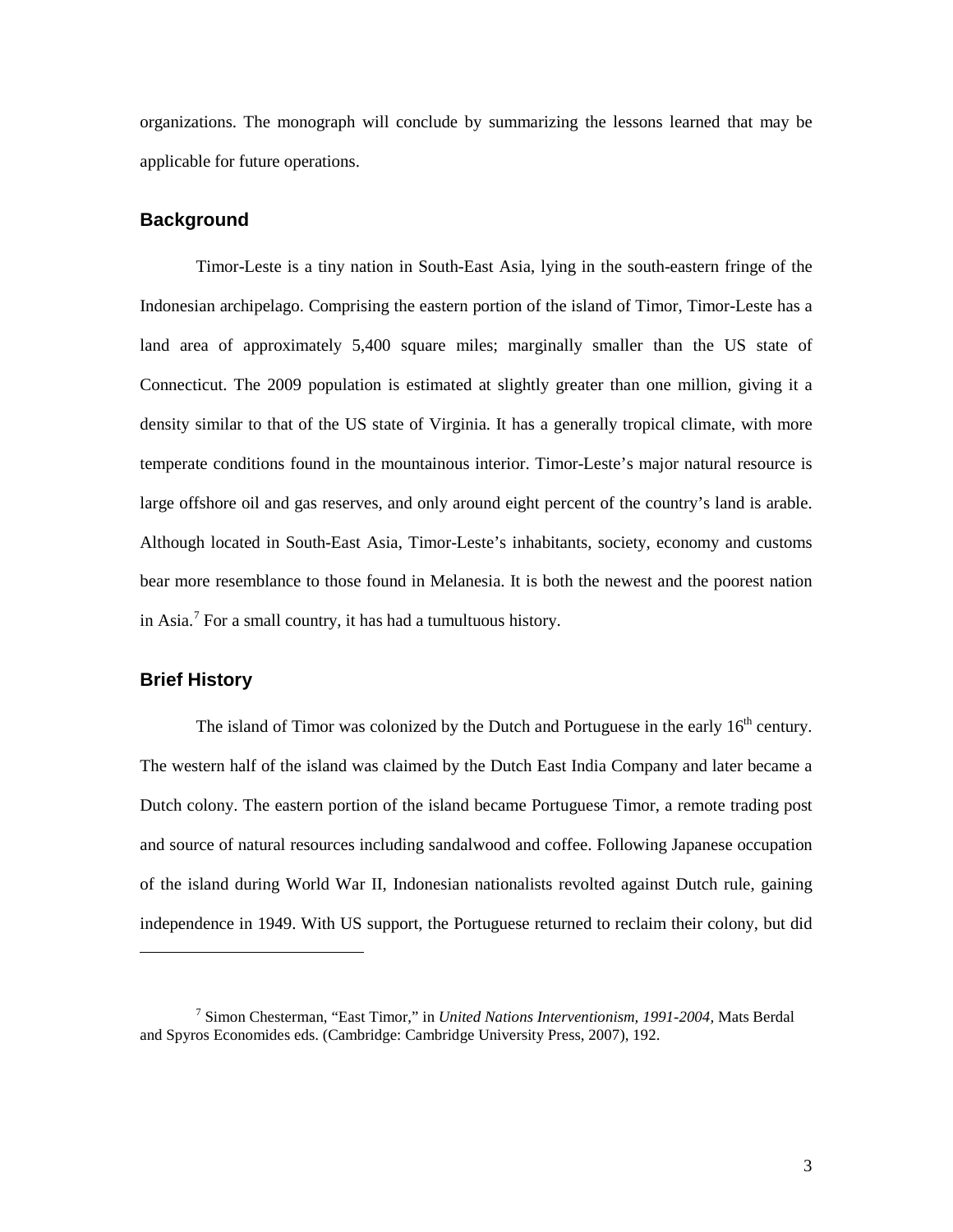organizations. The monograph will conclude by summarizing the lessons learned that may be applicable for future operations.

## Background

Timor-Leste is a tiny nation in South-East Asia, lying in the south-eastern fringe of the Indonesian archipelago. Comprising the eastern portion of the island of Timor, Timor-Leste has a land area of approximately 5,400 square miles; marginally smaller than the US state of Connecticut. The 2009 population is estimated at slightly greater than one million, giving it a density similar to that of the US state of Virginia. It has a generally tropical climate, with more temperate conditions found in the mountainous interior. Timor-Leste's major natural resource is large offshore oil and gas reserves, and only around eight percent of the country's land is arable. Although located in South-East Asia, Timor-Leste's inhabitants, society, economy and customs bear more resemblance to those found in Melanesia. It is both the newest and the poorest nation in Asia.[7] For a small country, it has had a tumultuous history.

## Brief History

The island of Timor was colonized by the Dutch and Portuguese in the early 16th century. The western half of the island was claimed by the Dutch East India Company and later became a Dutch colony. The eastern portion of the island became Portuguese Timor, a remote trading post and source of natural resources including sandalwood and coffee. Following Japanese occupation of the island during World War II, Indonesian nationalists revolted against Dutch rule, gaining independence in 1949. With US support, the Portuguese returned to reclaim their colony, but did

---

[7] Simon Chesterman, "East Timor," in *United Nations Interventionism, 1991-2004,* Mats Berdal and Spyros Economides eds. (Cambridge: Cambridge University Press, 2007), 192.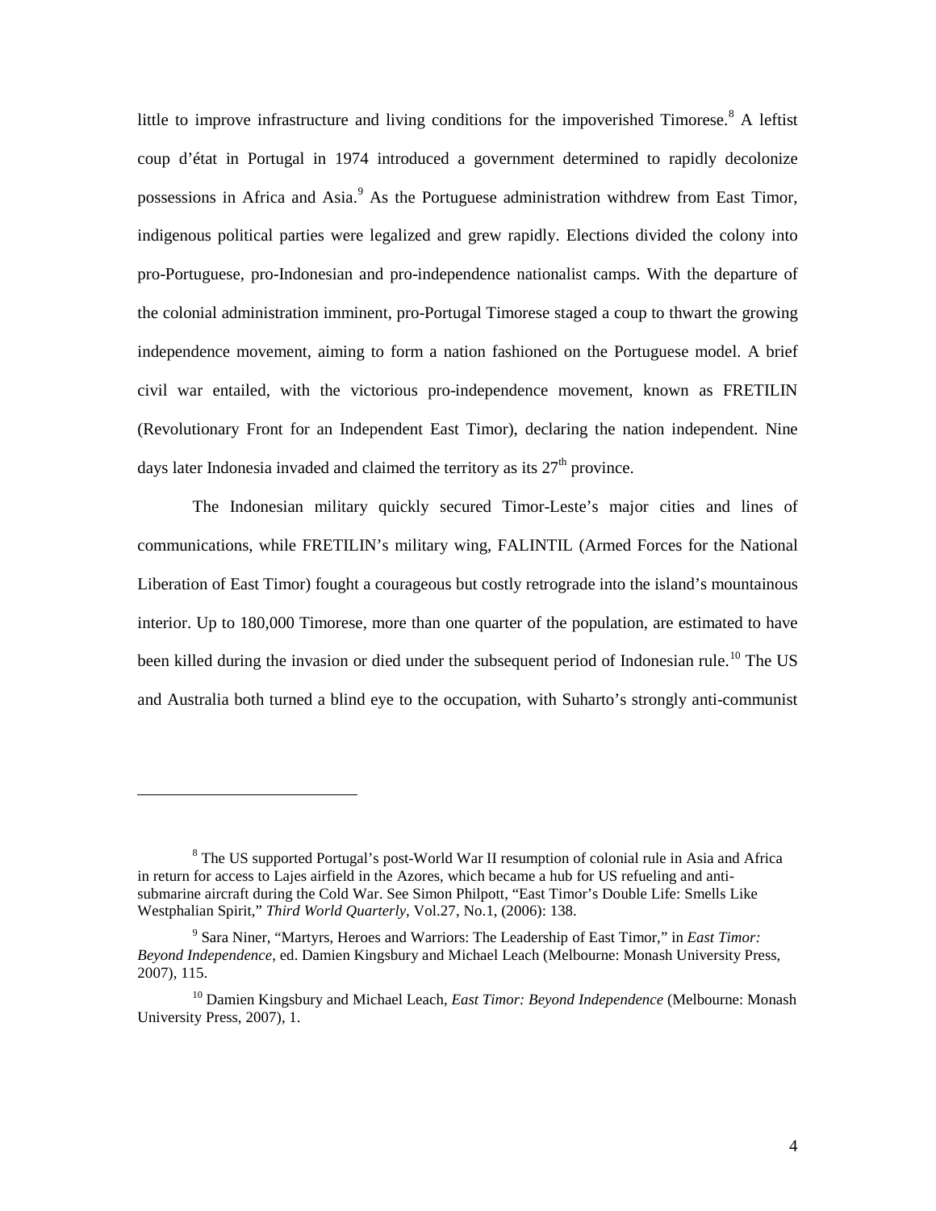little to improve infrastructure and living conditions for the impoverished Timorese.[8] A leftist coup d'état in Portugal in 1974 introduced a government determined to rapidly decolonize possessions in Africa and Asia.[9] As the Portuguese administration withdrew from East Timor, indigenous political parties were legalized and grew rapidly. Elections divided the colony into pro-Portuguese, pro-Indonesian and pro-independence nationalist camps. With the departure of the colonial administration imminent, pro-Portugal Timorese staged a coup to thwart the growing independence movement, aiming to form a nation fashioned on the Portuguese model. A brief civil war entailed, with the victorious pro-independence movement, known as FRETILIN (Revolutionary Front for an Independent East Timor), declaring the nation independent. Nine days later Indonesia invaded and claimed the territory as its 27th province.

The Indonesian military quickly secured Timor-Leste's major cities and lines of communications, while FRETILIN's military wing, FALINTIL (Armed Forces for the National Liberation of East Timor) fought a courageous but costly retrograde into the island's mountainous interior. Up to 180,000 Timorese, more than one quarter of the population, are estimated to have been killed during the invasion or died under the subsequent period of Indonesian rule.[10] The US and Australia both turned a blind eye to the occupation, with Suharto's strongly anti-communist

---

[8] The US supported Portugal's post-World War II resumption of colonial rule in Asia and Africa in return for access to Lajes airfield in the Azores, which became a hub for US refueling and anti-submarine aircraft during the Cold War. See Simon Philpott, "East Timor's Double Life: Smells Like Westphalian Spirit," *Third World Quarterly*, Vol.27, No.1, (2006): 138.

[9] Sara Niner, "Martyrs, Heroes and Warriors: The Leadership of East Timor," in *East Timor: Beyond Independence*, ed. Damien Kingsbury and Michael Leach (Melbourne: Monash University Press, 2007), 115.

[10] Damien Kingsbury and Michael Leach, *East Timor: Beyond Independence* (Melbourne: Monash University Press, 2007), 1.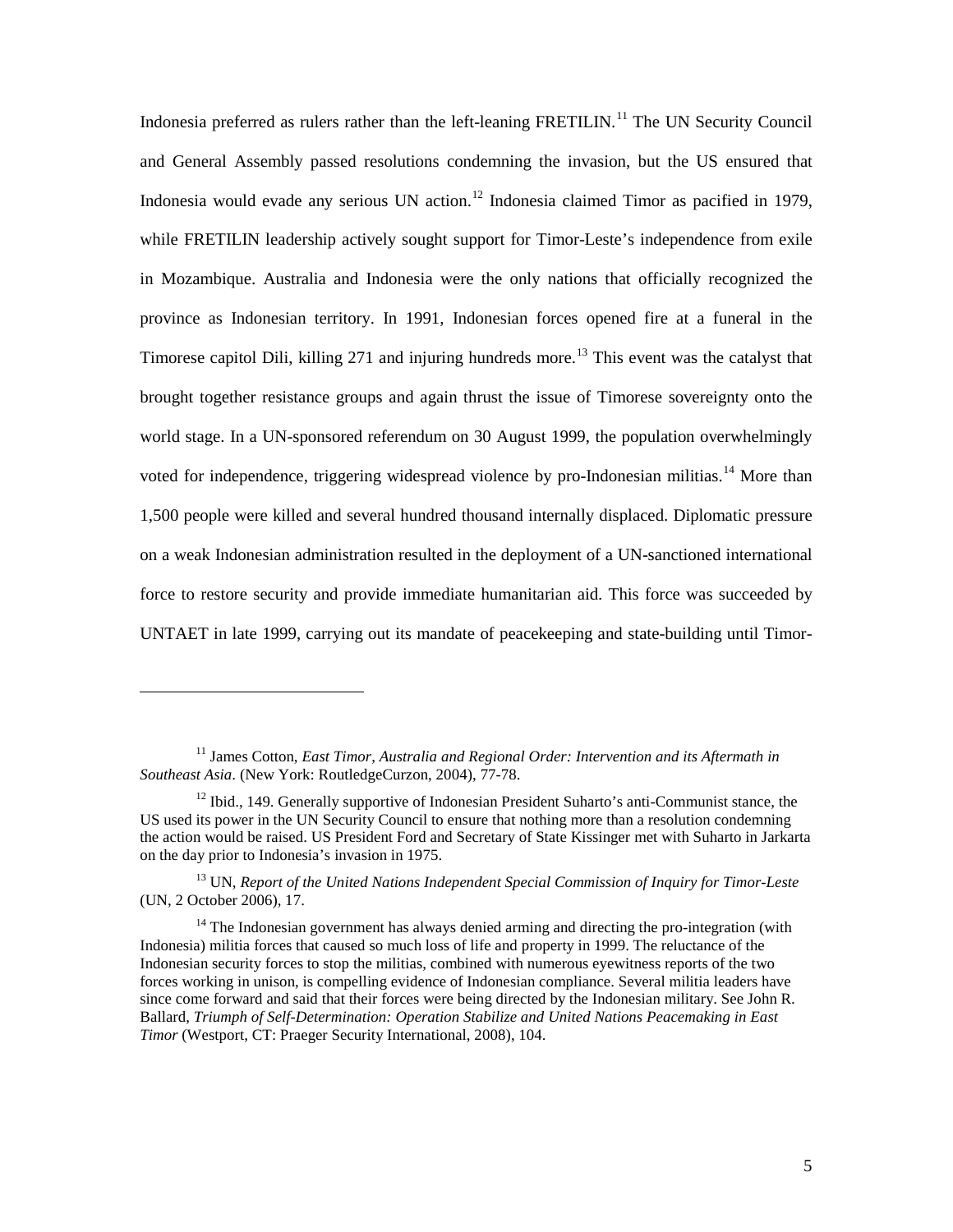Indonesia preferred as rulers rather than the left-leaning FRETILIN.[11] The UN Security Council and General Assembly passed resolutions condemning the invasion, but the US ensured that Indonesia would evade any serious UN action.[12] Indonesia claimed Timor as pacified in 1979, while FRETILIN leadership actively sought support for Timor-Leste's independence from exile in Mozambique. Australia and Indonesia were the only nations that officially recognized the province as Indonesian territory. In 1991, Indonesian forces opened fire at a funeral in the Timorese capitol Dili, killing 271 and injuring hundreds more.[13] This event was the catalyst that brought together resistance groups and again thrust the issue of Timorese sovereignty onto the world stage. In a UN-sponsored referendum on 30 August 1999, the population overwhelmingly voted for independence, triggering widespread violence by pro-Indonesian militias.[14] More than 1,500 people were killed and several hundred thousand internally displaced. Diplomatic pressure on a weak Indonesian administration resulted in the deployment of a UN-sanctioned international force to restore security and provide immediate humanitarian aid. This force was succeeded by UNTAET in late 1999, carrying out its mandate of peacekeeping and state-building until Timor-

---

[11] James Cotton, *East Timor, Australia and Regional Order: Intervention and its Aftermath in Southeast Asia*. (New York: RoutledgeCurzon, 2004), 77-78.

[12] Ibid., 149. Generally supportive of Indonesian President Suharto's anti-Communist stance, the US used its power in the UN Security Council to ensure that nothing more than a resolution condemning the action would be raised. US President Ford and Secretary of State Kissinger met with Suharto in Jarkarta on the day prior to Indonesia's invasion in 1975.

[13] UN, *Report of the United Nations Independent Special Commission of Inquiry for Timor-Leste* (UN, 2 October 2006), 17.

[14] The Indonesian government has always denied arming and directing the pro-integration (with Indonesia) militia forces that caused so much loss of life and property in 1999. The reluctance of the Indonesian security forces to stop the militias, combined with numerous eyewitness reports of the two forces working in unison, is compelling evidence of Indonesian compliance. Several militia leaders have since come forward and said that their forces were being directed by the Indonesian military. See John R. Ballard, *Triumph of Self-Determination: Operation Stabilize and United Nations Peacemaking in East Timor* (Westport, CT: Praeger Security International, 2008), 104.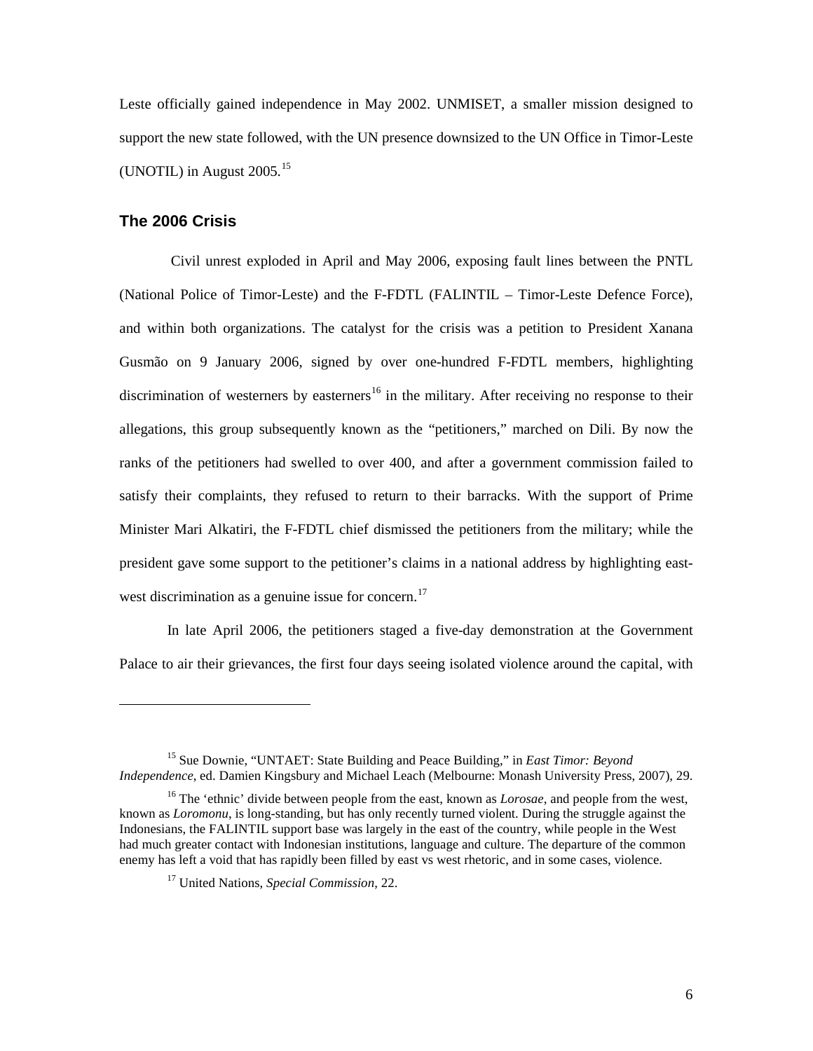Leste officially gained independence in May 2002. UNMISET, a smaller mission designed to support the new state followed, with the UN presence downsized to the UN Office in Timor-Leste (UNOTIL) in August 2005.[15]

## The 2006 Crisis

Civil unrest exploded in April and May 2006, exposing fault lines between the PNTL (National Police of Timor-Leste) and the F-FDTL (FALINTIL – Timor-Leste Defence Force), and within both organizations. The catalyst for the crisis was a petition to President Xanana Gusmão on 9 January 2006, signed by over one-hundred F-FDTL members, highlighting discrimination of westerners by easterners[16] in the military. After receiving no response to their allegations, this group subsequently known as the "petitioners," marched on Dili. By now the ranks of the petitioners had swelled to over 400, and after a government commission failed to satisfy their complaints, they refused to return to their barracks. With the support of Prime Minister Mari Alkatiri, the F-FDTL chief dismissed the petitioners from the military; while the president gave some support to the petitioner's claims in a national address by highlighting east-west discrimination as a genuine issue for concern.[17]

In late April 2006, the petitioners staged a five-day demonstration at the Government Palace to air their grievances, the first four days seeing isolated violence around the capital, with

---

[15] Sue Downie, "UNTAET: State Building and Peace Building," in *East Timor: Beyond Independence*, ed. Damien Kingsbury and Michael Leach (Melbourne: Monash University Press, 2007), 29.

[16] The 'ethnic' divide between people from the east, known as *Lorosae*, and people from the west, known as *Loromonu*, is long-standing, but has only recently turned violent. During the struggle against the Indonesians, the FALINTIL support base was largely in the east of the country, while people in the West had much greater contact with Indonesian institutions, language and culture. The departure of the common enemy has left a void that has rapidly been filled by east vs west rhetoric, and in some cases, violence.

[17] United Nations, *Special Commission*, 22.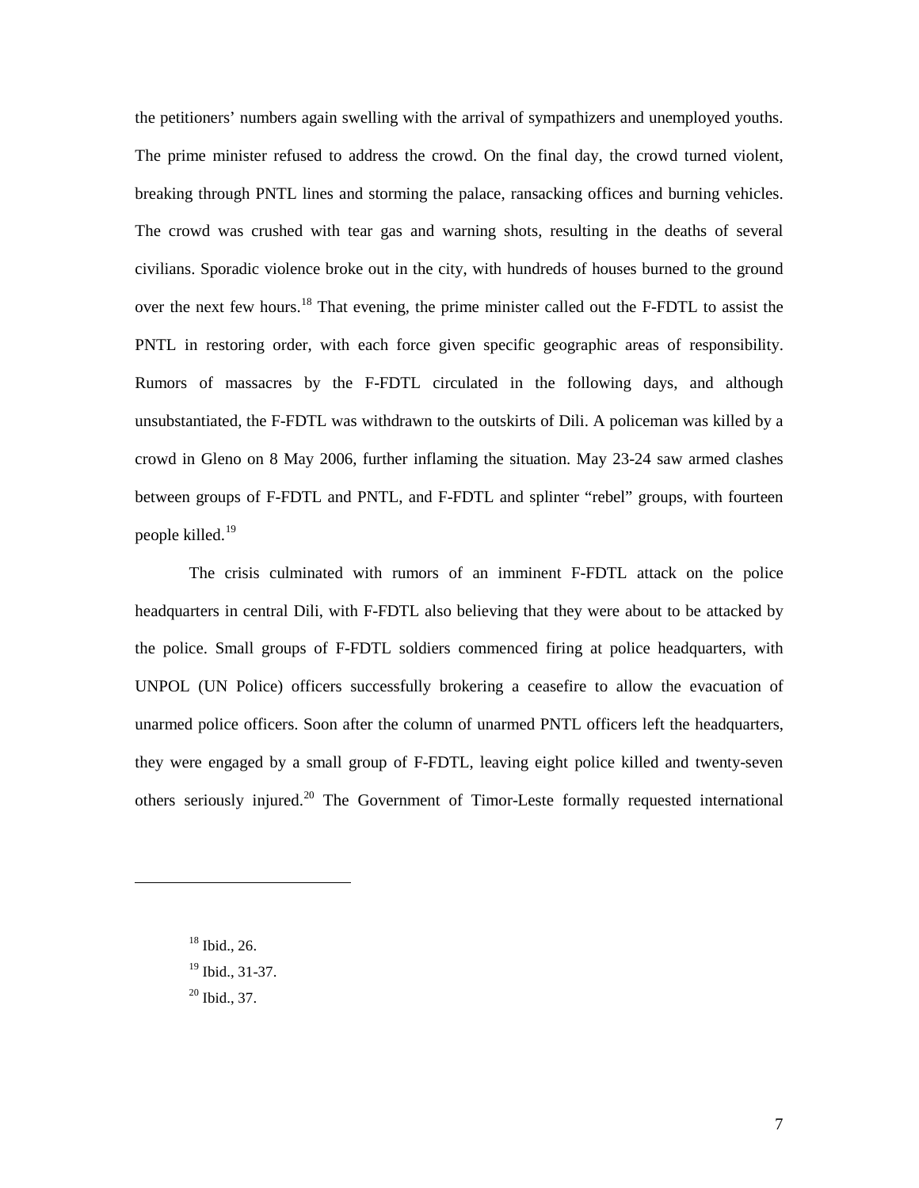the petitioners' numbers again swelling with the arrival of sympathizers and unemployed youths. The prime minister refused to address the crowd. On the final day, the crowd turned violent, breaking through PNTL lines and storming the palace, ransacking offices and burning vehicles. The crowd was crushed with tear gas and warning shots, resulting in the deaths of several civilians. Sporadic violence broke out in the city, with hundreds of houses burned to the ground over the next few hours.[18] That evening, the prime minister called out the F-FDTL to assist the PNTL in restoring order, with each force given specific geographic areas of responsibility. Rumors of massacres by the F-FDTL circulated in the following days, and although unsubstantiated, the F-FDTL was withdrawn to the outskirts of Dili. A policeman was killed by a crowd in Gleno on 8 May 2006, further inflaming the situation. May 23-24 saw armed clashes between groups of F-FDTL and PNTL, and F-FDTL and splinter "rebel" groups, with fourteen people killed.[19]

The crisis culminated with rumors of an imminent F-FDTL attack on the police headquarters in central Dili, with F-FDTL also believing that they were about to be attacked by the police. Small groups of F-FDTL soldiers commenced firing at police headquarters, with UNPOL (UN Police) officers successfully brokering a ceasefire to allow the evacuation of unarmed police officers. Soon after the column of unarmed PNTL officers left the headquarters, they were engaged by a small group of F-FDTL, leaving eight police killed and twenty-seven others seriously injured.[20] The Government of Timor-Leste formally requested international

---

[18] Ibid., 26.

[19] Ibid., 31-37.

[20] Ibid., 37.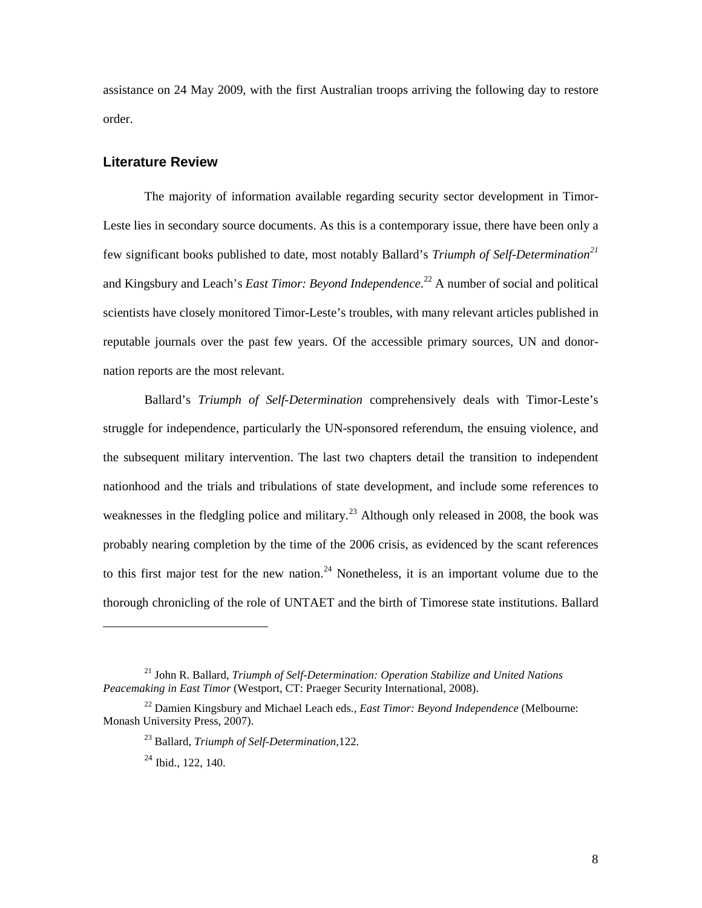assistance on 24 May 2009, with the first Australian troops arriving the following day to restore order.

## Literature Review

The majority of information available regarding security sector development in Timor-Leste lies in secondary source documents. As this is a contemporary issue, there have been only a few significant books published to date, most notably Ballard's *Triumph of Self-Determination*[21] and Kingsbury and Leach's *East Timor: Beyond Independence*.[22] A number of social and political scientists have closely monitored Timor-Leste's troubles, with many relevant articles published in reputable journals over the past few years. Of the accessible primary sources, UN and donor-nation reports are the most relevant.

Ballard's *Triumph of Self-Determination* comprehensively deals with Timor-Leste's struggle for independence, particularly the UN-sponsored referendum, the ensuing violence, and the subsequent military intervention. The last two chapters detail the transition to independent nationhood and the trials and tribulations of state development, and include some references to weaknesses in the fledgling police and military.[23] Although only released in 2008, the book was probably nearing completion by the time of the 2006 crisis, as evidenced by the scant references to this first major test for the new nation.[24] Nonetheless, it is an important volume due to the thorough chronicling of the role of UNTAET and the birth of Timorese state institutions. Ballard

---

[21] John R. Ballard, *Triumph of Self-Determination: Operation Stabilize and United Nations Peacemaking in East Timor* (Westport, CT: Praeger Security International, 2008).

[22] Damien Kingsbury and Michael Leach eds., *East Timor: Beyond Independence* (Melbourne: Monash University Press, 2007).

[23] Ballard, *Triumph of Self-Determination*,122.

[24] Ibid., 122, 140.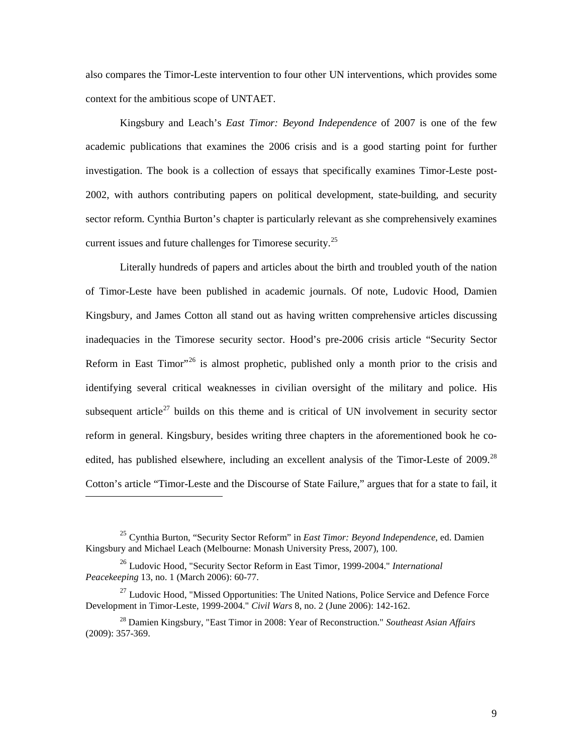also compares the Timor-Leste intervention to four other UN interventions, which provides some context for the ambitious scope of UNTAET.

Kingsbury and Leach's *East Timor: Beyond Independence* of 2007 is one of the few academic publications that examines the 2006 crisis and is a good starting point for further investigation. The book is a collection of essays that specifically examines Timor-Leste post-2002, with authors contributing papers on political development, state-building, and security sector reform. Cynthia Burton's chapter is particularly relevant as she comprehensively examines current issues and future challenges for Timorese security.[25]

Literally hundreds of papers and articles about the birth and troubled youth of the nation of Timor-Leste have been published in academic journals. Of note, Ludovic Hood, Damien Kingsbury, and James Cotton all stand out as having written comprehensive articles discussing inadequacies in the Timorese security sector. Hood's pre-2006 crisis article "Security Sector Reform in East Timor"[26] is almost prophetic, published only a month prior to the crisis and identifying several critical weaknesses in civilian oversight of the military and police. His subsequent article[27] builds on this theme and is critical of UN involvement in security sector reform in general. Kingsbury, besides writing three chapters in the aforementioned book he co-edited, has published elsewhere, including an excellent analysis of the Timor-Leste of 2009.[28] Cotton's article "Timor-Leste and the Discourse of State Failure," argues that for a state to fail, it

---

[25] Cynthia Burton, "Security Sector Reform" in *East Timor: Beyond Independence*, ed. Damien Kingsbury and Michael Leach (Melbourne: Monash University Press, 2007), 100.

[26] Ludovic Hood, "Security Sector Reform in East Timor, 1999-2004." *International Peacekeeping* 13, no. 1 (March 2006): 60-77.

[27] Ludovic Hood, "Missed Opportunities: The United Nations, Police Service and Defence Force Development in Timor-Leste, 1999-2004." *Civil Wars* 8, no. 2 (June 2006): 142-162.

[28] Damien Kingsbury, "East Timor in 2008: Year of Reconstruction." *Southeast Asian Affairs* (2009): 357-369.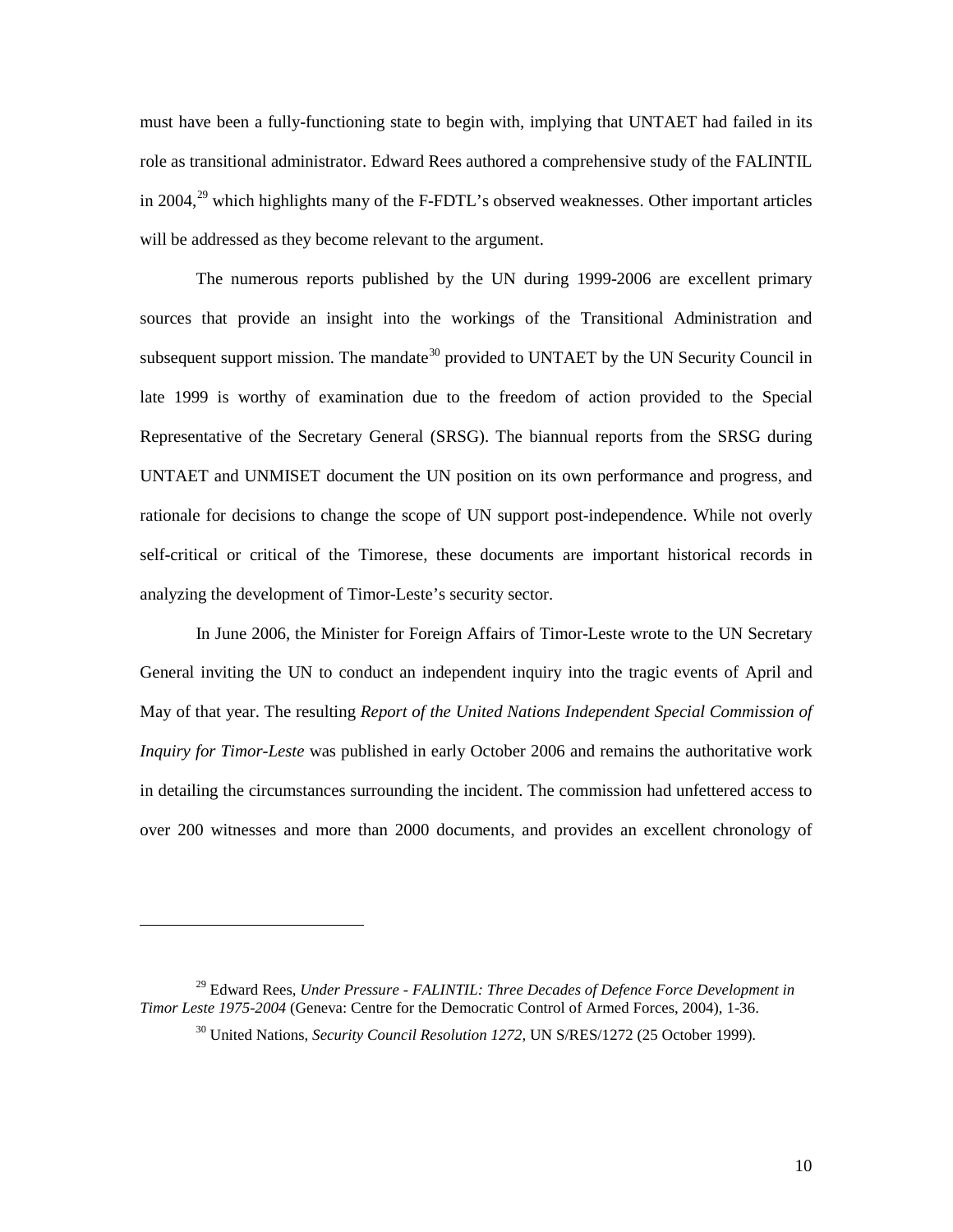must have been a fully-functioning state to begin with, implying that UNTAET had failed in its role as transitional administrator. Edward Rees authored a comprehensive study of the FALINTIL in 2004,[29] which highlights many of the F-FDTL's observed weaknesses. Other important articles will be addressed as they become relevant to the argument.

The numerous reports published by the UN during 1999-2006 are excellent primary sources that provide an insight into the workings of the Transitional Administration and subsequent support mission. The mandate[30] provided to UNTAET by the UN Security Council in late 1999 is worthy of examination due to the freedom of action provided to the Special Representative of the Secretary General (SRSG). The biannual reports from the SRSG during UNTAET and UNMISET document the UN position on its own performance and progress, and rationale for decisions to change the scope of UN support post-independence. While not overly self-critical or critical of the Timorese, these documents are important historical records in analyzing the development of Timor-Leste's security sector.

In June 2006, the Minister for Foreign Affairs of Timor-Leste wrote to the UN Secretary General inviting the UN to conduct an independent inquiry into the tragic events of April and May of that year. The resulting *Report of the United Nations Independent Special Commission of Inquiry for Timor-Leste* was published in early October 2006 and remains the authoritative work in detailing the circumstances surrounding the incident. The commission had unfettered access to over 200 witnesses and more than 2000 documents, and provides an excellent chronology of

---

[29] Edward Rees, *Under Pressure - FALINTIL: Three Decades of Defence Force Development in Timor Leste 1975-2004* (Geneva: Centre for the Democratic Control of Armed Forces, 2004), 1-36.

[30] United Nations, *Security Council Resolution 1272,* UN S/RES/1272 (25 October 1999).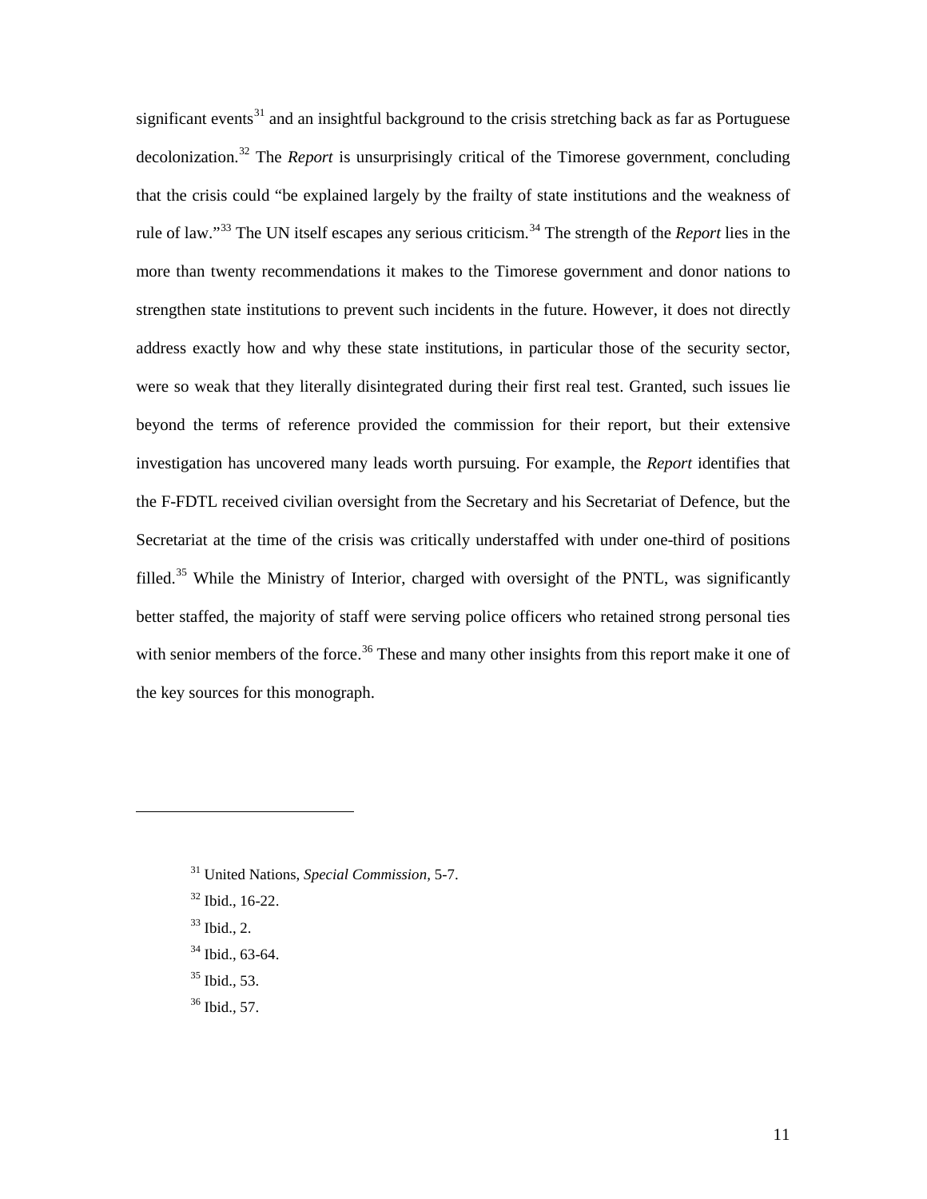significant events[31] and an insightful background to the crisis stretching back as far as Portuguese decolonization.[32] The *Report* is unsurprisingly critical of the Timorese government, concluding that the crisis could "be explained largely by the frailty of state institutions and the weakness of rule of law."[33] The UN itself escapes any serious criticism.[34] The strength of the *Report* lies in the more than twenty recommendations it makes to the Timorese government and donor nations to strengthen state institutions to prevent such incidents in the future. However, it does not directly address exactly how and why these state institutions, in particular those of the security sector, were so weak that they literally disintegrated during their first real test. Granted, such issues lie beyond the terms of reference provided the commission for their report, but their extensive investigation has uncovered many leads worth pursuing. For example, the *Report* identifies that the F-FDTL received civilian oversight from the Secretary and his Secretariat of Defence, but the Secretariat at the time of the crisis was critically understaffed with under one-third of positions filled.[35] While the Ministry of Interior, charged with oversight of the PNTL, was significantly better staffed, the majority of staff were serving police officers who retained strong personal ties with senior members of the force.[36] These and many other insights from this report make it one of the key sources for this monograph.

---

[31] United Nations, *Special Commission*, 5-7.

[32] Ibid., 16-22.

[33] Ibid., 2.

[34] Ibid., 63-64.

[35] Ibid., 53.

[36] Ibid., 57.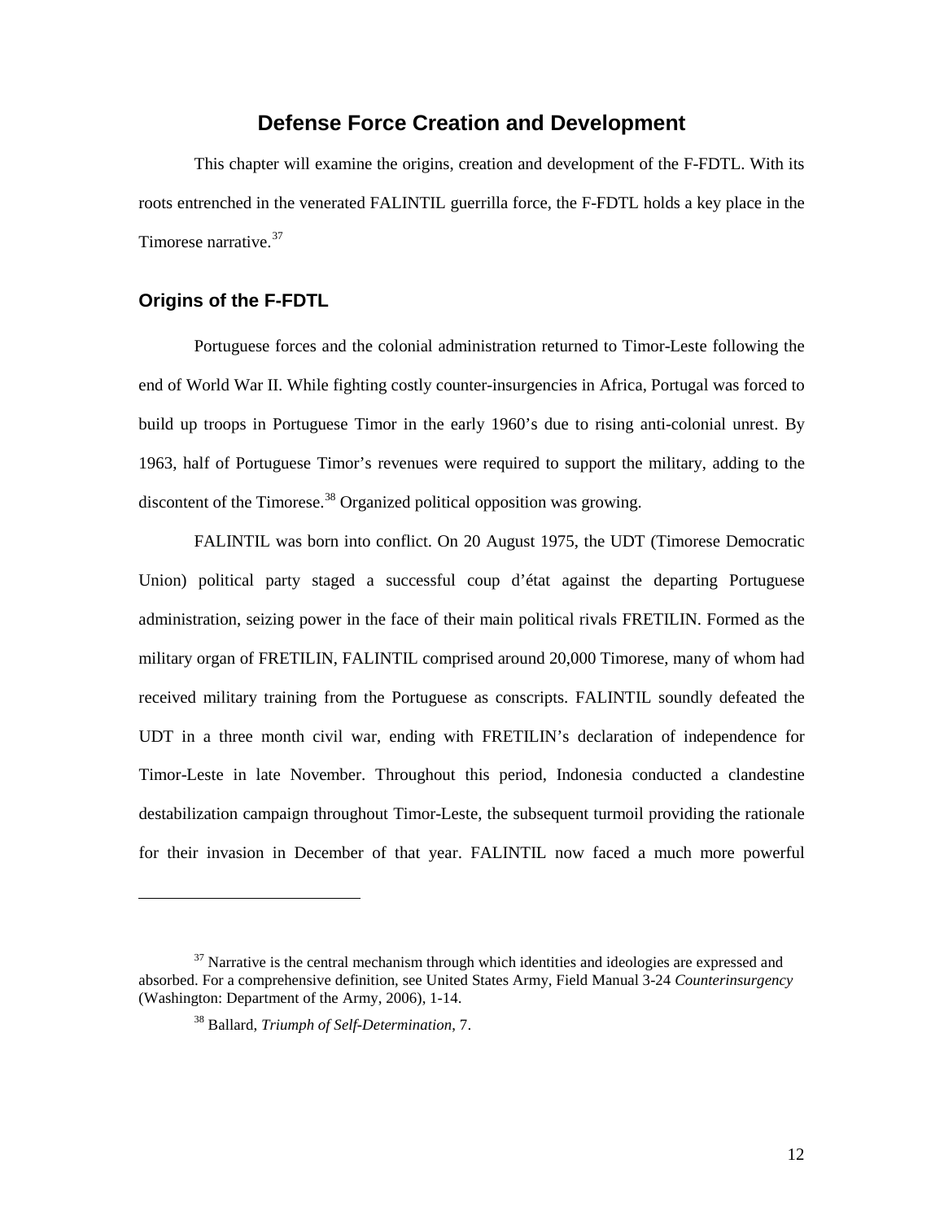## Defense Force Creation and Development

This chapter will examine the origins, creation and development of the F-FDTL. With its roots entrenched in the venerated FALINTIL guerrilla force, the F-FDTL holds a key place in the Timorese narrative.[37]

### Origins of the F-FDTL

Portuguese forces and the colonial administration returned to Timor-Leste following the end of World War II. While fighting costly counter-insurgencies in Africa, Portugal was forced to build up troops in Portuguese Timor in the early 1960's due to rising anti-colonial unrest. By 1963, half of Portuguese Timor's revenues were required to support the military, adding to the discontent of the Timorese.[38] Organized political opposition was growing.

FALINTIL was born into conflict. On 20 August 1975, the UDT (Timorese Democratic Union) political party staged a successful coup d'état against the departing Portuguese administration, seizing power in the face of their main political rivals FRETILIN. Formed as the military organ of FRETILIN, FALINTIL comprised around 20,000 Timorese, many of whom had received military training from the Portuguese as conscripts. FALINTIL soundly defeated the UDT in a three month civil war, ending with FRETILIN's declaration of independence for Timor-Leste in late November. Throughout this period, Indonesia conducted a clandestine destabilization campaign throughout Timor-Leste, the subsequent turmoil providing the rationale for their invasion in December of that year. FALINTIL now faced a much more powerful

---

[37] Narrative is the central mechanism through which identities and ideologies are expressed and absorbed. For a comprehensive definition, see United States Army, Field Manual 3-24 *Counterinsurgency* (Washington: Department of the Army, 2006), 1-14.

[38] Ballard, *Triumph of Self-Determination*, 7.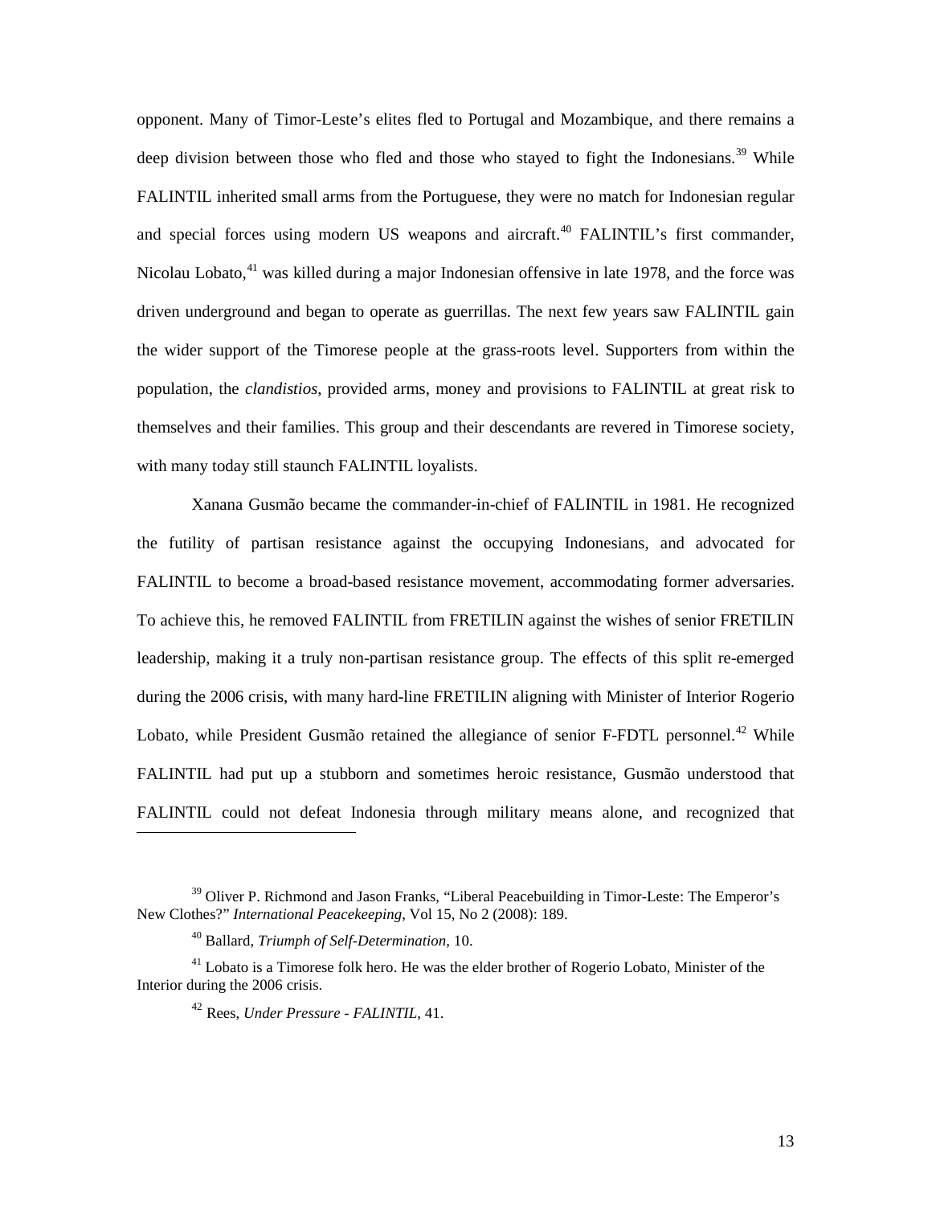opponent. Many of Timor-Leste's elites fled to Portugal and Mozambique, and there remains a deep division between those who fled and those who stayed to fight the Indonesians.[39] While FALINTIL inherited small arms from the Portuguese, they were no match for Indonesian regular and special forces using modern US weapons and aircraft.[40] FALINTIL's first commander, Nicolau Lobato,[41] was killed during a major Indonesian offensive in late 1978, and the force was driven underground and began to operate as guerrillas. The next few years saw FALINTIL gain the wider support of the Timorese people at the grass-roots level. Supporters from within the population, the *clandistios*, provided arms, money and provisions to FALINTIL at great risk to themselves and their families. This group and their descendants are revered in Timorese society, with many today still staunch FALINTIL loyalists.

Xanana Gusmão became the commander-in-chief of FALINTIL in 1981. He recognized the futility of partisan resistance against the occupying Indonesians, and advocated for FALINTIL to become a broad-based resistance movement, accommodating former adversaries. To achieve this, he removed FALINTIL from FRETILIN against the wishes of senior FRETILIN leadership, making it a truly non-partisan resistance group. The effects of this split re-emerged during the 2006 crisis, with many hard-line FRETILIN aligning with Minister of Interior Rogerio Lobato, while President Gusmão retained the allegiance of senior F-FDTL personnel.[42] While FALINTIL had put up a stubborn and sometimes heroic resistance, Gusmão understood that FALINTIL could not defeat Indonesia through military means alone, and recognized that

---

[39] Oliver P. Richmond and Jason Franks, "Liberal Peacebuilding in Timor-Leste: The Emperor's New Clothes?" *International Peacekeeping*, Vol 15, No 2 (2008): 189.

[40] Ballard, *Triumph of Self-Determination*, 10.

[41] Lobato is a Timorese folk hero. He was the elder brother of Rogerio Lobato, Minister of the Interior during the 2006 crisis.

[42] Rees, *Under Pressure - FALINTIL*, 41.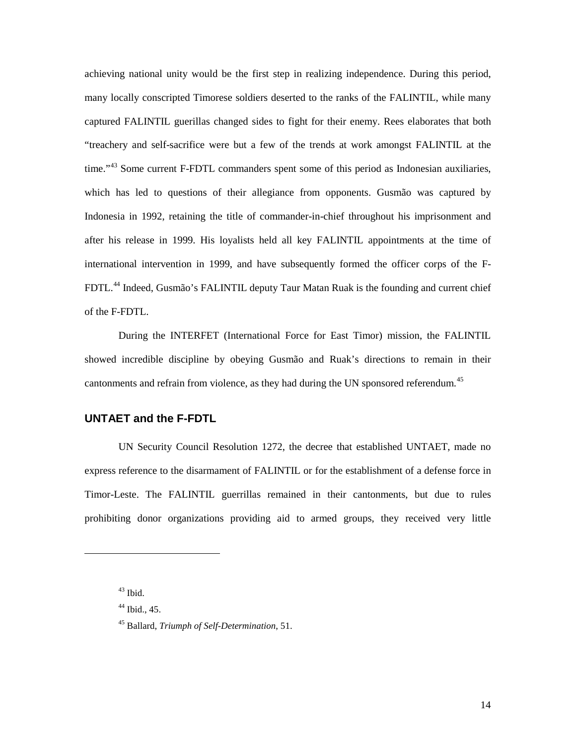achieving national unity would be the first step in realizing independence. During this period, many locally conscripted Timorese soldiers deserted to the ranks of the FALINTIL, while many captured FALINTIL guerillas changed sides to fight for their enemy. Rees elaborates that both "treachery and self-sacrifice were but a few of the trends at work amongst FALINTIL at the time."[43] Some current F-FDTL commanders spent some of this period as Indonesian auxiliaries, which has led to questions of their allegiance from opponents. Gusmão was captured by Indonesia in 1992, retaining the title of commander-in-chief throughout his imprisonment and after his release in 1999. His loyalists held all key FALINTIL appointments at the time of international intervention in 1999, and have subsequently formed the officer corps of the F-FDTL.[44] Indeed, Gusmão's FALINTIL deputy Taur Matan Ruak is the founding and current chief of the F-FDTL.

During the INTERFET (International Force for East Timor) mission, the FALINTIL showed incredible discipline by obeying Gusmão and Ruak's directions to remain in their cantonments and refrain from violence, as they had during the UN sponsored referendum.[45]

## UNTAET and the F-FDTL

UN Security Council Resolution 1272, the decree that established UNTAET, made no express reference to the disarmament of FALINTIL or for the establishment of a defense force in Timor-Leste. The FALINTIL guerillas remained in their cantonments, but due to rules prohibiting donor organizations providing aid to armed groups, they received very little

---

[43] Ibid.

[44] Ibid., 45.

[45] Ballard, *Triumph of Self-Determination*, 51.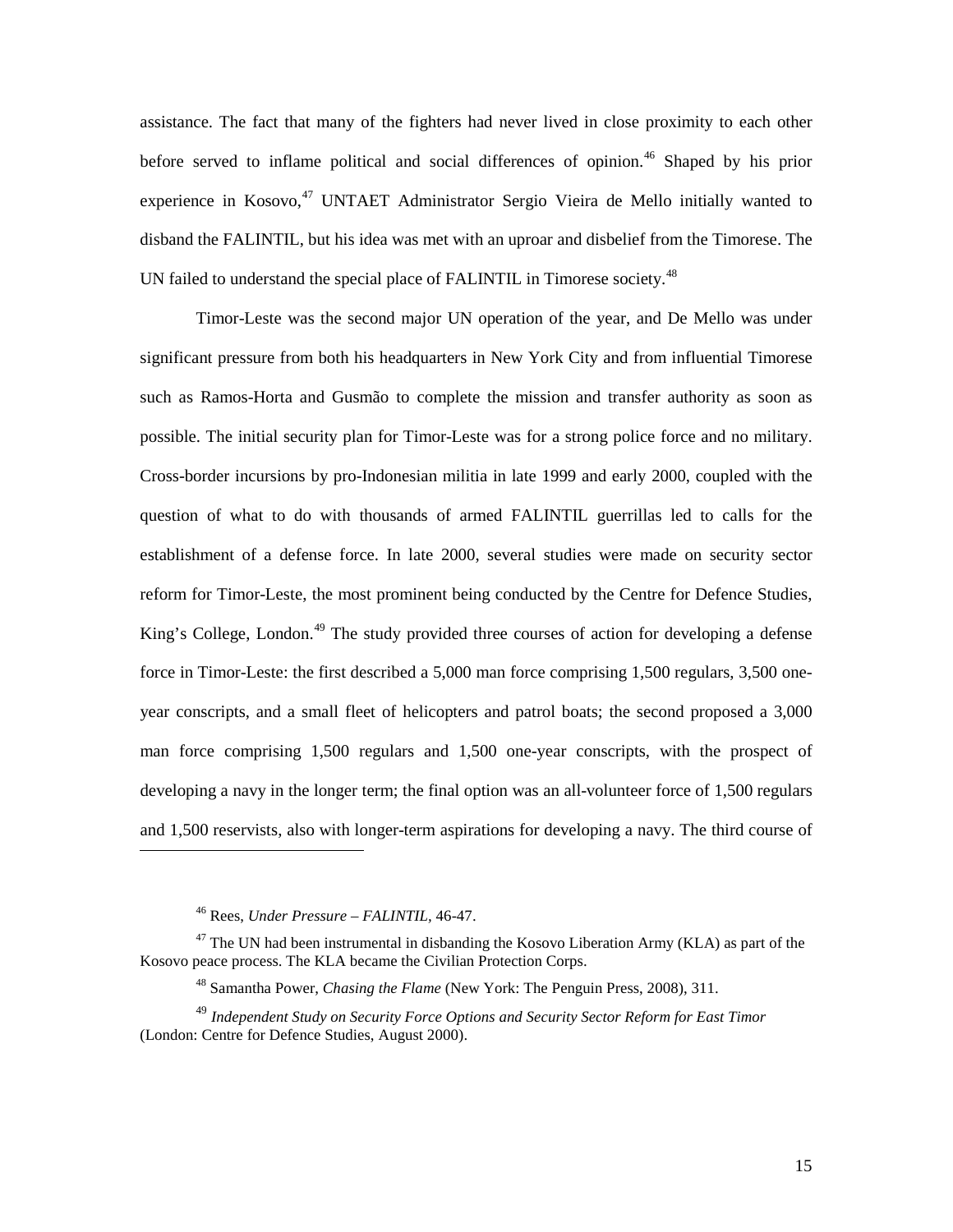assistance. The fact that many of the fighters had never lived in close proximity to each other before served to inflame political and social differences of opinion.[46] Shaped by his prior experience in Kosovo,[47] UNTAET Administrator Sergio Vieira de Mello initially wanted to disband the FALINTIL, but his idea was met with an uproar and disbelief from the Timorese. The UN failed to understand the special place of FALINTIL in Timorese society.[48]

Timor-Leste was the second major UN operation of the year, and De Mello was under significant pressure from both his headquarters in New York City and from influential Timorese such as Ramos-Horta and Gusmão to complete the mission and transfer authority as soon as possible. The initial security plan for Timor-Leste was for a strong police force and no military. Cross-border incursions by pro-Indonesian militia in late 1999 and early 2000, coupled with the question of what to do with thousands of armed FALINTIL guerrillas led to calls for the establishment of a defense force. In late 2000, several studies were made on security sector reform for Timor-Leste, the most prominent being conducted by the Centre for Defence Studies, King's College, London.[49] The study provided three courses of action for developing a defense force in Timor-Leste: the first described a 5,000 man force comprising 1,500 regulars, 3,500 one-year conscripts, and a small fleet of helicopters and patrol boats; the second proposed a 3,000 man force comprising 1,500 regulars and 1,500 one-year conscripts, with the prospect of developing a navy in the longer term; the final option was an all-volunteer force of 1,500 regulars and 1,500 reservists, also with longer-term aspirations for developing a navy. The third course of

---

[46] Rees, *Under Pressure – FALINTIL*, 46-47.

[47] The UN had been instrumental in disbanding the Kosovo Liberation Army (KLA) as part of the Kosovo peace process. The KLA became the Civilian Protection Corps.

[48] Samantha Power, *Chasing the Flame* (New York: The Penguin Press, 2008), 311.

[49] *Independent Study on Security Force Options and Security Sector Reform for East Timor* (London: Centre for Defence Studies, August 2000).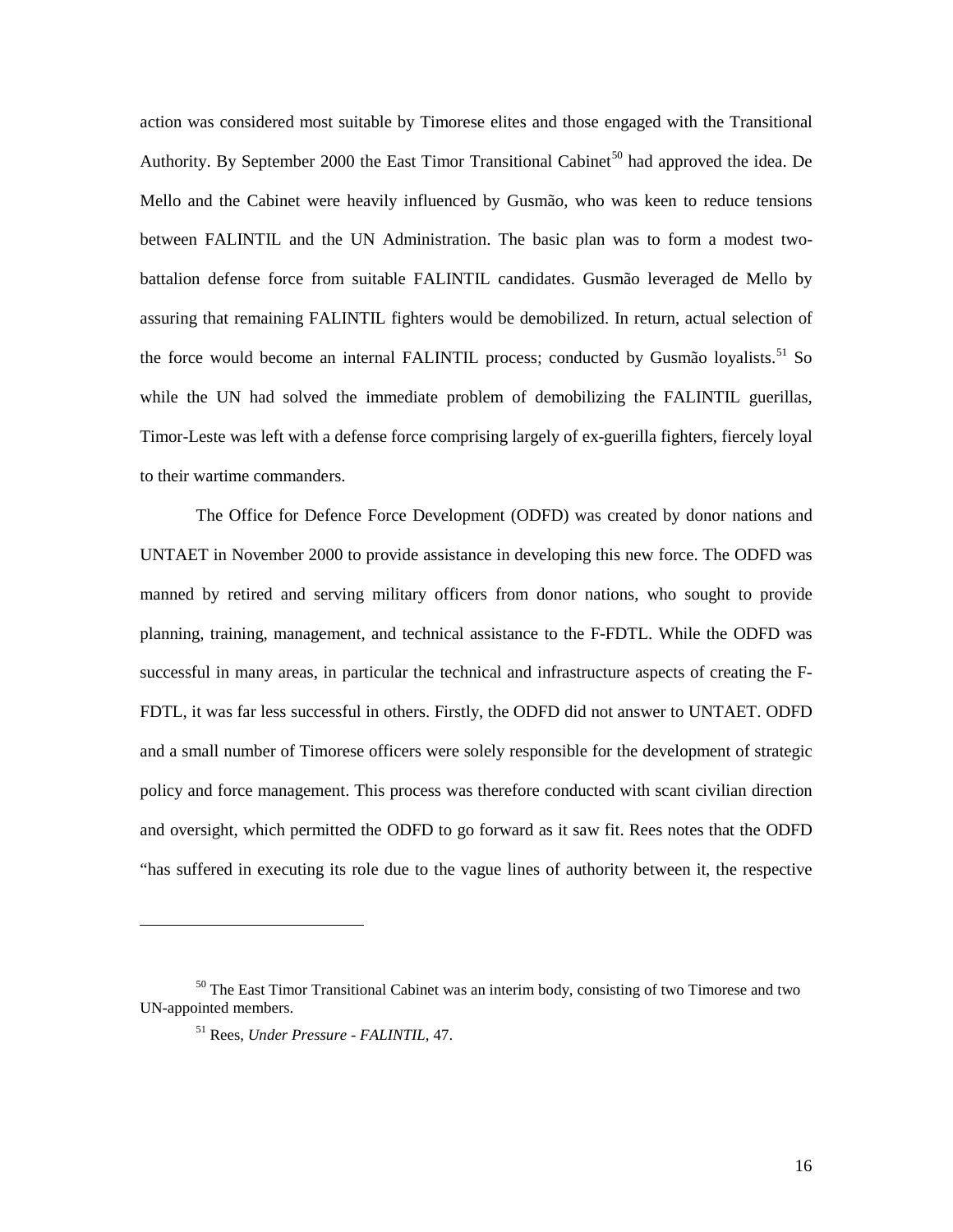action was considered most suitable by Timorese elites and those engaged with the Transitional Authority. By September 2000 the East Timor Transitional Cabinet[50] had approved the idea. De Mello and the Cabinet were heavily influenced by Gusmão, who was keen to reduce tensions between FALINTIL and the UN Administration. The basic plan was to form a modest two-battalion defense force from suitable FALINTIL candidates. Gusmão leveraged de Mello by assuring that remaining FALINTIL fighters would be demobilized. In return, actual selection of the force would become an internal FALINTIL process; conducted by Gusmão loyalists.[51] So while the UN had solved the immediate problem of demobilizing the FALINTIL guerillas, Timor-Leste was left with a defense force comprising largely of ex-guerilla fighters, fiercely loyal to their wartime commanders.

The Office for Defence Force Development (ODFD) was created by donor nations and UNTAET in November 2000 to provide assistance in developing this new force. The ODFD was manned by retired and serving military officers from donor nations, who sought to provide planning, training, management, and technical assistance to the F-FDTL. While the ODFD was successful in many areas, in particular the technical and infrastructure aspects of creating the F-FDTL, it was far less successful in others. Firstly, the ODFD did not answer to UNTAET. ODFD and a small number of Timorese officers were solely responsible for the development of strategic policy and force management. This process was therefore conducted with scant civilian direction and oversight, which permitted the ODFD to go forward as it saw fit. Rees notes that the ODFD "has suffered in executing its role due to the vague lines of authority between it, the respective

---

[50] The East Timor Transitional Cabinet was an interim body, consisting of two Timorese and two UN-appointed members.

[51] Rees, *Under Pressure - FALINTIL*, 47.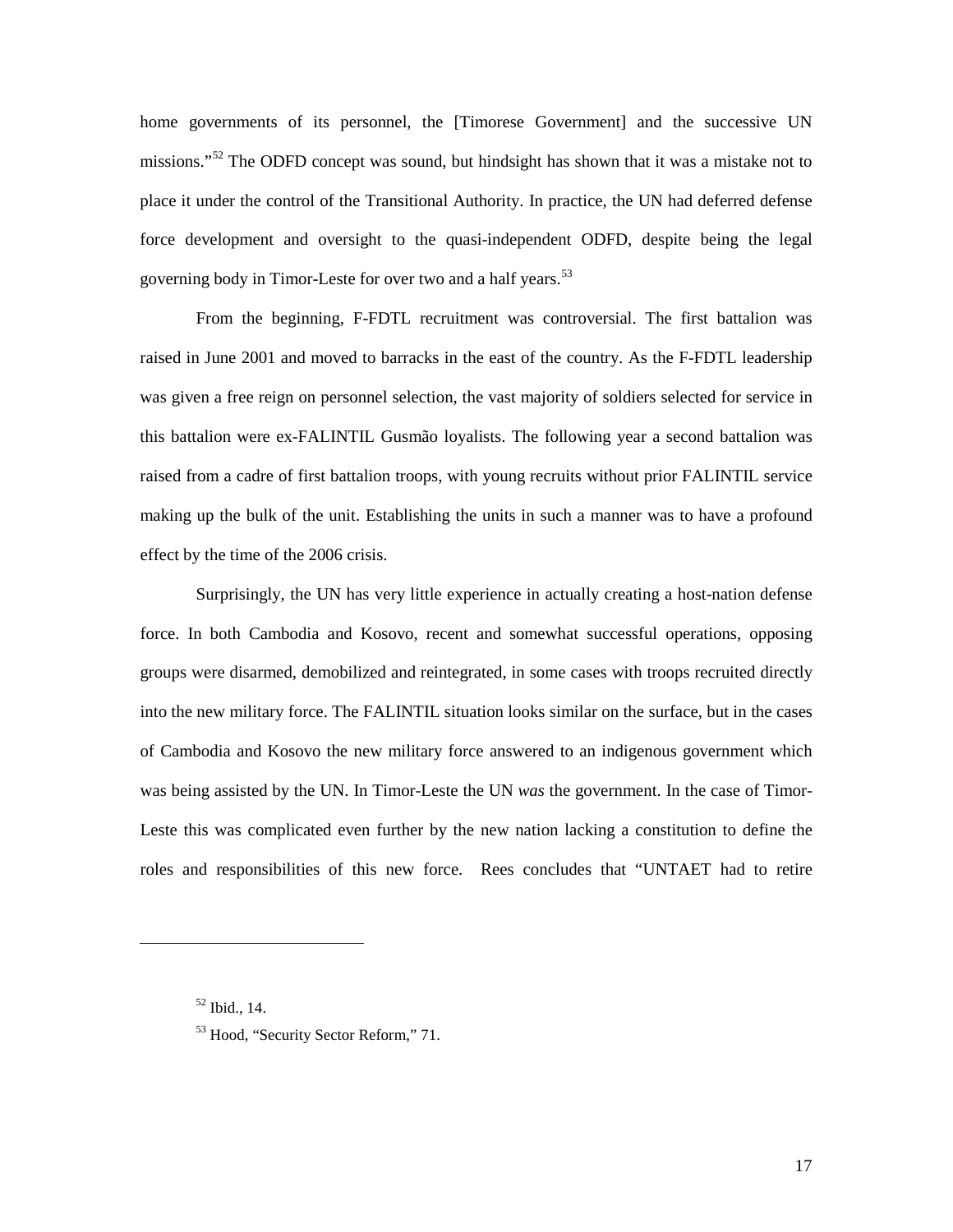home governments of its personnel, the [Timorese Government] and the successive UN missions."[52] The ODFD concept was sound, but hindsight has shown that it was a mistake not to place it under the control of the Transitional Authority. In practice, the UN had deferred defense force development and oversight to the quasi-independent ODFD, despite being the legal governing body in Timor-Leste for over two and a half years.[53]

From the beginning, F-FDTL recruitment was controversial. The first battalion was raised in June 2001 and moved to barracks in the east of the country. As the F-FDTL leadership was given a free reign on personnel selection, the vast majority of soldiers selected for service in this battalion were ex-FALINTIL Gusmão loyalists. The following year a second battalion was raised from a cadre of first battalion troops, with young recruits without prior FALINTIL service making up the bulk of the unit. Establishing the units in such a manner was to have a profound effect by the time of the 2006 crisis.

Surprisingly, the UN has very little experience in actually creating a host-nation defense force. In both Cambodia and Kosovo, recent and somewhat successful operations, opposing groups were disarmed, demobilized and reintegrated, in some cases with troops recruited directly into the new military force. The FALINTIL situation looks similar on the surface, but in the cases of Cambodia and Kosovo the new military force answered to an indigenous government which was being assisted by the UN. In Timor-Leste the UN *was* the government. In the case of Timor-Leste this was complicated even further by the new nation lacking a constitution to define the roles and responsibilities of this new force. Rees concludes that "UNTAET had to retire

---

[52] Ibid., 14.

[53] Hood, "Security Sector Reform," 71.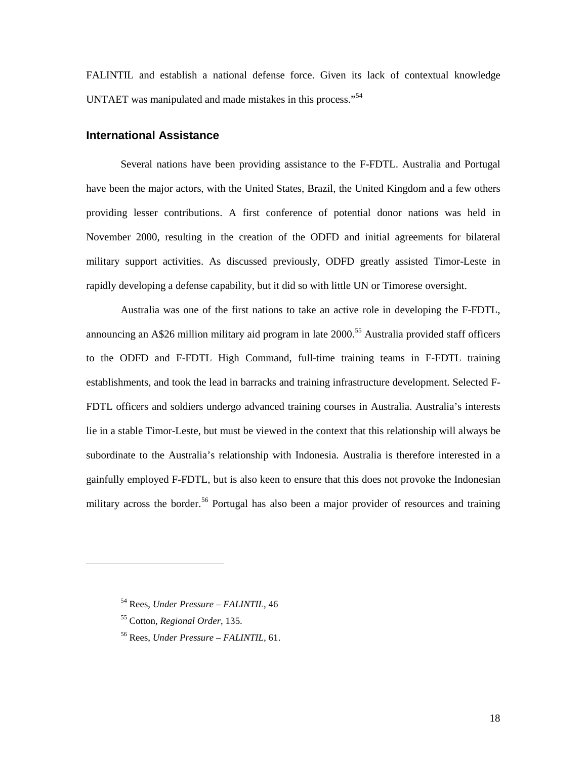FALINTIL and establish a national defense force. Given its lack of contextual knowledge UNTAET was manipulated and made mistakes in this process."[54]

## International Assistance

Several nations have been providing assistance to the F-FDTL. Australia and Portugal have been the major actors, with the United States, Brazil, the United Kingdom and a few others providing lesser contributions. A first conference of potential donor nations was held in November 2000, resulting in the creation of the ODFD and initial agreements for bilateral military support activities. As discussed previously, ODFD greatly assisted Timor-Leste in rapidly developing a defense capability, but it did so with little UN or Timorese oversight.

Australia was one of the first nations to take an active role in developing the F-FDTL, announcing an A$26 million military aid program in late 2000.[55] Australia provided staff officers to the ODFD and F-FDTL High Command, full-time training teams in F-FDTL training establishments, and took the lead in barracks and training infrastructure development. Selected F-FDTL officers and soldiers undergo advanced training courses in Australia. Australia's interests lie in a stable Timor-Leste, but must be viewed in the context that this relationship will always be subordinate to the Australia's relationship with Indonesia. Australia is therefore interested in a gainfully employed F-FDTL, but is also keen to ensure that this does not provoke the Indonesian military across the border.[56] Portugal has also been a major provider of resources and training

---

[54] Rees, *Under Pressure – FALINTIL,* 46

[55] Cotton, *Regional Order*, 135.

[56] Rees, *Under Pressure – FALINTIL,* 61.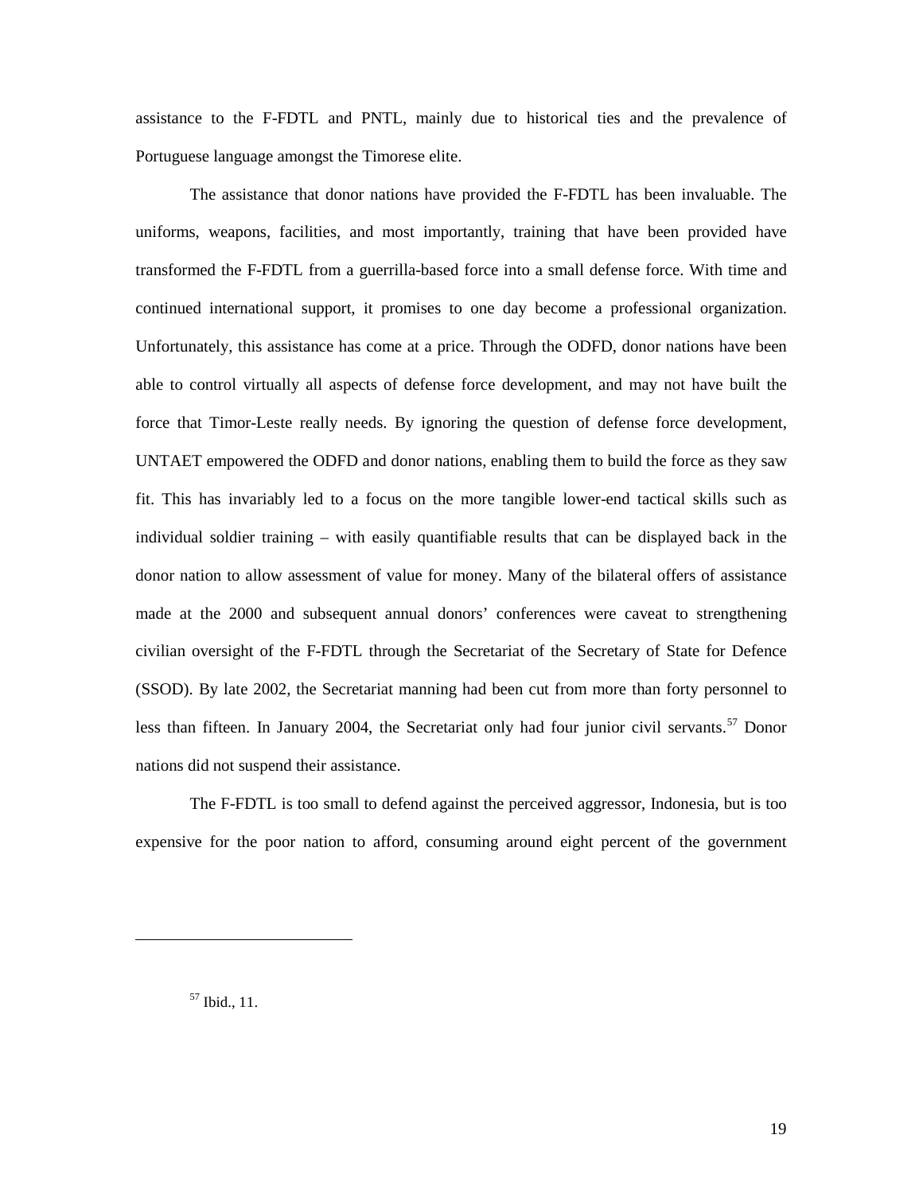assistance to the F-FDTL and PNTL, mainly due to historical ties and the prevalence of Portuguese language amongst the Timorese elite.

The assistance that donor nations have provided the F-FDTL has been invaluable. The uniforms, weapons, facilities, and most importantly, training that have been provided have transformed the F-FDTL from a guerrilla-based force into a small defense force. With time and continued international support, it promises to one day become a professional organization. Unfortunately, this assistance has come at a price. Through the ODFD, donor nations have been able to control virtually all aspects of defense force development, and may not have built the force that Timor-Leste really needs. By ignoring the question of defense force development, UNTAET empowered the ODFD and donor nations, enabling them to build the force as they saw fit. This has invariably led to a focus on the more tangible lower-end tactical skills such as individual soldier training – with easily quantifiable results that can be displayed back in the donor nation to allow assessment of value for money. Many of the bilateral offers of assistance made at the 2000 and subsequent annual donors' conferences were caveat to strengthening civilian oversight of the F-FDTL through the Secretariat of the Secretary of State for Defence (SSOD). By late 2002, the Secretariat manning had been cut from more than forty personnel to less than fifteen. In January 2004, the Secretariat only had four junior civil servants.[57] Donor nations did not suspend their assistance.

The F-FDTL is too small to defend against the perceived aggressor, Indonesia, but is too expensive for the poor nation to afford, consuming around eight percent of the government

[57] Ibid., 11.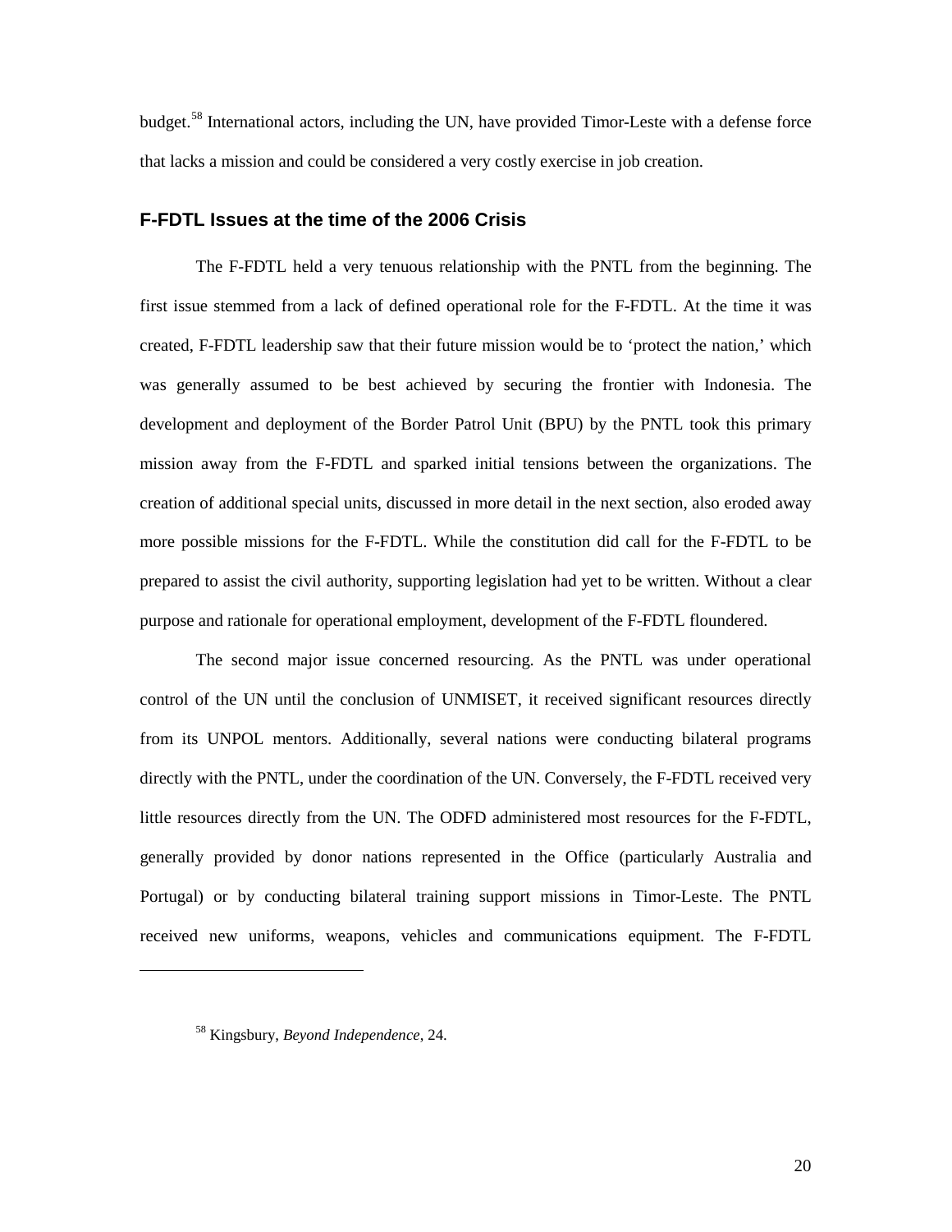budget.[58] International actors, including the UN, have provided Timor-Leste with a defense force that lacks a mission and could be considered a very costly exercise in job creation.

## F-FDTL Issues at the time of the 2006 Crisis

The F-FDTL held a very tenuous relationship with the PNTL from the beginning. The first issue stemmed from a lack of defined operational role for the F-FDTL. At the time it was created, F-FDTL leadership saw that their future mission would be to 'protect the nation,' which was generally assumed to be best achieved by securing the frontier with Indonesia. The development and deployment of the Border Patrol Unit (BPU) by the PNTL took this primary mission away from the F-FDTL and sparked initial tensions between the organizations. The creation of additional special units, discussed in more detail in the next section, also eroded away more possible missions for the F-FDTL. While the constitution did call for the F-FDTL to be prepared to assist the civil authority, supporting legislation had yet to be written. Without a clear purpose and rationale for operational employment, development of the F-FDTL floundered.

The second major issue concerned resourcing. As the PNTL was under operational control of the UN until the conclusion of UNMISET, it received significant resources directly from its UNPOL mentors. Additionally, several nations were conducting bilateral programs directly with the PNTL, under the coordination of the UN. Conversely, the F-FDTL received very little resources directly from the UN. The ODFD administered most resources for the F-FDTL, generally provided by donor nations represented in the Office (particularly Australia and Portugal) or by conducting bilateral training support missions in Timor-Leste. The PNTL received new uniforms, weapons, vehicles and communications equipment. The F-FDTL

---

[58] Kingsbury, *Beyond Independence*, 24.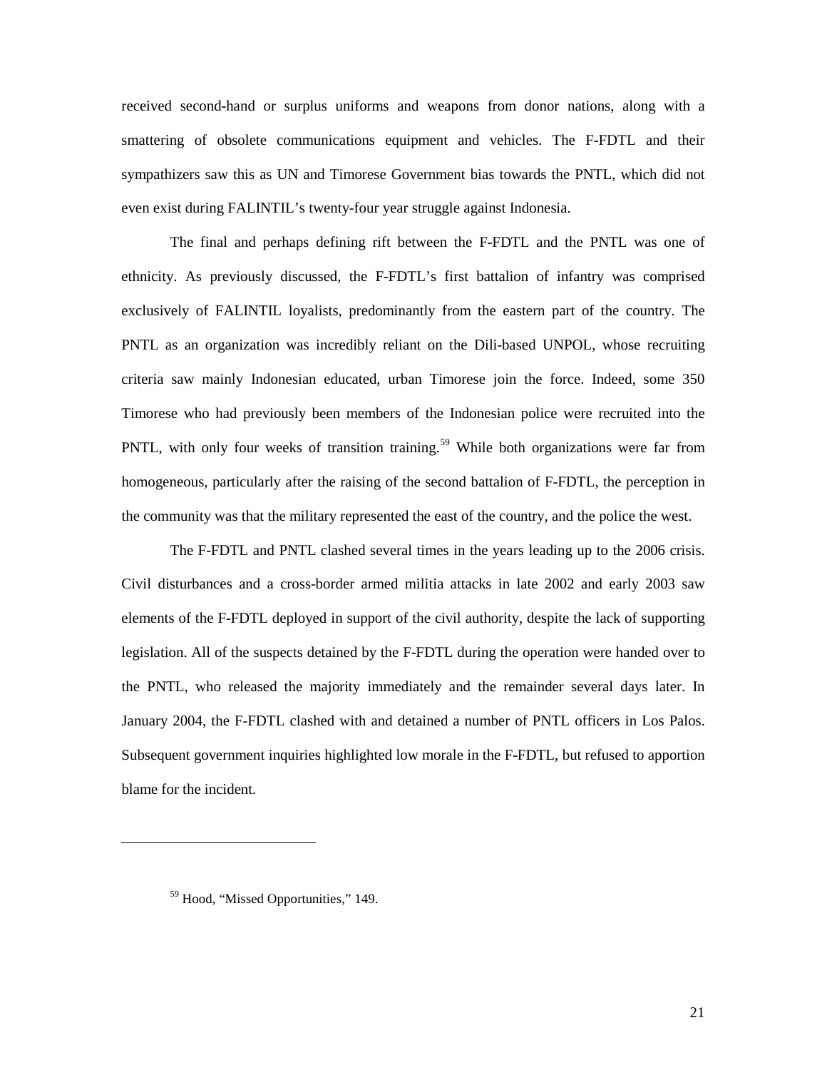received second-hand or surplus uniforms and weapons from donor nations, along with a smattering of obsolete communications equipment and vehicles. The F-FDTL and their sympathizers saw this as UN and Timorese Government bias towards the PNTL, which did not even exist during FALINTIL's twenty-four year struggle against Indonesia.

The final and perhaps defining rift between the F-FDTL and the PNTL was one of ethnicity. As previously discussed, the F-FDTL's first battalion of infantry was comprised exclusively of FALINTIL loyalists, predominantly from the eastern part of the country. The PNTL as an organization was incredibly reliant on the Dili-based UNPOL, whose recruiting criteria saw mainly Indonesian educated, urban Timorese join the force. Indeed, some 350 Timorese who had previously been members of the Indonesian police were recruited into the PNTL, with only four weeks of transition training.[59] While both organizations were far from homogeneous, particularly after the raising of the second battalion of F-FDTL, the perception in the community was that the military represented the east of the country, and the police the west.

The F-FDTL and PNTL clashed several times in the years leading up to the 2006 crisis. Civil disturbances and a cross-border armed militia attacks in late 2002 and early 2003 saw elements of the F-FDTL deployed in support of the civil authority, despite the lack of supporting legislation. All of the suspects detained by the F-FDTL during the operation were handed over to the PNTL, who released the majority immediately and the remainder several days later. In January 2004, the F-FDTL clashed with and detained a number of PNTL officers in Los Palos. Subsequent government inquiries highlighted low morale in the F-FDTL, but refused to apportion blame for the incident.

---

[59] Hood, "Missed Opportunities," 149.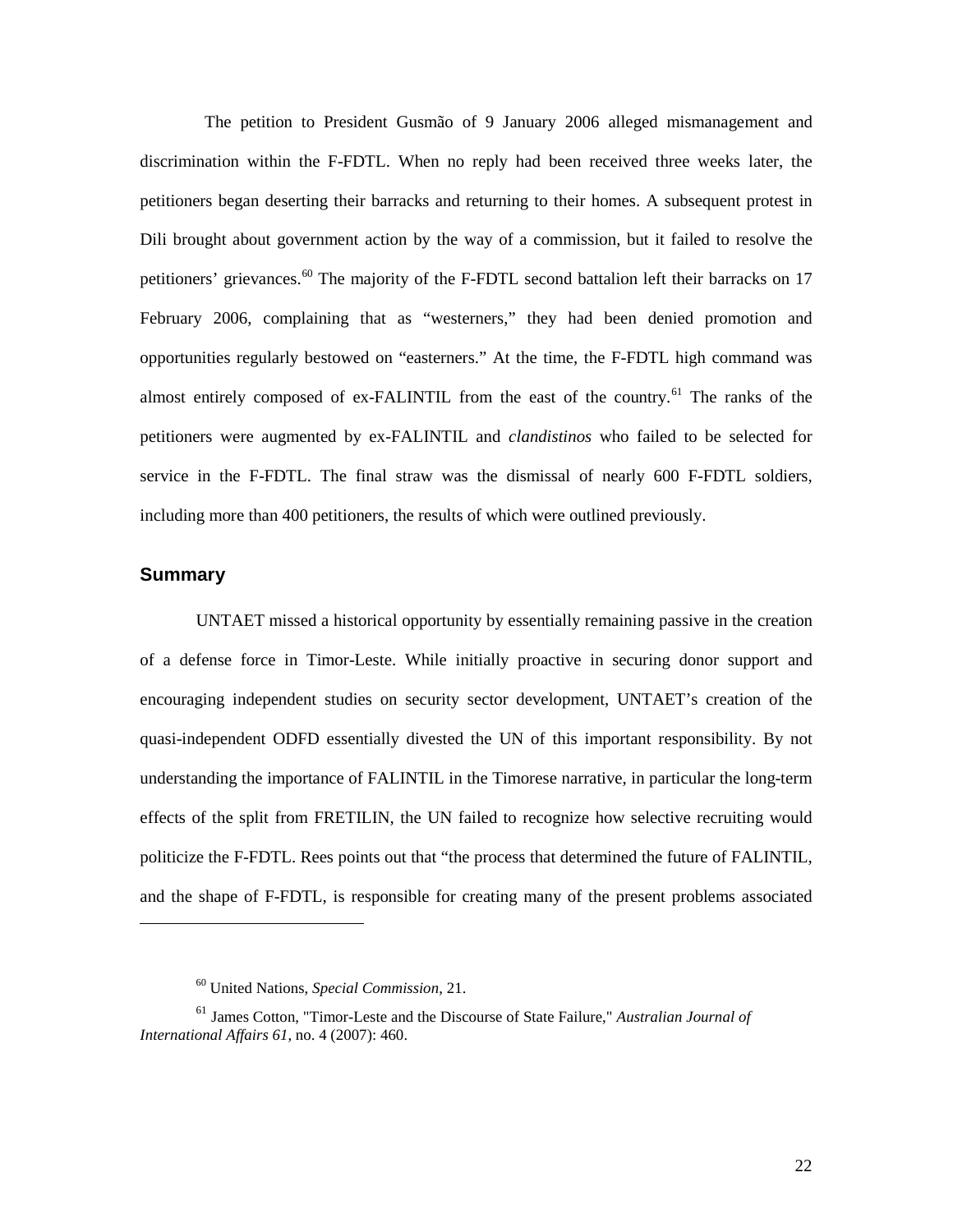The petition to President Gusmão of 9 January 2006 alleged mismanagement and discrimination within the F-FDTL. When no reply had been received three weeks later, the petitioners began deserting their barracks and returning to their homes. A subsequent protest in Dili brought about government action by the way of a commission, but it failed to resolve the petitioners' grievances.[60] The majority of the F-FDTL second battalion left their barracks on 17 February 2006, complaining that as "westerners," they had been denied promotion and opportunities regularly bestowed on "easterners." At the time, the F-FDTL high command was almost entirely composed of ex-FALINTIL from the east of the country.[61] The ranks of the petitioners were augmented by ex-FALINTIL and *clandistinos* who failed to be selected for service in the F-FDTL. The final straw was the dismissal of nearly 600 F-FDTL soldiers, including more than 400 petitioners, the results of which were outlined previously.

## Summary

UNTAET missed a historical opportunity by essentially remaining passive in the creation of a defense force in Timor-Leste. While initially proactive in securing donor support and encouraging independent studies on security sector development, UNTAET's creation of the quasi-independent ODFD essentially divested the UN of this important responsibility. By not understanding the importance of FALINTIL in the Timorese narrative, in particular the long-term effects of the split from FRETILIN, the UN failed to recognize how selective recruiting would politicize the F-FDTL. Rees points out that "the process that determined the future of FALINTIL, and the shape of F-FDTL, is responsible for creating many of the present problems associated

---

[60] United Nations, *Special Commission*, 21.

[61] James Cotton, "Timor-Leste and the Discourse of State Failure," *Australian Journal of International Affairs 61*, no. 4 (2007): 460.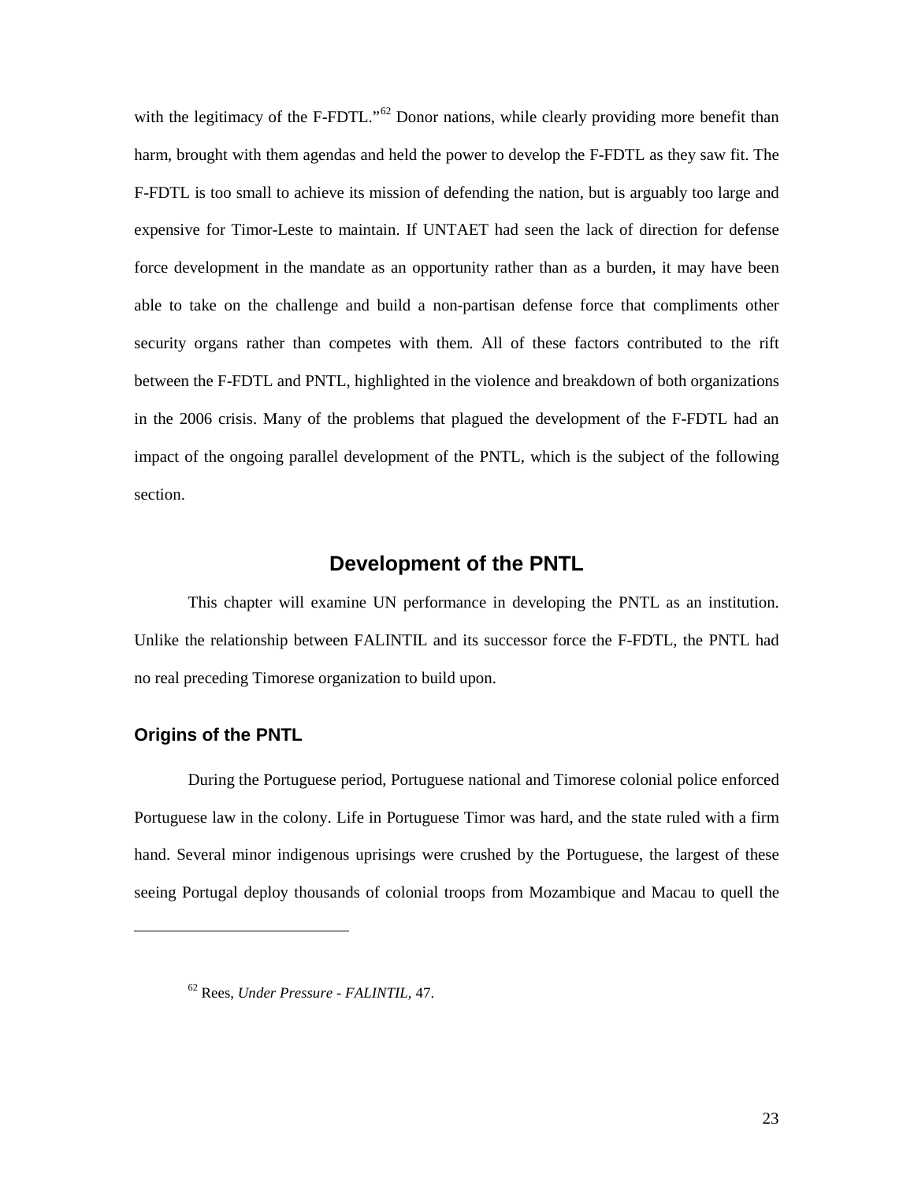with the legitimacy of the F-FDTL."[62] Donor nations, while clearly providing more benefit than harm, brought with them agendas and held the power to develop the F-FDTL as they saw fit. The F-FDTL is too small to achieve its mission of defending the nation, but is arguably too large and expensive for Timor-Leste to maintain. If UNTAET had seen the lack of direction for defense force development in the mandate as an opportunity rather than as a burden, it may have been able to take on the challenge and build a non-partisan defense force that compliments other security organs rather than competes with them. All of these factors contributed to the rift between the F-FDTL and PNTL, highlighted in the violence and breakdown of both organizations in the 2006 crisis. Many of the problems that plagued the development of the F-FDTL had an impact of the ongoing parallel development of the PNTL, which is the subject of the following section.

## Development of the PNTL

This chapter will examine UN performance in developing the PNTL as an institution. Unlike the relationship between FALINTIL and its successor force the F-FDTL, the PNTL had no real preceding Timorese organization to build upon.

### Origins of the PNTL

During the Portuguese period, Portuguese national and Timorese colonial police enforced Portuguese law in the colony. Life in Portuguese Timor was hard, and the state ruled with a firm hand. Several minor indigenous uprisings were crushed by the Portuguese, the largest of these seeing Portugal deploy thousands of colonial troops from Mozambique and Macau to quell the

---

[62] Rees, *Under Pressure - FALINTIL*, 47.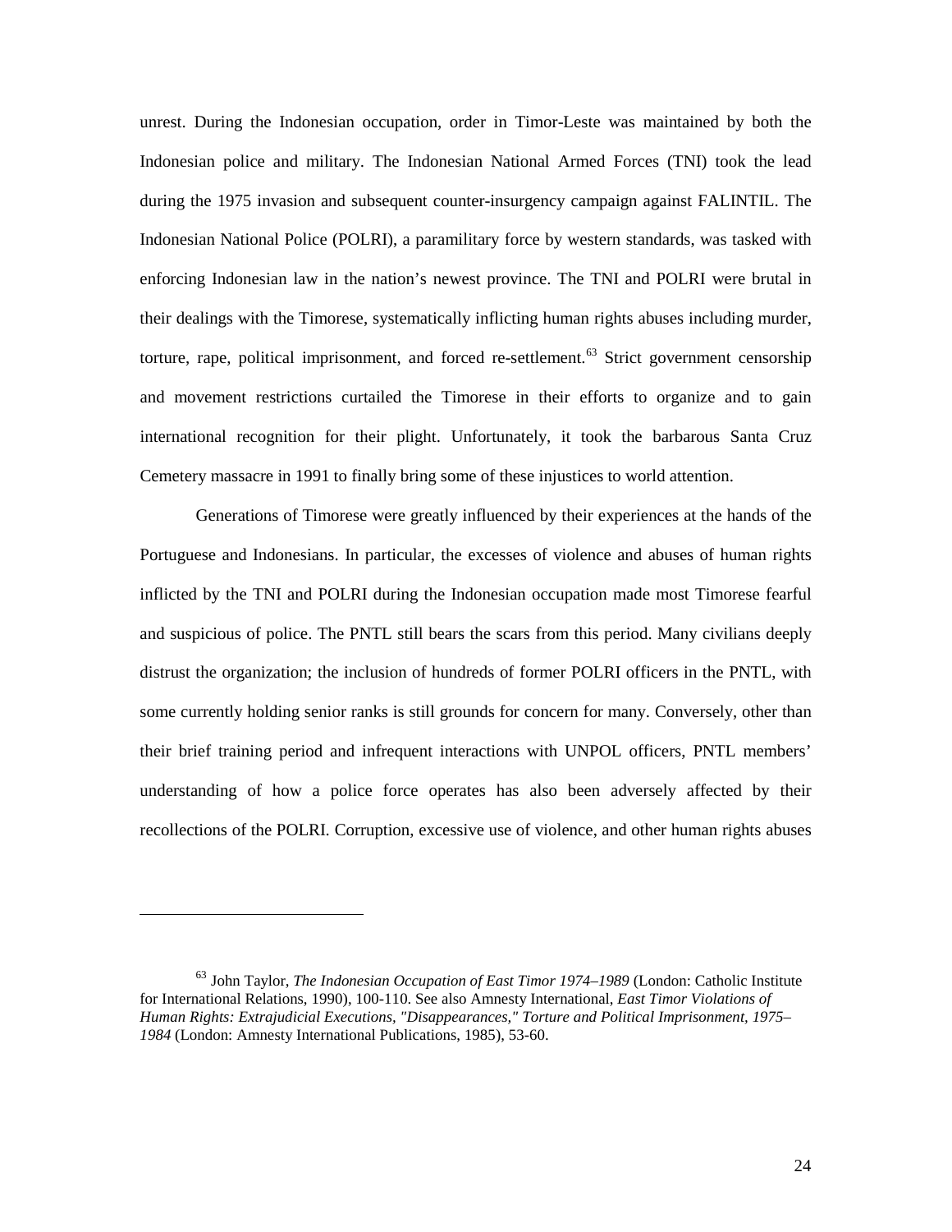unrest. During the Indonesian occupation, order in Timor-Leste was maintained by both the Indonesian police and military. The Indonesian National Armed Forces (TNI) took the lead during the 1975 invasion and subsequent counter-insurgency campaign against FALINTIL. The Indonesian National Police (POLRI), a paramilitary force by western standards, was tasked with enforcing Indonesian law in the nation's newest province. The TNI and POLRI were brutal in their dealings with the Timorese, systematically inflicting human rights abuses including murder, torture, rape, political imprisonment, and forced re-settlement.[63] Strict government censorship and movement restrictions curtailed the Timorese in their efforts to organize and to gain international recognition for their plight. Unfortunately, it took the barbarous Santa Cruz Cemetery massacre in 1991 to finally bring some of these injustices to world attention.

Generations of Timorese were greatly influenced by their experiences at the hands of the Portuguese and Indonesians. In particular, the excesses of violence and abuses of human rights inflicted by the TNI and POLRI during the Indonesian occupation made most Timorese fearful and suspicious of police. The PNTL still bears the scars from this period. Many civilians deeply distrust the organization; the inclusion of hundreds of former POLRI officers in the PNTL, with some currently holding senior ranks is still grounds for concern for many. Conversely, other than their brief training period and infrequent interactions with UNPOL officers, PNTL members' understanding of how a police force operates has also been adversely affected by their recollections of the POLRI. Corruption, excessive use of violence, and other human rights abuses

---

[63] John Taylor, *The Indonesian Occupation of East Timor 1974–1989* (London: Catholic Institute for International Relations, 1990), 100-110. See also Amnesty International, *East Timor Violations of Human Rights: Extrajudicial Executions, "Disappearances," Torture and Political Imprisonment, 1975–1984* (London: Amnesty International Publications, 1985), 53-60.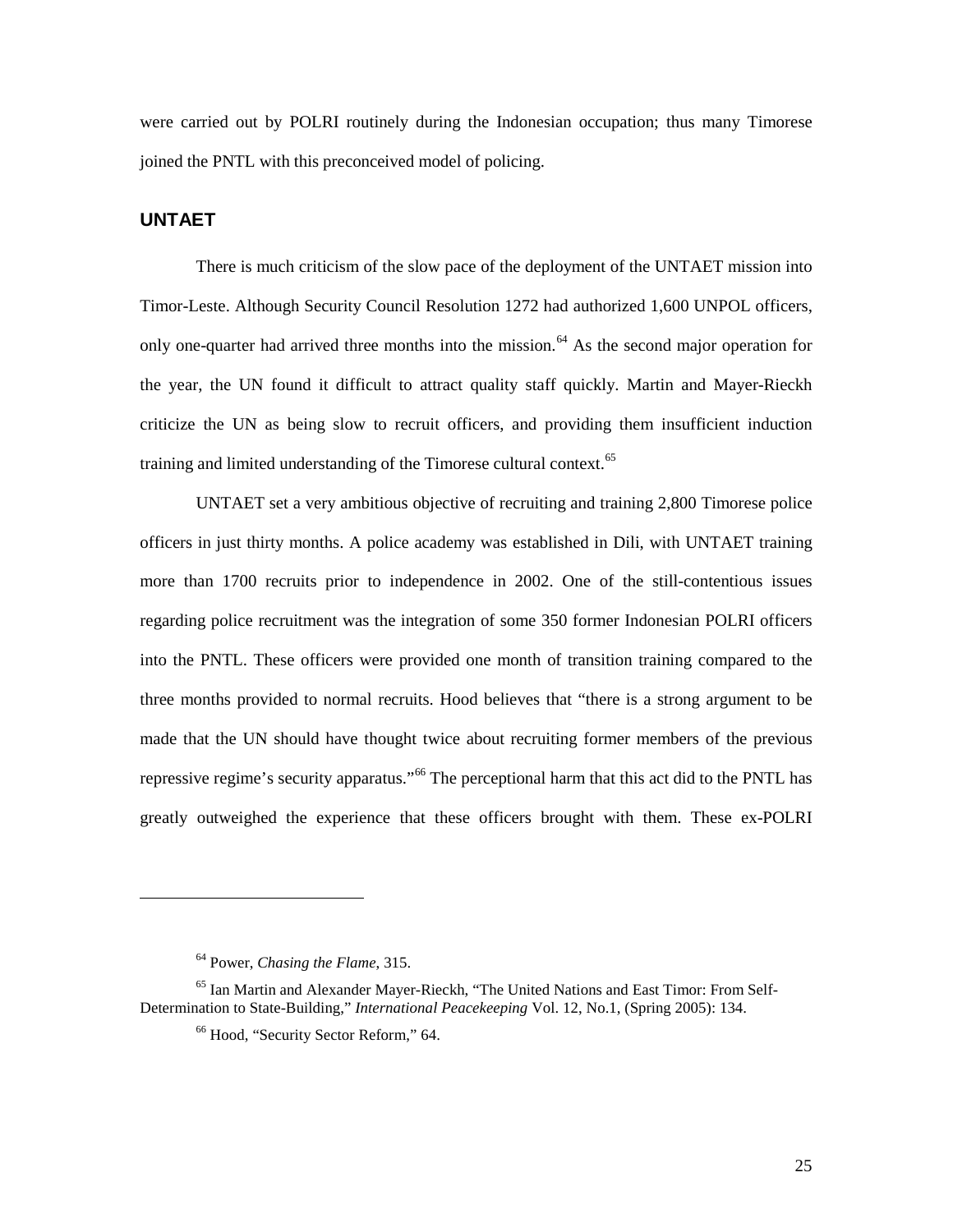were carried out by POLRI routinely during the Indonesian occupation; thus many Timorese joined the PNTL with this preconceived model of policing.

## UNTAET

There is much criticism of the slow pace of the deployment of the UNTAET mission into Timor-Leste. Although Security Council Resolution 1272 had authorized 1,600 UNPOL officers, only one-quarter had arrived three months into the mission.[64] As the second major operation for the year, the UN found it difficult to attract quality staff quickly. Martin and Mayer-Rieckh criticize the UN as being slow to recruit officers, and providing them insufficient induction training and limited understanding of the Timorese cultural context.[65]

UNTAET set a very ambitious objective of recruiting and training 2,800 Timorese police officers in just thirty months. A police academy was established in Dili, with UNTAET training more than 1700 recruits prior to independence in 2002. One of the still-contentious issues regarding police recruitment was the integration of some 350 former Indonesian POLRI officers into the PNTL. These officers were provided one month of transition training compared to the three months provided to normal recruits. Hood believes that "there is a strong argument to be made that the UN should have thought twice about recruiting former members of the previous repressive regime's security apparatus."[66] The perceptional harm that this act did to the PNTL has greatly outweighed the experience that these officers brought with them. These ex-POLRI

---

[64] Power, *Chasing the Flame*, 315.

[65] Ian Martin and Alexander Mayer-Rieckh, "The United Nations and East Timor: From Self-Determination to State-Building," *International Peacekeeping* Vol. 12, No.1, (Spring 2005): 134.

[66] Hood, "Security Sector Reform," 64.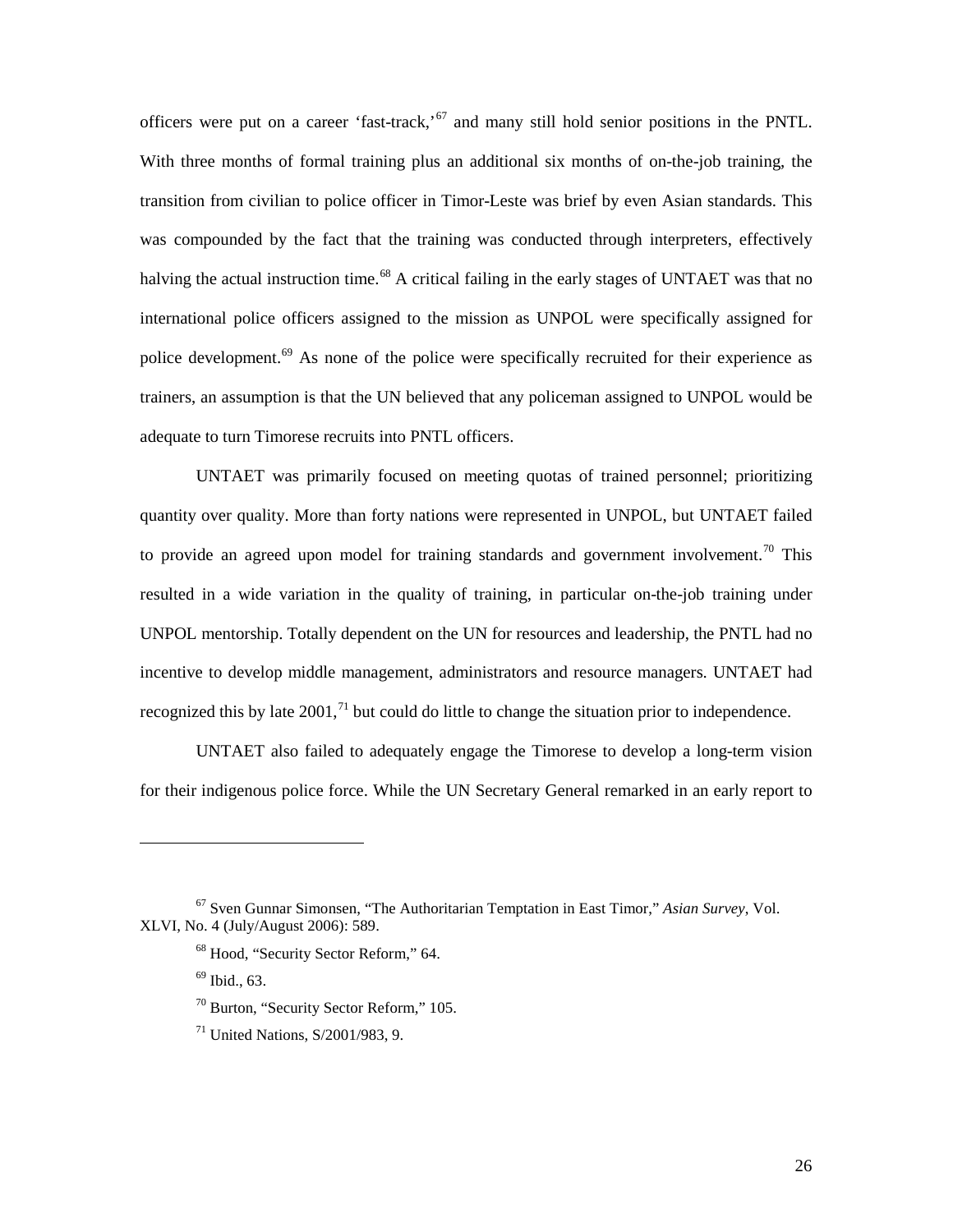officers were put on a career 'fast-track,'[67] and many still hold senior positions in the PNTL. With three months of formal training plus an additional six months of on-the-job training, the transition from civilian to police officer in Timor-Leste was brief by even Asian standards. This was compounded by the fact that the training was conducted through interpreters, effectively halving the actual instruction time.[68] A critical failing in the early stages of UNTAET was that no international police officers assigned to the mission as UNPOL were specifically assigned for police development.[69] As none of the police were specifically recruited for their experience as trainers, an assumption is that the UN believed that any policeman assigned to UNPOL would be adequate to turn Timorese recruits into PNTL officers.

UNTAET was primarily focused on meeting quotas of trained personnel; prioritizing quantity over quality. More than forty nations were represented in UNPOL, but UNTAET failed to provide an agreed upon model for training standards and government involvement.[70] This resulted in a wide variation in the quality of training, in particular on-the-job training under UNPOL mentorship. Totally dependent on the UN for resources and leadership, the PNTL had no incentive to develop middle management, administrators and resource managers. UNTAET had recognized this by late 2001,[71] but could do little to change the situation prior to independence.

UNTAET also failed to adequately engage the Timorese to develop a long-term vision for their indigenous police force. While the UN Secretary General remarked in an early report to

---

[67] Sven Gunnar Simonsen, "The Authoritarian Temptation in East Timor," *Asian Survey*, Vol. XLVI, No. 4 (July/August 2006): 589.

[68] Hood, "Security Sector Reform," 64.

[69] Ibid., 63.

[70] Burton, "Security Sector Reform," 105.

[71] United Nations, S/2001/983, 9.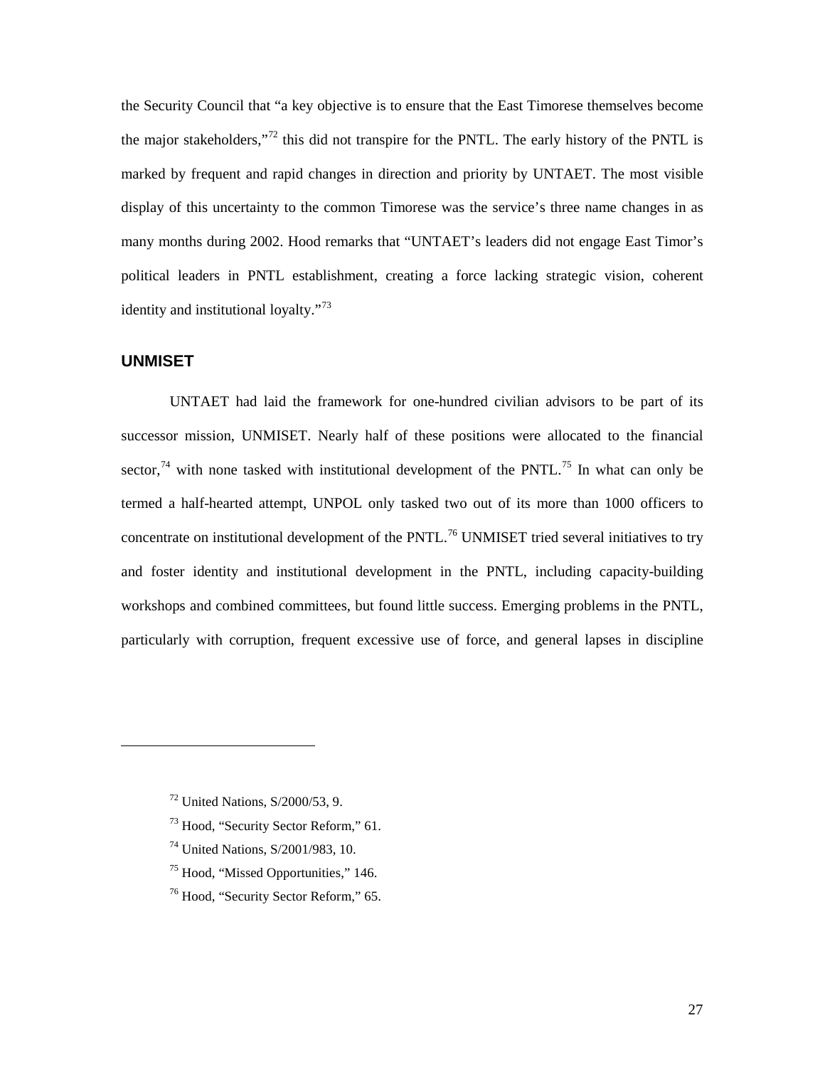the Security Council that "a key objective is to ensure that the East Timorese themselves become the major stakeholders,"[72] this did not transpire for the PNTL. The early history of the PNTL is marked by frequent and rapid changes in direction and priority by UNTAET. The most visible display of this uncertainty to the common Timorese was the service's three name changes in as many months during 2002. Hood remarks that "UNTAET's leaders did not engage East Timor's political leaders in PNTL establishment, creating a force lacking strategic vision, coherent identity and institutional loyalty."[73]

### UNMISET

UNTAET had laid the framework for one-hundred civilian advisors to be part of its successor mission, UNMISET. Nearly half of these positions were allocated to the financial sector,[74] with none tasked with institutional development of the PNTL.[75] In what can only be termed a half-hearted attempt, UNPOL only tasked two out of its more than 1000 officers to concentrate on institutional development of the PNTL.[76] UNMISET tried several initiatives to try and foster identity and institutional development in the PNTL, including capacity-building workshops and combined committees, but found little success. Emerging problems in the PNTL, particularly with corruption, frequent excessive use of force, and general lapses in discipline

---

[72] United Nations, S/2000/53, 9.

[73] Hood, "Security Sector Reform," 61.

[74] United Nations, S/2001/983, 10.

[75] Hood, "Missed Opportunities," 146.

[76] Hood, "Security Sector Reform," 65.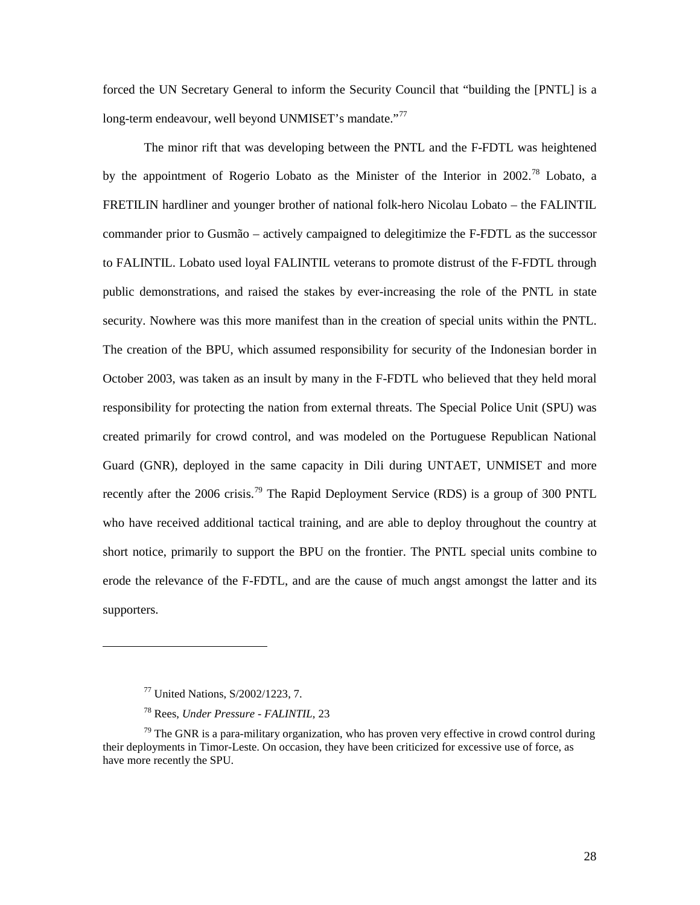forced the UN Secretary General to inform the Security Council that "building the [PNTL] is a long-term endeavour, well beyond UNMISET's mandate."[77]

The minor rift that was developing between the PNTL and the F-FDTL was heightened by the appointment of Rogerio Lobato as the Minister of the Interior in 2002.[78] Lobato, a FRETILIN hardliner and younger brother of national folk-hero Nicolau Lobato – the FALINTIL commander prior to Gusmão – actively campaigned to delegitimize the F-FDTL as the successor to FALINTIL. Lobato used loyal FALINTIL veterans to promote distrust of the F-FDTL through public demonstrations, and raised the stakes by ever-increasing the role of the PNTL in state security. Nowhere was this more manifest than in the creation of special units within the PNTL. The creation of the BPU, which assumed responsibility for security of the Indonesian border in October 2003, was taken as an insult by many in the F-FDTL who believed that they held moral responsibility for protecting the nation from external threats. The Special Police Unit (SPU) was created primarily for crowd control, and was modeled on the Portuguese Republican National Guard (GNR), deployed in the same capacity in Dili during UNTAET, UNMISET and more recently after the 2006 crisis.[79] The Rapid Deployment Service (RDS) is a group of 300 PNTL who have received additional tactical training, and are able to deploy throughout the country at short notice, primarily to support the BPU on the frontier. The PNTL special units combine to erode the relevance of the F-FDTL, and are the cause of much angst amongst the latter and its supporters.

---

[77] United Nations, S/2002/1223, 7.

[78] Rees, *Under Pressure - FALINTIL*, 23

[79] The GNR is a para-military organization, who has proven very effective in crowd control during their deployments in Timor-Leste. On occasion, they have been criticized for excessive use of force, as have more recently the SPU.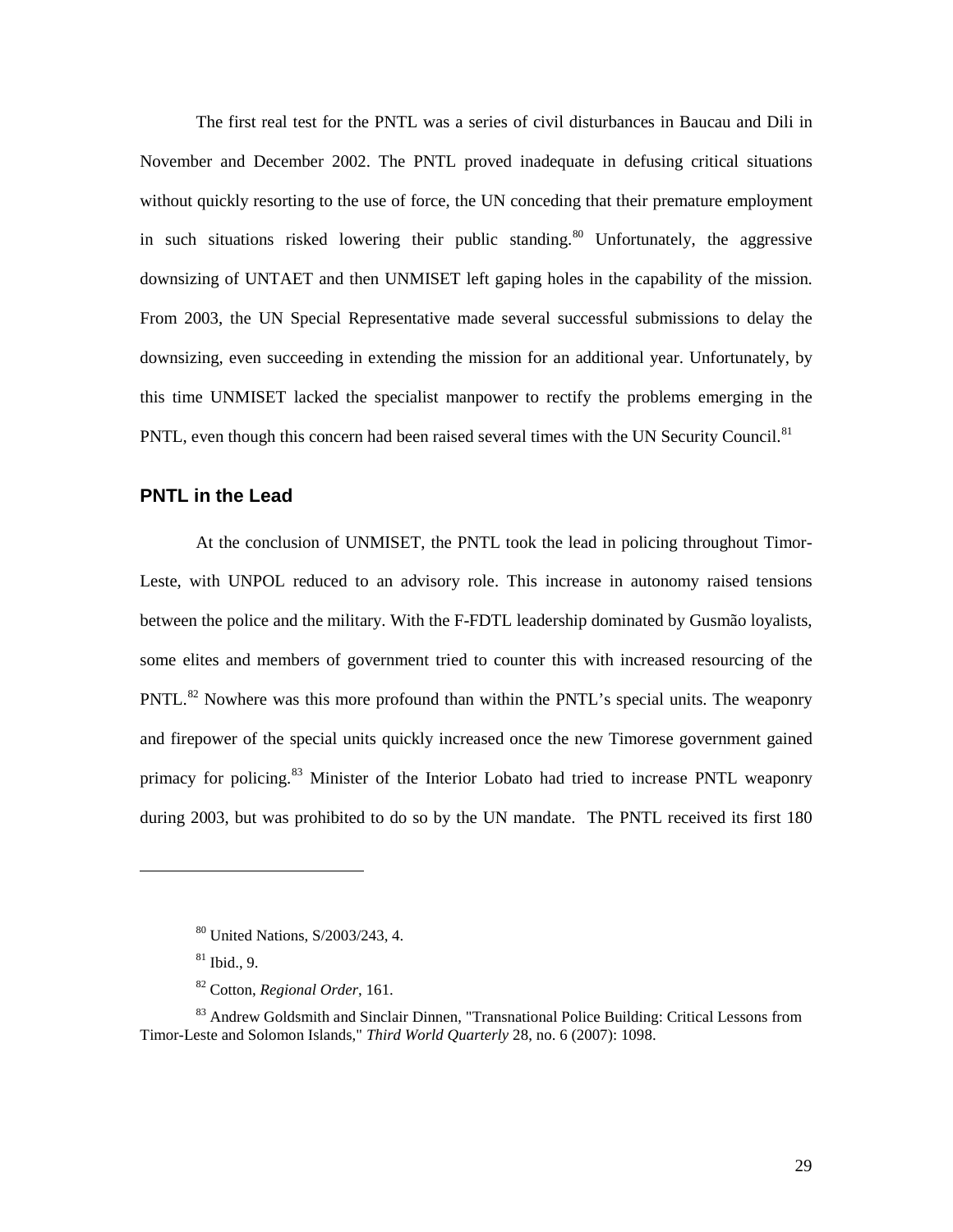The first real test for the PNTL was a series of civil disturbances in Baucau and Dili in November and December 2002. The PNTL proved inadequate in defusing critical situations without quickly resorting to the use of force, the UN conceding that their premature employment in such situations risked lowering their public standing.[80] Unfortunately, the aggressive downsizing of UNTAET and then UNMISET left gaping holes in the capability of the mission. From 2003, the UN Special Representative made several successful submissions to delay the downsizing, even succeeding in extending the mission for an additional year. Unfortunately, by this time UNMISET lacked the specialist manpower to rectify the problems emerging in the PNTL, even though this concern had been raised several times with the UN Security Council.[81]

## PNTL in the Lead

At the conclusion of UNMISET, the PNTL took the lead in policing throughout Timor-Leste, with UNPOL reduced to an advisory role. This increase in autonomy raised tensions between the police and the military. With the F-FDTL leadership dominated by Gusmão loyalists, some elites and members of government tried to counter this with increased resourcing of the PNTL.[82] Nowhere was this more profound than within the PNTL's special units. The weaponry and firepower of the special units quickly increased once the new Timorese government gained primacy for policing.[83] Minister of the Interior Lobato had tried to increase PNTL weaponry during 2003, but was prohibited to do so by the UN mandate. The PNTL received its first 180

---

[80] United Nations, S/2003/243, 4.

[81] Ibid., 9.

[82] Cotton, *Regional Order*, 161.

[83] Andrew Goldsmith and Sinclair Dinnen, "Transnational Police Building: Critical Lessons from Timor-Leste and Solomon Islands," *Third World Quarterly* 28, no. 6 (2007): 1098.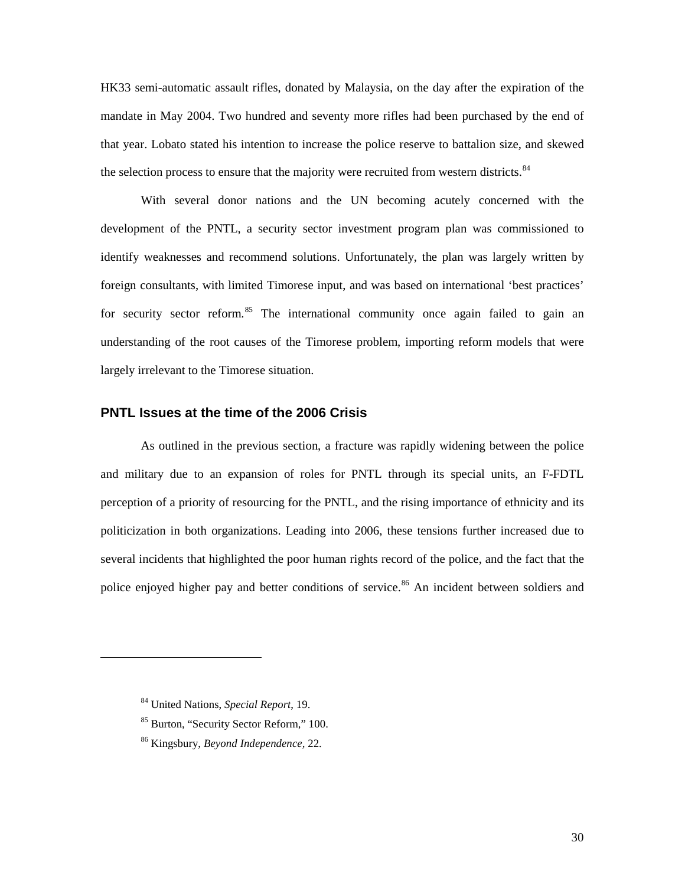HK33 semi-automatic assault rifles, donated by Malaysia, on the day after the expiration of the mandate in May 2004. Two hundred and seventy more rifles had been purchased by the end of that year. Lobato stated his intention to increase the police reserve to battalion size, and skewed the selection process to ensure that the majority were recruited from western districts.[84]

With several donor nations and the UN becoming acutely concerned with the development of the PNTL, a security sector investment program plan was commissioned to identify weaknesses and recommend solutions. Unfortunately, the plan was largely written by foreign consultants, with limited Timorese input, and was based on international 'best practices' for security sector reform.[85] The international community once again failed to gain an understanding of the root causes of the Timorese problem, importing reform models that were largely irrelevant to the Timorese situation.

### PNTL Issues at the time of the 2006 Crisis

As outlined in the previous section, a fracture was rapidly widening between the police and military due to an expansion of roles for PNTL through its special units, an F-FDTL perception of a priority of resourcing for the PNTL, and the rising importance of ethnicity and its politicization in both organizations. Leading into 2006, these tensions further increased due to several incidents that highlighted the poor human rights record of the police, and the fact that the police enjoyed higher pay and better conditions of service.[86] An incident between soldiers and

---

[84] United Nations, *Special Report*, 19.

[85] Burton, "Security Sector Reform," 100.

[86] Kingsbury, *Beyond Independence*, 22.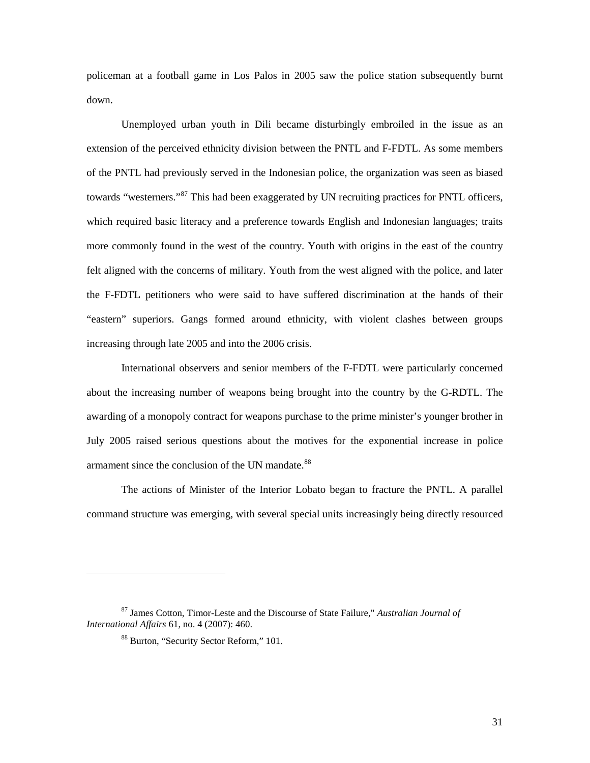policeman at a football game in Los Palos in 2005 saw the police station subsequently burnt down.

Unemployed urban youth in Dili became disturbingly embroiled in the issue as an extension of the perceived ethnicity division between the PNTL and F-FDTL. As some members of the PNTL had previously served in the Indonesian police, the organization was seen as biased towards "westerners."[87] This had been exaggerated by UN recruiting practices for PNTL officers, which required basic literacy and a preference towards English and Indonesian languages; traits more commonly found in the west of the country. Youth with origins in the east of the country felt aligned with the concerns of military. Youth from the west aligned with the police, and later the F-FDTL petitioners who were said to have suffered discrimination at the hands of their "eastern" superiors. Gangs formed around ethnicity, with violent clashes between groups increasing through late 2005 and into the 2006 crisis.

International observers and senior members of the F-FDTL were particularly concerned about the increasing number of weapons being brought into the country by the G-RDTL. The awarding of a monopoly contract for weapons purchase to the prime minister's younger brother in July 2005 raised serious questions about the motives for the exponential increase in police armament since the conclusion of the UN mandate.[88]

The actions of Minister of the Interior Lobato began to fracture the PNTL. A parallel command structure was emerging, with several special units increasingly being directly resourced

---

[87] James Cotton, Timor-Leste and the Discourse of State Failure," *Australian Journal of International Affairs* 61, no. 4 (2007): 460.

[88] Burton, "Security Sector Reform," 101.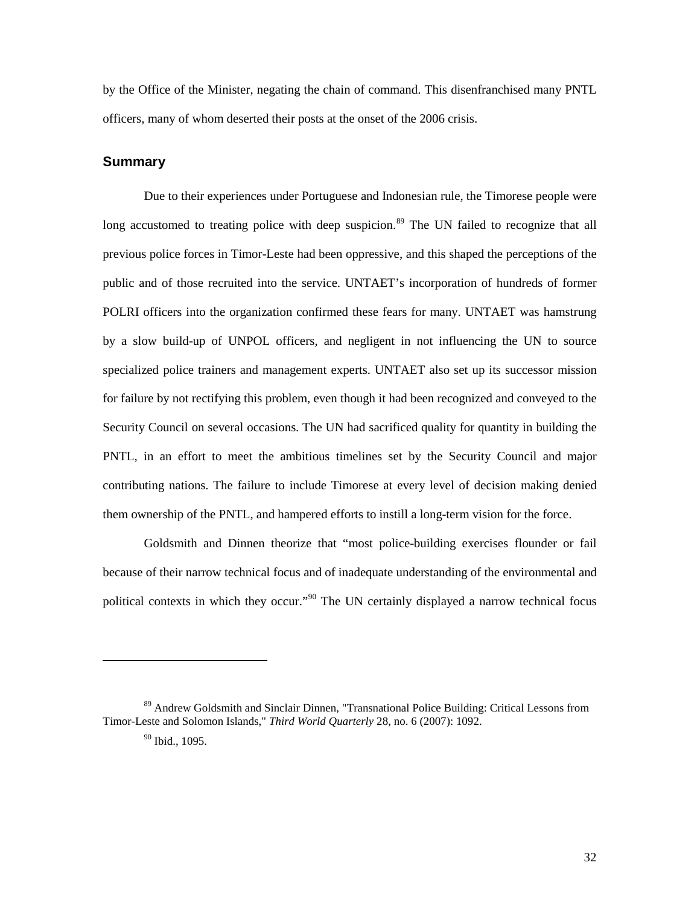by the Office of the Minister, negating the chain of command. This disenfranchised many PNTL officers, many of whom deserted their posts at the onset of the 2006 crisis.

## Summary

Due to their experiences under Portuguese and Indonesian rule, the Timorese people were long accustomed to treating police with deep suspicion.[89] The UN failed to recognize that all previous police forces in Timor-Leste had been oppressive, and this shaped the perceptions of the public and of those recruited into the service. UNTAET's incorporation of hundreds of former POLRI officers into the organization confirmed these fears for many. UNTAET was hamstrung by a slow build-up of UNPOL officers, and negligent in not influencing the UN to source specialized police trainers and management experts. UNTAET also set up its successor mission for failure by not rectifying this problem, even though it had been recognized and conveyed to the Security Council on several occasions. The UN had sacrificed quality for quantity in building the PNTL, in an effort to meet the ambitious timelines set by the Security Council and major contributing nations. The failure to include Timorese at every level of decision making denied them ownership of the PNTL, and hampered efforts to instill a long-term vision for the force.

Goldsmith and Dinnen theorize that "most police-building exercises flounder or fail because of their narrow technical focus and of inadequate understanding of the environmental and political contexts in which they occur."[90] The UN certainly displayed a narrow technical focus

---

[89] Andrew Goldsmith and Sinclair Dinnen, "Transnational Police Building: Critical Lessons from Timor-Leste and Solomon Islands," *Third World Quarterly* 28, no. 6 (2007): 1092.

[90] Ibid., 1095.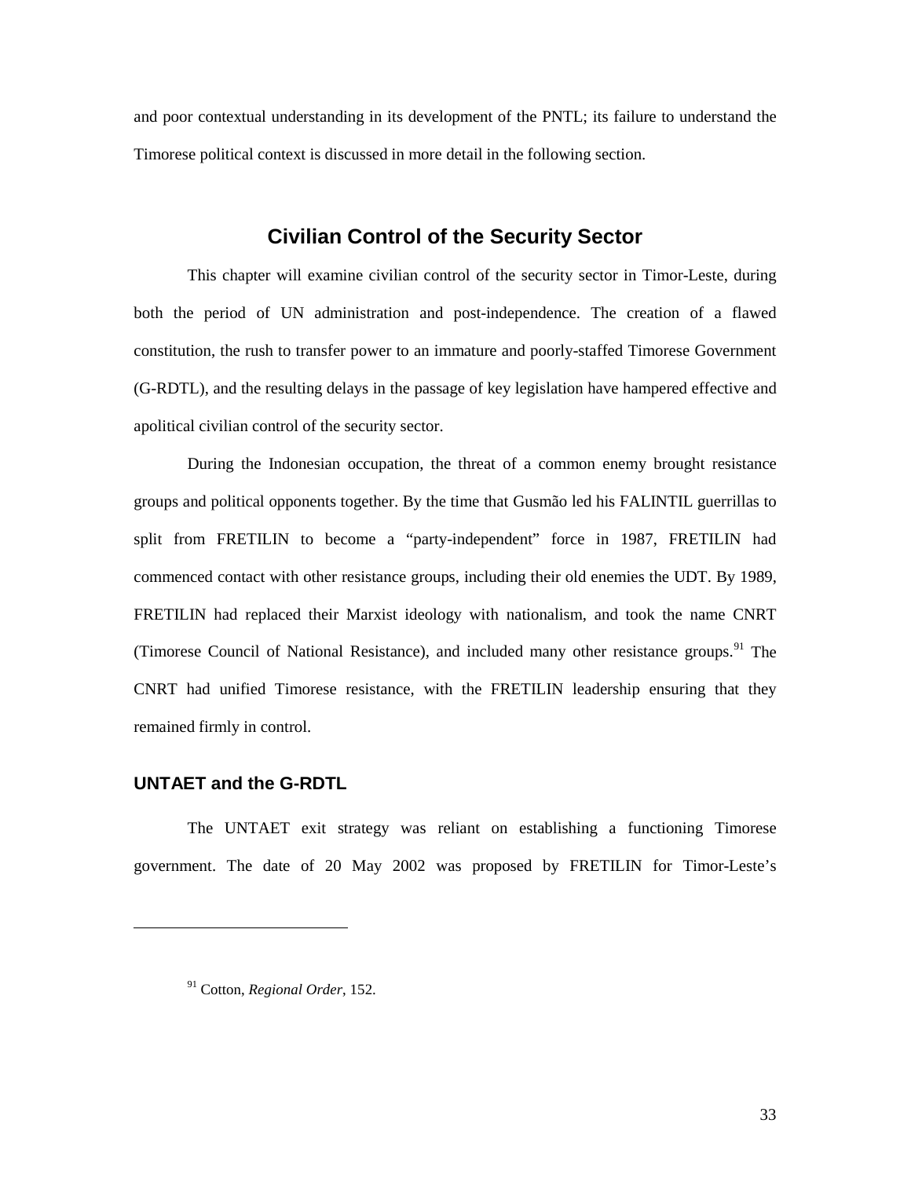and poor contextual understanding in its development of the PNTL; its failure to understand the Timorese political context is discussed in more detail in the following section.

## Civilian Control of the Security Sector

This chapter will examine civilian control of the security sector in Timor-Leste, during both the period of UN administration and post-independence. The creation of a flawed constitution, the rush to transfer power to an immature and poorly-staffed Timorese Government (G-RDTL), and the resulting delays in the passage of key legislation have hampered effective and apolitical civilian control of the security sector.

During the Indonesian occupation, the threat of a common enemy brought resistance groups and political opponents together. By the time that Gusmão led his FALINTIL guerrillas to split from FRETILIN to become a "party-independent" force in 1987, FRETILIN had commenced contact with other resistance groups, including their old enemies the UDT. By 1989, FRETILIN had replaced their Marxist ideology with nationalism, and took the name CNRT (Timorese Council of National Resistance), and included many other resistance groups.[91] The CNRT had unified Timorese resistance, with the FRETILIN leadership ensuring that they remained firmly in control.

### UNTAET and the G-RDTL

The UNTAET exit strategy was reliant on establishing a functioning Timorese government. The date of 20 May 2002 was proposed by FRETILIN for Timor-Leste's

[91] Cotton, *Regional Order*, 152.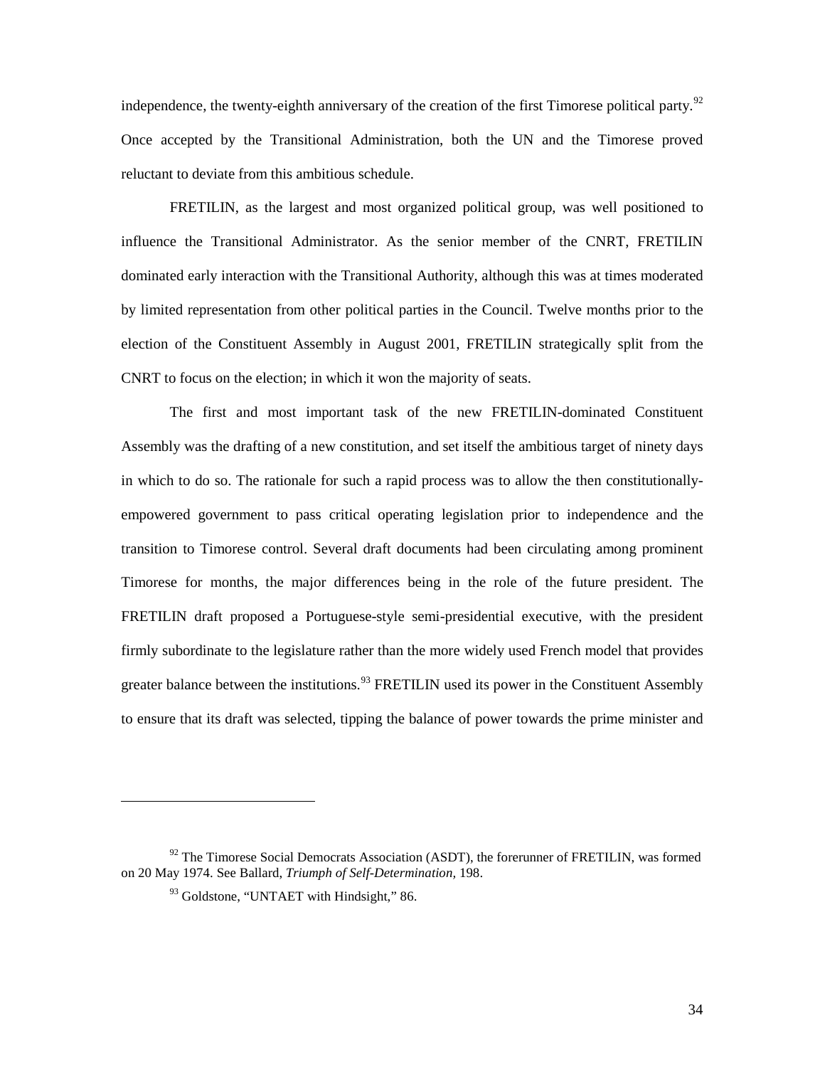independence, the twenty-eighth anniversary of the creation of the first Timorese political party.[92] Once accepted by the Transitional Administration, both the UN and the Timorese proved reluctant to deviate from this ambitious schedule.

FRETILIN, as the largest and most organized political group, was well positioned to influence the Transitional Administrator. As the senior member of the CNRT, FRETILIN dominated early interaction with the Transitional Authority, although this was at times moderated by limited representation from other political parties in the Council. Twelve months prior to the election of the Constituent Assembly in August 2001, FRETILIN strategically split from the CNRT to focus on the election; in which it won the majority of seats.

The first and most important task of the new FRETILIN-dominated Constituent Assembly was the drafting of a new constitution, and set itself the ambitious target of ninety days in which to do so. The rationale for such a rapid process was to allow the then constitutionally-empowered government to pass critical operating legislation prior to independence and the transition to Timorese control. Several draft documents had been circulating among prominent Timorese for months, the major differences being in the role of the future president. The FRETILIN draft proposed a Portuguese-style semi-presidential executive, with the president firmly subordinate to the legislature rather than the more widely used French model that provides greater balance between the institutions.[93] FRETILIN used its power in the Constituent Assembly to ensure that its draft was selected, tipping the balance of power towards the prime minister and

---

[92] The Timorese Social Democrats Association (ASDT), the forerunner of FRETILIN, was formed on 20 May 1974. See Ballard, *Triumph of Self-Determination,* 198.

[93] Goldstone, "UNTAET with Hindsight," 86.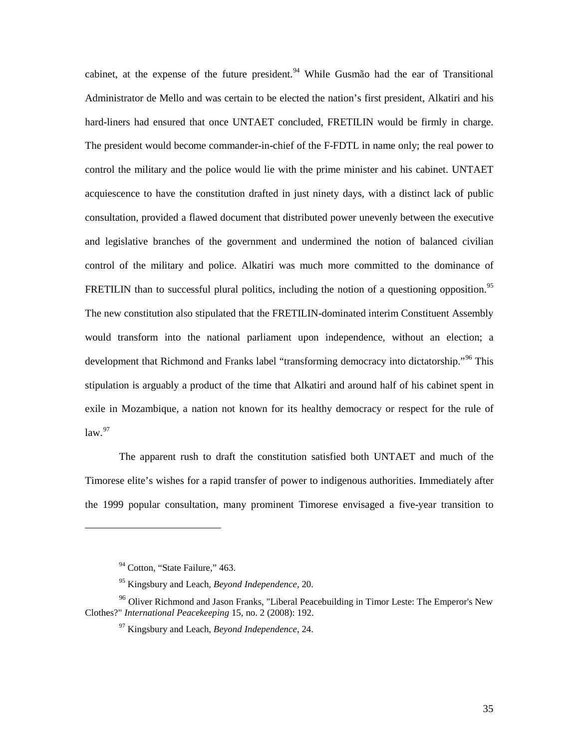cabinet, at the expense of the future president.[94] While Gusmão had the ear of Transitional Administrator de Mello and was certain to be elected the nation's first president, Alkatiri and his hard-liners had ensured that once UNTAET concluded, FRETILIN would be firmly in charge. The president would become commander-in-chief of the F-FDTL in name only; the real power to control the military and the police would lie with the prime minister and his cabinet. UNTAET acquiescence to have the constitution drafted in just ninety days, with a distinct lack of public consultation, provided a flawed document that distributed power unevenly between the executive and legislative branches of the government and undermined the notion of balanced civilian control of the military and police. Alkatiri was much more committed to the dominance of FRETILIN than to successful plural politics, including the notion of a questioning opposition.[95] The new constitution also stipulated that the FRETILIN-dominated interim Constituent Assembly would transform into the national parliament upon independence, without an election; a development that Richmond and Franks label "transforming democracy into dictatorship."[96] This stipulation is arguably a product of the time that Alkatiri and around half of his cabinet spent in exile in Mozambique, a nation not known for its healthy democracy or respect for the rule of law.[97]

The apparent rush to draft the constitution satisfied both UNTAET and much of the Timorese elite's wishes for a rapid transfer of power to indigenous authorities. Immediately after the 1999 popular consultation, many prominent Timorese envisaged a five-year transition to

---

[94] Cotton, "State Failure," 463.

[95] Kingsbury and Leach, *Beyond Independence,* 20.

[96] Oliver Richmond and Jason Franks, "Liberal Peacebuilding in Timor Leste: The Emperor's New Clothes?" *International Peacekeeping* 15, no. 2 (2008): 192.

[97] Kingsbury and Leach, *Beyond Independence*, 24.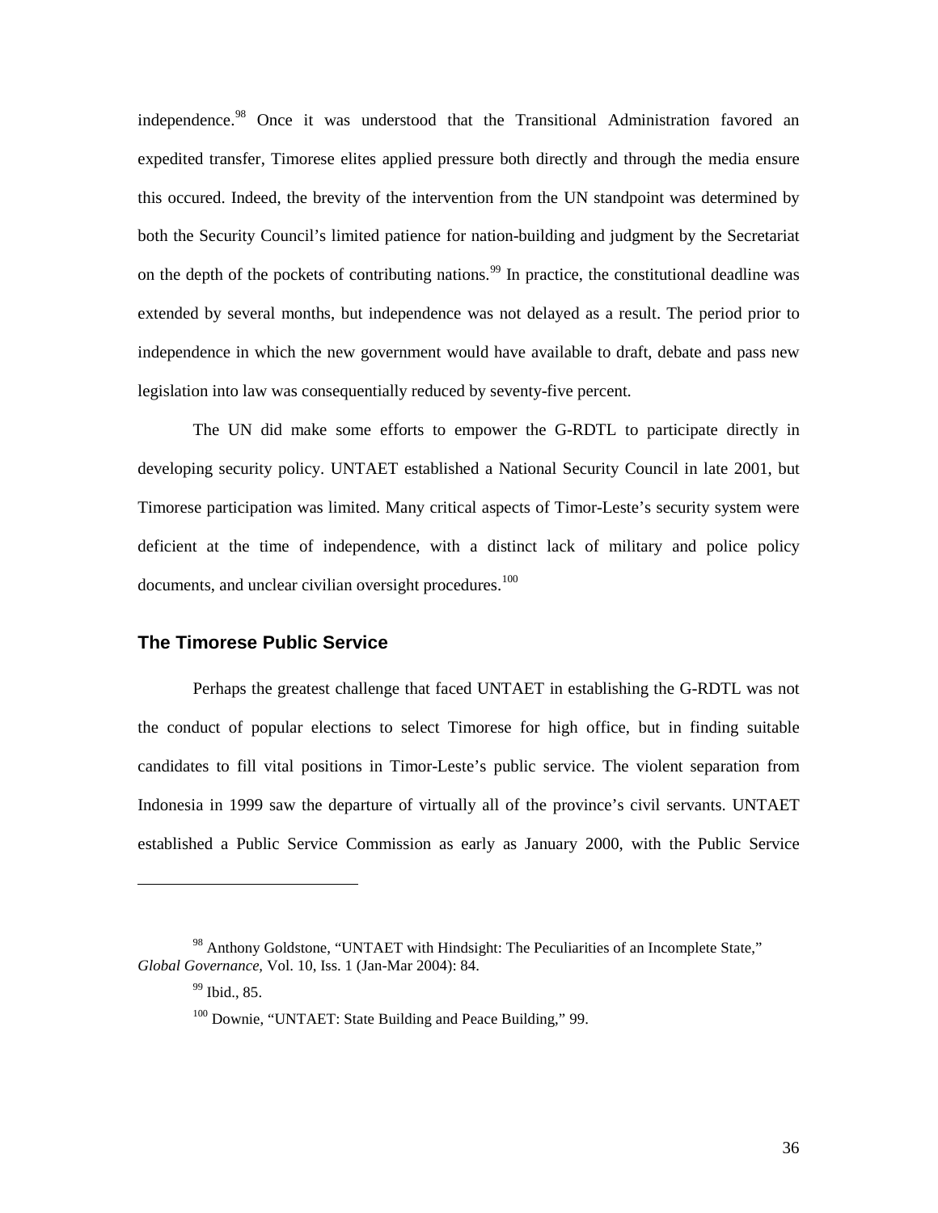independence.[98] Once it was understood that the Transitional Administration favored an expedited transfer, Timorese elites applied pressure both directly and through the media ensure this occured. Indeed, the brevity of the intervention from the UN standpoint was determined by both the Security Council's limited patience for nation-building and judgment by the Secretariat on the depth of the pockets of contributing nations.[99] In practice, the constitutional deadline was extended by several months, but independence was not delayed as a result. The period prior to independence in which the new government would have available to draft, debate and pass new legislation into law was consequentially reduced by seventy-five percent.

The UN did make some efforts to empower the G-RDTL to participate directly in developing security policy. UNTAET established a National Security Council in late 2001, but Timorese participation was limited. Many critical aspects of Timor-Leste's security system were deficient at the time of independence, with a distinct lack of military and police policy documents, and unclear civilian oversight procedures.[100]

## The Timorese Public Service

Perhaps the greatest challenge that faced UNTAET in establishing the G-RDTL was not the conduct of popular elections to select Timorese for high office, but in finding suitable candidates to fill vital positions in Timor-Leste's public service. The violent separation from Indonesia in 1999 saw the departure of virtually all of the province's civil servants. UNTAET established a Public Service Commission as early as January 2000, with the Public Service

---

[98] Anthony Goldstone, "UNTAET with Hindsight: The Peculiarities of an Incomplete State," *Global Governance,* Vol. 10, Iss. 1 (Jan-Mar 2004): 84.

[99] Ibid., 85.

[100] Downie, "UNTAET: State Building and Peace Building," 99.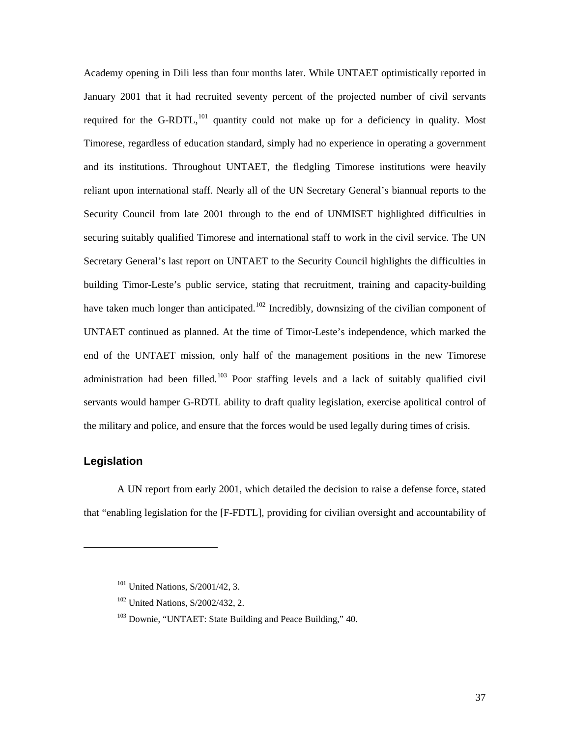Academy opening in Dili less than four months later. While UNTAET optimistically reported in January 2001 that it had recruited seventy percent of the projected number of civil servants required for the G-RDTL,[101] quantity could not make up for a deficiency in quality. Most Timorese, regardless of education standard, simply had no experience in operating a government and its institutions. Throughout UNTAET, the fledgling Timorese institutions were heavily reliant upon international staff. Nearly all of the UN Secretary General's biannual reports to the Security Council from late 2001 through to the end of UNMISET highlighted difficulties in securing suitably qualified Timorese and international staff to work in the civil service. The UN Secretary General's last report on UNTAET to the Security Council highlights the difficulties in building Timor-Leste's public service, stating that recruitment, training and capacity-building have taken much longer than anticipated.[102] Incredibly, downsizing of the civilian component of UNTAET continued as planned. At the time of Timor-Leste's independence, which marked the end of the UNTAET mission, only half of the management positions in the new Timorese administration had been filled.[103] Poor staffing levels and a lack of suitably qualified civil servants would hamper G-RDTL ability to draft quality legislation, exercise apolitical control of the military and police, and ensure that the forces would be used legally during times of crisis.

## Legislation

A UN report from early 2001, which detailed the decision to raise a defense force, stated that "enabling legislation for the [F-FDTL], providing for civilian oversight and accountability of

---

[101] United Nations, S/2001/42, 3.

[102] United Nations, S/2002/432, 2.

[103] Downie, "UNTAET: State Building and Peace Building," 40.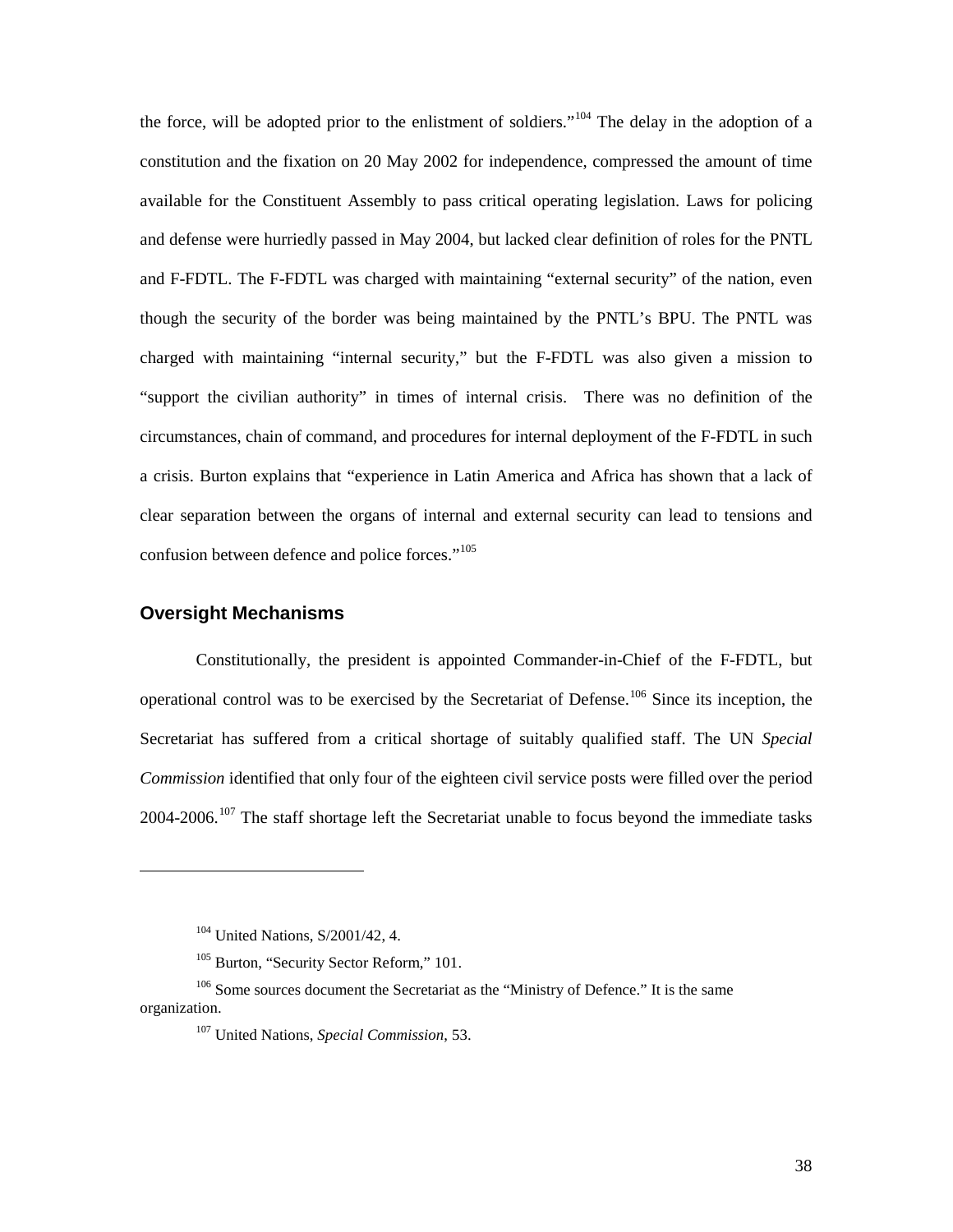the force, will be adopted prior to the enlistment of soldiers."[104] The delay in the adoption of a constitution and the fixation on 20 May 2002 for independence, compressed the amount of time available for the Constituent Assembly to pass critical operating legislation. Laws for policing and defense were hurriedly passed in May 2004, but lacked clear definition of roles for the PNTL and F-FDTL. The F-FDTL was charged with maintaining "external security" of the nation, even though the security of the border was being maintained by the PNTL's BPU. The PNTL was charged with maintaining "internal security," but the F-FDTL was also given a mission to "support the civilian authority" in times of internal crisis. There was no definition of the circumstances, chain of command, and procedures for internal deployment of the F-FDTL in such a crisis. Burton explains that "experience in Latin America and Africa has shown that a lack of clear separation between the organs of internal and external security can lead to tensions and confusion between defence and police forces."[105]

### Oversight Mechanisms

Constitutionally, the president is appointed Commander-in-Chief of the F-FDTL, but operational control was to be exercised by the Secretariat of Defense.[106] Since its inception, the Secretariat has suffered from a critical shortage of suitably qualified staff. The UN *Special Commission* identified that only four of the eighteen civil service posts were filled over the period 2004-2006.[107] The staff shortage left the Secretariat unable to focus beyond the immediate tasks

---

[104] United Nations, S/2001/42, 4.

[105] Burton, "Security Sector Reform," 101.

[106] Some sources document the Secretariat as the "Ministry of Defence." It is the same organization.

[107] United Nations, *Special Commission*, 53.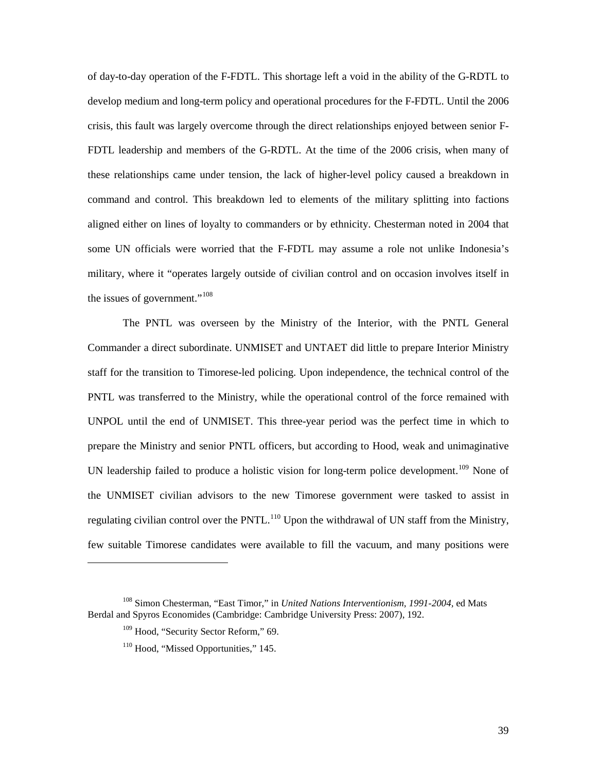of day-to-day operation of the F-FDTL. This shortage left a void in the ability of the G-RDTL to develop medium and long-term policy and operational procedures for the F-FDTL. Until the 2006 crisis, this fault was largely overcome through the direct relationships enjoyed between senior F-FDTL leadership and members of the G-RDTL. At the time of the 2006 crisis, when many of these relationships came under tension, the lack of higher-level policy caused a breakdown in command and control. This breakdown led to elements of the military splitting into factions aligned either on lines of loyalty to commanders or by ethnicity. Chesterman noted in 2004 that some UN officials were worried that the F-FDTL may assume a role not unlike Indonesia's military, where it "operates largely outside of civilian control and on occasion involves itself in the issues of government."[108]

The PNTL was overseen by the Ministry of the Interior, with the PNTL General Commander a direct subordinate. UNMISET and UNTAET did little to prepare Interior Ministry staff for the transition to Timorese-led policing. Upon independence, the technical control of the PNTL was transferred to the Ministry, while the operational control of the force remained with UNPOL until the end of UNMISET. This three-year period was the perfect time in which to prepare the Ministry and senior PNTL officers, but according to Hood, weak and unimaginative UN leadership failed to produce a holistic vision for long-term police development.[109] None of the UNMISET civilian advisors to the new Timorese government were tasked to assist in regulating civilian control over the PNTL.[110] Upon the withdrawal of UN staff from the Ministry, few suitable Timorese candidates were available to fill the vacuum, and many positions were

---

[108] Simon Chesterman, "East Timor," in *United Nations Interventionism, 1991-2004*, ed Mats Berdal and Spyros Economides (Cambridge: Cambridge University Press: 2007), 192.

[109] Hood, "Security Sector Reform," 69.

[110] Hood, "Missed Opportunities," 145.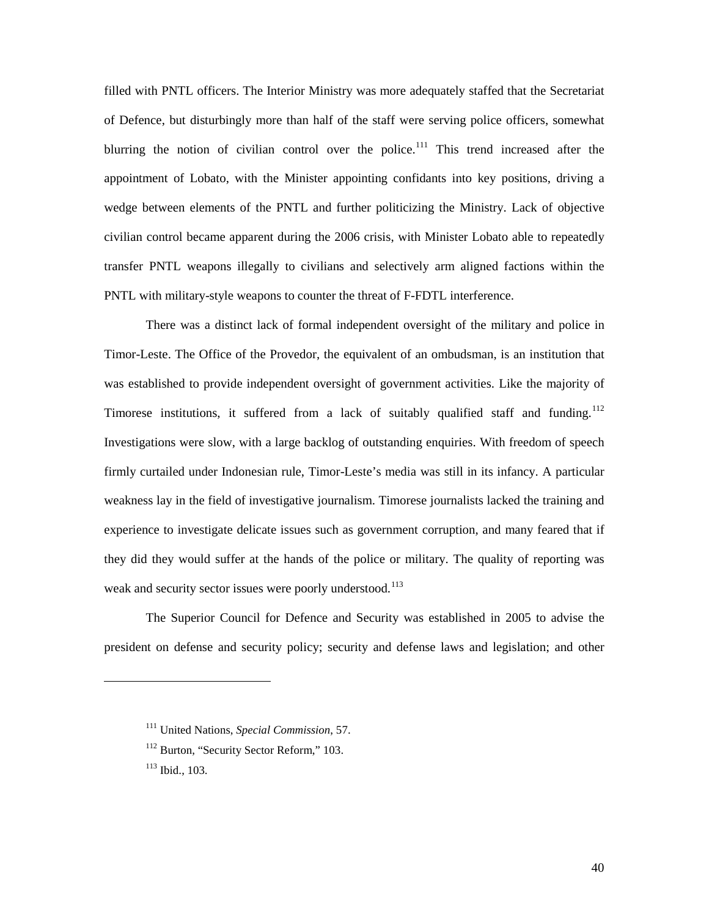filled with PNTL officers. The Interior Ministry was more adequately staffed that the Secretariat of Defence, but disturbingly more than half of the staff were serving police officers, somewhat blurring the notion of civilian control over the police.[111] This trend increased after the appointment of Lobato, with the Minister appointing confidants into key positions, driving a wedge between elements of the PNTL and further politicizing the Ministry. Lack of objective civilian control became apparent during the 2006 crisis, with Minister Lobato able to repeatedly transfer PNTL weapons illegally to civilians and selectively arm aligned factions within the PNTL with military-style weapons to counter the threat of F-FDTL interference.

There was a distinct lack of formal independent oversight of the military and police in Timor-Leste. The Office of the Provedor, the equivalent of an ombudsman, is an institution that was established to provide independent oversight of government activities. Like the majority of Timorese institutions, it suffered from a lack of suitably qualified staff and funding.[112] Investigations were slow, with a large backlog of outstanding enquiries. With freedom of speech firmly curtailed under Indonesian rule, Timor-Leste's media was still in its infancy. A particular weakness lay in the field of investigative journalism. Timorese journalists lacked the training and experience to investigate delicate issues such as government corruption, and many feared that if they did they would suffer at the hands of the police or military. The quality of reporting was weak and security sector issues were poorly understood.[113]

The Superior Council for Defence and Security was established in 2005 to advise the president on defense and security policy; security and defense laws and legislation; and other

---

[111] United Nations, *Special Commission*, 57.

[112] Burton, "Security Sector Reform," 103.

[113] Ibid., 103.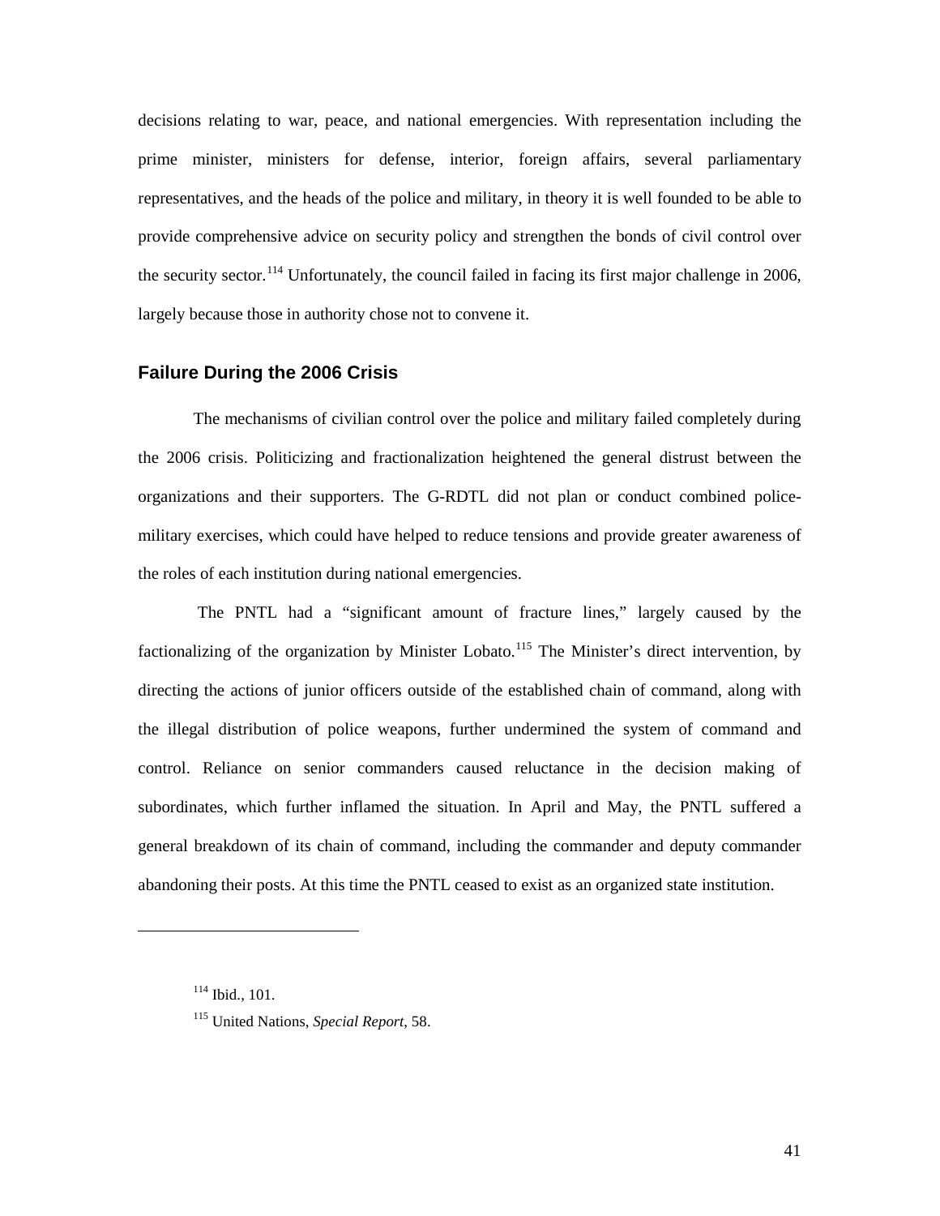decisions relating to war, peace, and national emergencies. With representation including the prime minister, ministers for defense, interior, foreign affairs, several parliamentary representatives, and the heads of the police and military, in theory it is well founded to be able to provide comprehensive advice on security policy and strengthen the bonds of civil control over the security sector.[114] Unfortunately, the council failed in facing its first major challenge in 2006, largely because those in authority chose not to convene it.

### Failure During the 2006 Crisis

The mechanisms of civilian control over the police and military failed completely during the 2006 crisis. Politicizing and fractionalization heightened the general distrust between the organizations and their supporters. The G-RDTL did not plan or conduct combined police-military exercises, which could have helped to reduce tensions and provide greater awareness of the roles of each institution during national emergencies.

The PNTL had a "significant amount of fracture lines," largely caused by the factionalizing of the organization by Minister Lobato.[115] The Minister's direct intervention, by directing the actions of junior officers outside of the established chain of command, along with the illegal distribution of police weapons, further undermined the system of command and control. Reliance on senior commanders caused reluctance in the decision making of subordinates, which further inflamed the situation. In April and May, the PNTL suffered a general breakdown of its chain of command, including the commander and deputy commander abandoning their posts. At this time the PNTL ceased to exist as an organized state institution.

---

[114] Ibid., 101.

[115] United Nations, *Special Report*, 58.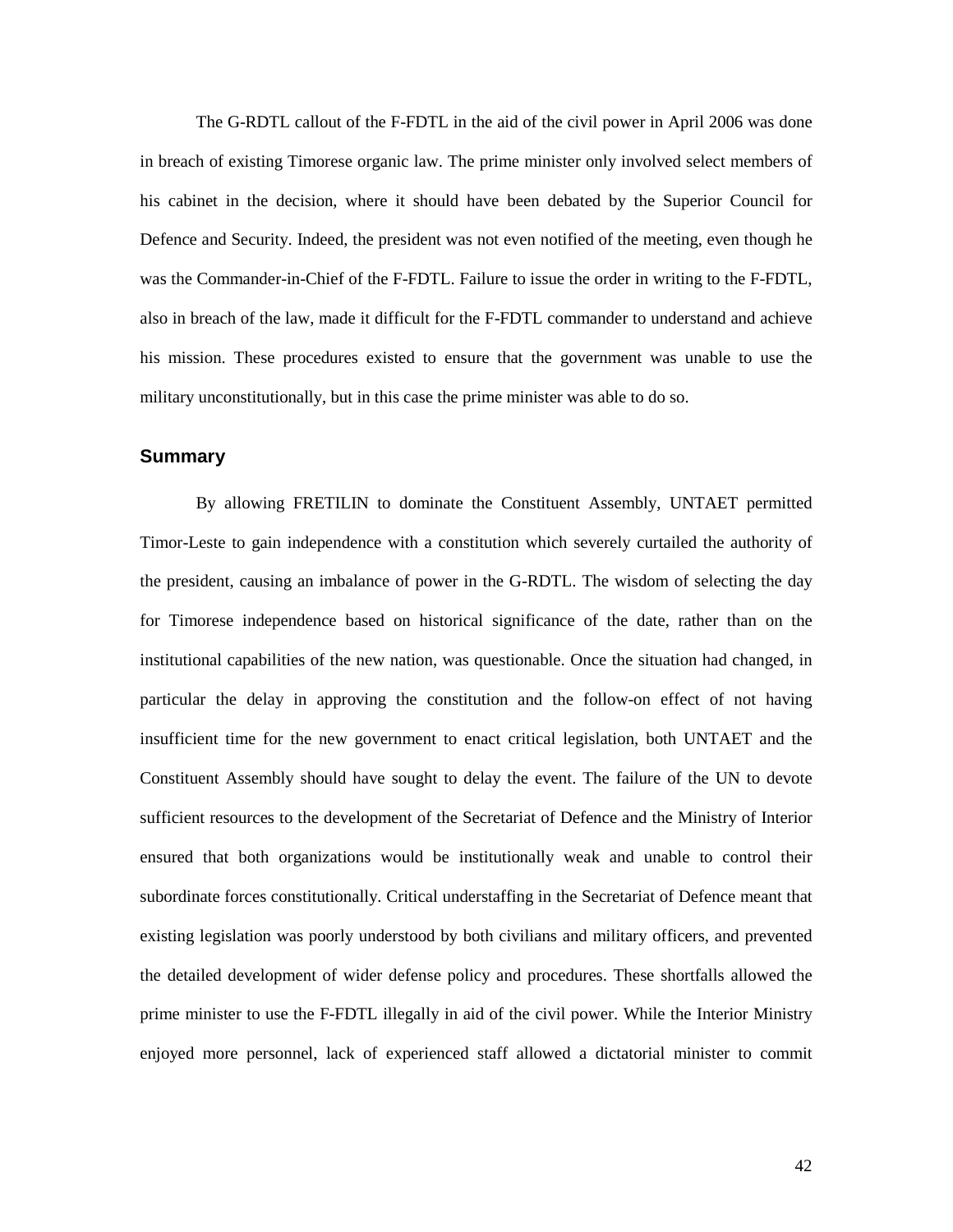The G-RDTL callout of the F-FDTL in the aid of the civil power in April 2006 was done in breach of existing Timorese organic law. The prime minister only involved select members of his cabinet in the decision, where it should have been debated by the Superior Council for Defence and Security. Indeed, the president was not even notified of the meeting, even though he was the Commander-in-Chief of the F-FDTL. Failure to issue the order in writing to the F-FDTL, also in breach of the law, made it difficult for the F-FDTL commander to understand and achieve his mission. These procedures existed to ensure that the government was unable to use the military unconstitutionally, but in this case the prime minister was able to do so.

### Summary

By allowing FRETILIN to dominate the Constituent Assembly, UNTAET permitted Timor-Leste to gain independence with a constitution which severely curtailed the authority of the president, causing an imbalance of power in the G-RDTL. The wisdom of selecting the day for Timorese independence based on historical significance of the date, rather than on the institutional capabilities of the new nation, was questionable. Once the situation had changed, in particular the delay in approving the constitution and the follow-on effect of not having insufficient time for the new government to enact critical legislation, both UNTAET and the Constituent Assembly should have sought to delay the event. The failure of the UN to devote sufficient resources to the development of the Secretariat of Defence and the Ministry of Interior ensured that both organizations would be institutionally weak and unable to control their subordinate forces constitutionally. Critical understaffing in the Secretariat of Defence meant that existing legislation was poorly understood by both civilians and military officers, and prevented the detailed development of wider defense policy and procedures. These shortfalls allowed the prime minister to use the F-FDTL illegally in aid of the civil power. While the Interior Ministry enjoyed more personnel, lack of experienced staff allowed a dictatorial minister to commit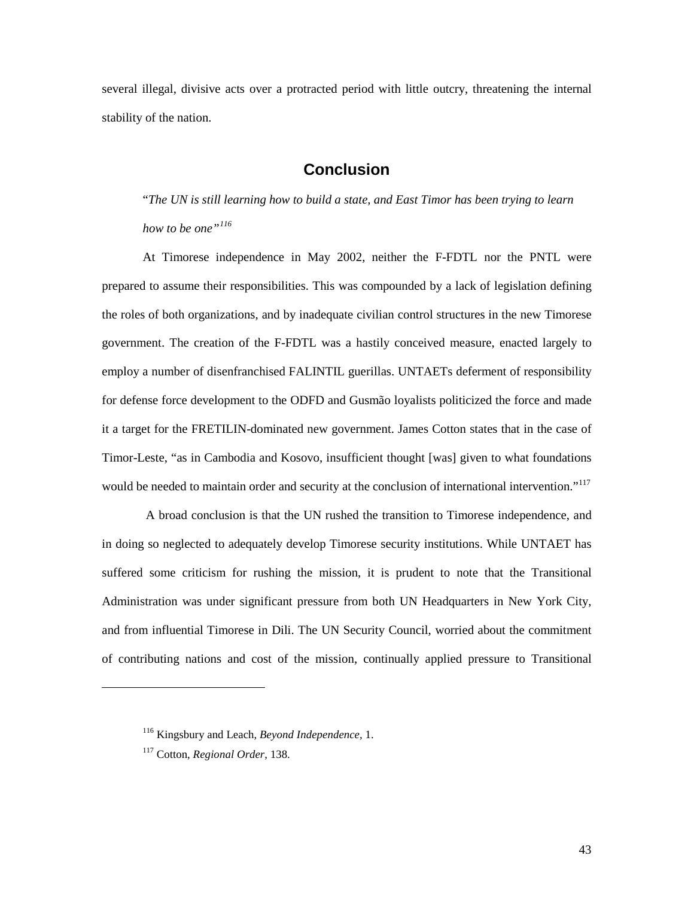several illegal, divisive acts over a protracted period with little outcry, threatening the internal stability of the nation.

## Conclusion

"*The UN is still learning how to build a state, and East Timor has been trying to learn how to be one"*[116]

At Timorese independence in May 2002, neither the F-FDTL nor the PNTL were prepared to assume their responsibilities. This was compounded by a lack of legislation defining the roles of both organizations, and by inadequate civilian control structures in the new Timorese government. The creation of the F-FDTL was a hastily conceived measure, enacted largely to employ a number of disenfranchised FALINTIL guerillas. UNTAETs deferment of responsibility for defense force development to the ODFD and Gusmão loyalists politicized the force and made it a target for the FRETILIN-dominated new government. James Cotton states that in the case of Timor-Leste, "as in Cambodia and Kosovo, insufficient thought [was] given to what foundations would be needed to maintain order and security at the conclusion of international intervention."[117]

A broad conclusion is that the UN rushed the transition to Timorese independence, and in doing so neglected to adequately develop Timorese security institutions. While UNTAET has suffered some criticism for rushing the mission, it is prudent to note that the Transitional Administration was under significant pressure from both UN Headquarters in New York City, and from influential Timorese in Dili. The UN Security Council, worried about the commitment of contributing nations and cost of the mission, continually applied pressure to Transitional

---

[116] Kingsbury and Leach, *Beyond Independence*, 1.

[117] Cotton, *Regional Order*, 138.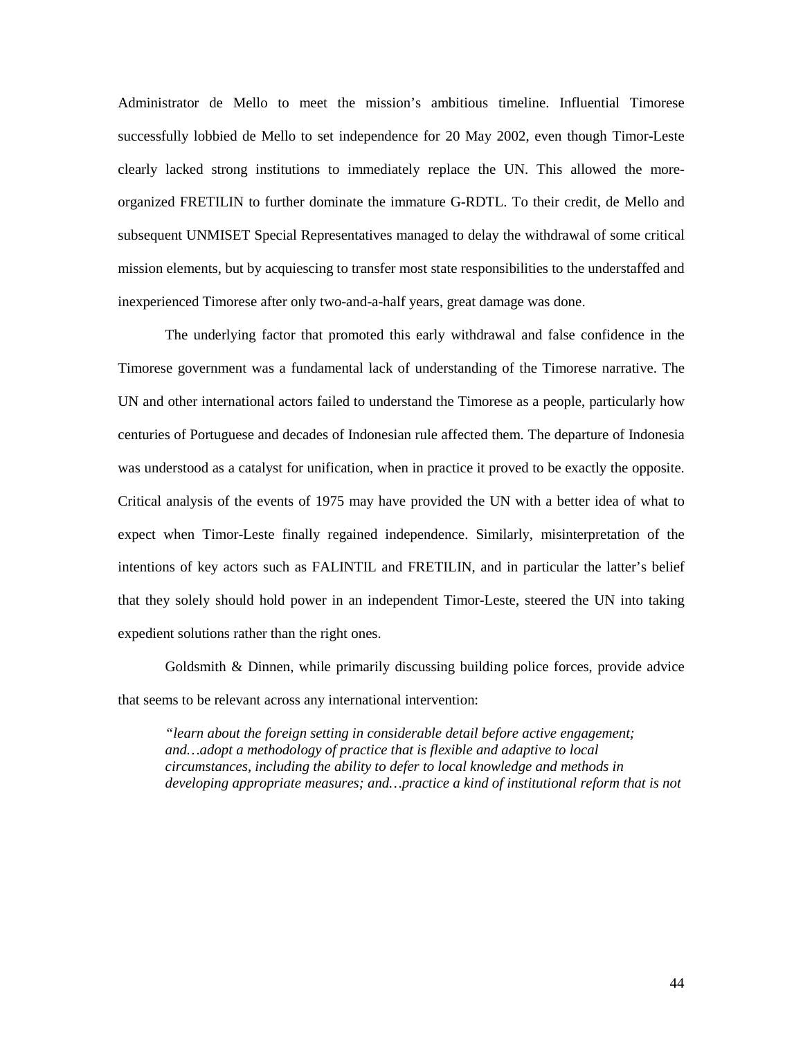Administrator de Mello to meet the mission's ambitious timeline. Influential Timorese successfully lobbied de Mello to set independence for 20 May 2002, even though Timor-Leste clearly lacked strong institutions to immediately replace the UN. This allowed the more-organized FRETILIN to further dominate the immature G-RDTL. To their credit, de Mello and subsequent UNMISET Special Representatives managed to delay the withdrawal of some critical mission elements, but by acquiescing to transfer most state responsibilities to the understaffed and inexperienced Timorese after only two-and-a-half years, great damage was done.

The underlying factor that promoted this early withdrawal and false confidence in the Timorese government was a fundamental lack of understanding of the Timorese narrative. The UN and other international actors failed to understand the Timorese as a people, particularly how centuries of Portuguese and decades of Indonesian rule affected them. The departure of Indonesia was understood as a catalyst for unification, when in practice it proved to be exactly the opposite. Critical analysis of the events of 1975 may have provided the UN with a better idea of what to expect when Timor-Leste finally regained independence. Similarly, misinterpretation of the intentions of key actors such as FALINTIL and FRETILIN, and in particular the latter's belief that they solely should hold power in an independent Timor-Leste, steered the UN into taking expedient solutions rather than the right ones.

Goldsmith & Dinnen, while primarily discussing building police forces, provide advice that seems to be relevant across any international intervention:

> *"learn about the foreign setting in considerable detail before active engagement; and…adopt a methodology of practice that is flexible and adaptive to local circumstances, including the ability to defer to local knowledge and methods in developing appropriate measures; and…practice a kind of institutional reform that is not*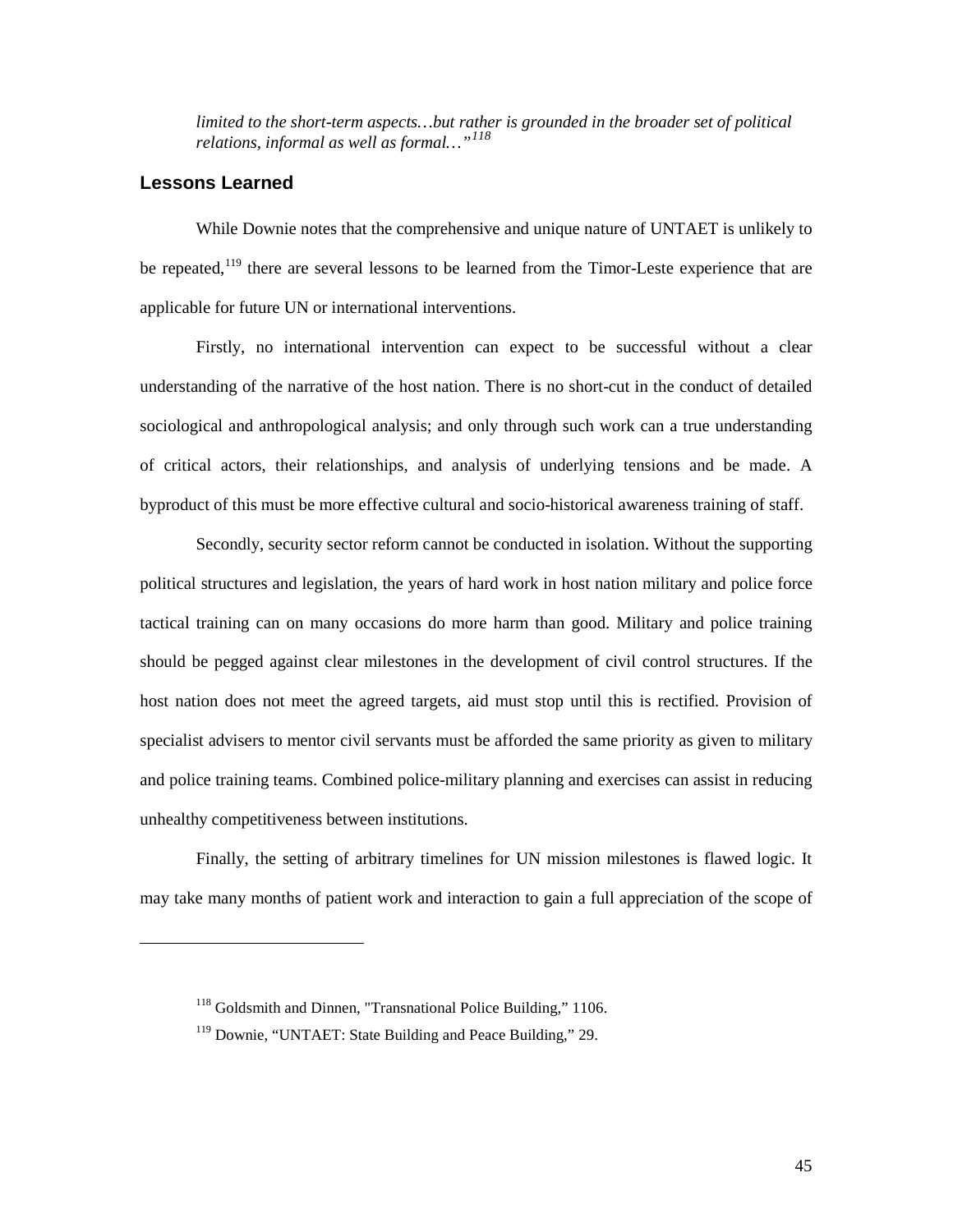*limited to the short-term aspects…but rather is grounded in the broader set of political relations, informal as well as formal…"*[118]

## Lessons Learned

While Downie notes that the comprehensive and unique nature of UNTAET is unlikely to be repeated,[119] there are several lessons to be learned from the Timor-Leste experience that are applicable for future UN or international interventions.

Firstly, no international intervention can expect to be successful without a clear understanding of the narrative of the host nation. There is no short-cut in the conduct of detailed sociological and anthropological analysis; and only through such work can a true understanding of critical actors, their relationships, and analysis of underlying tensions and be made. A byproduct of this must be more effective cultural and socio-historical awareness training of staff.

Secondly, security sector reform cannot be conducted in isolation. Without the supporting political structures and legislation, the years of hard work in host nation military and police force tactical training can on many occasions do more harm than good. Military and police training should be pegged against clear milestones in the development of civil control structures. If the host nation does not meet the agreed targets, aid must stop until this is rectified. Provision of specialist advisers to mentor civil servants must be afforded the same priority as given to military and police training teams. Combined police-military planning and exercises can assist in reducing unhealthy competitiveness between institutions.

Finally, the setting of arbitrary timelines for UN mission milestones is flawed logic. It may take many months of patient work and interaction to gain a full appreciation of the scope of

---

[118] Goldsmith and Dinnen, "Transnational Police Building," 1106.

[119] Downie, "UNTAET: State Building and Peace Building," 29.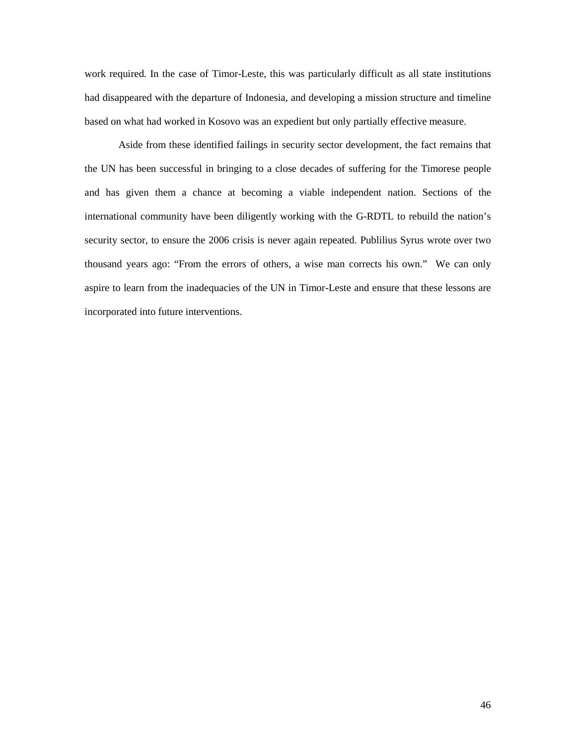work required. In the case of Timor-Leste, this was particularly difficult as all state institutions had disappeared with the departure of Indonesia, and developing a mission structure and timeline based on what had worked in Kosovo was an expedient but only partially effective measure.

Aside from these identified failings in security sector development, the fact remains that the UN has been successful in bringing to a close decades of suffering for the Timorese people and has given them a chance at becoming a viable independent nation. Sections of the international community have been diligently working with the G-RDTL to rebuild the nation's security sector, to ensure the 2006 crisis is never again repeated. Publilius Syrus wrote over two thousand years ago: "From the errors of others, a wise man corrects his own." We can only aspire to learn from the inadequacies of the UN in Timor-Leste and ensure that these lessons are incorporated into future interventions.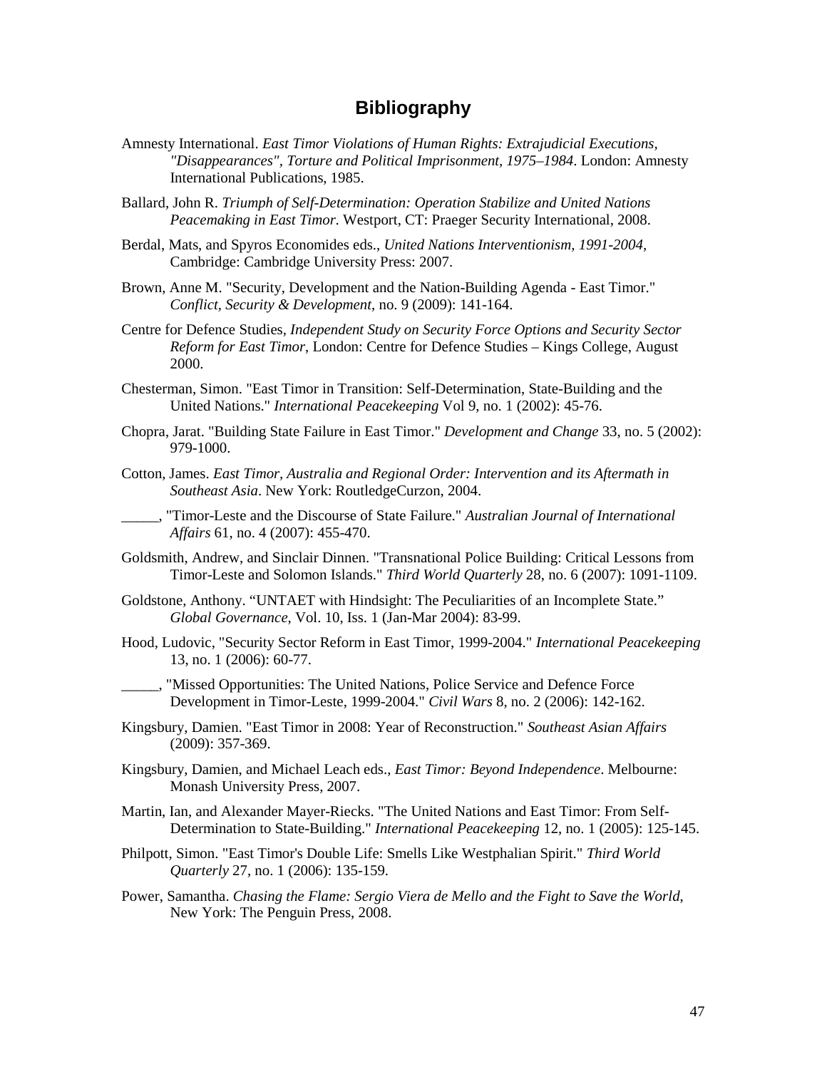# Bibliography

Amnesty International. *East Timor Violations of Human Rights: Extrajudicial Executions, "Disappearances", Torture and Political Imprisonment, 1975–1984*. London: Amnesty International Publications, 1985.

Ballard, John R. *Triumph of Self-Determination: Operation Stabilize and United Nations Peacemaking in East Timor*. Westport, CT: Praeger Security International, 2008.

Berdal, Mats, and Spyros Economides eds., *United Nations Interventionism, 1991-2004,* Cambridge: Cambridge University Press: 2007.

Brown, Anne M. "Security, Development and the Nation-Building Agenda - East Timor." *Conflict, Security & Development*, no. 9 (2009): 141-164.

Centre for Defence Studies, *Independent Study on Security Force Options and Security Sector Reform for East Timor*, London: Centre for Defence Studies – Kings College, August 2000.

Chesterman, Simon. "East Timor in Transition: Self-Determination, State-Building and the United Nations." *International Peacekeeping* Vol 9, no. 1 (2002): 45-76.

Chopra, Jarat. "Building State Failure in East Timor." *Development and Change* 33, no. 5 (2002): 979-1000.

Cotton, James. *East Timor, Australia and Regional Order: Intervention and its Aftermath in Southeast Asia*. New York: RoutledgeCurzon, 2004.

_____, "Timor-Leste and the Discourse of State Failure." *Australian Journal of International Affairs* 61, no. 4 (2007): 455-470.

Goldsmith, Andrew, and Sinclair Dinnen. "Transnational Police Building: Critical Lessons from Timor-Leste and Solomon Islands." *Third World Quarterly* 28, no. 6 (2007): 1091-1109.

Goldstone, Anthony. "UNTAET with Hindsight: The Peculiarities of an Incomplete State." *Global Governance*, Vol. 10, Iss. 1 (Jan-Mar 2004): 83-99.

Hood, Ludovic, "Security Sector Reform in East Timor, 1999-2004." *International Peacekeeping* 13, no. 1 (2006): 60-77.

_____, "Missed Opportunities: The United Nations, Police Service and Defence Force Development in Timor-Leste, 1999-2004." *Civil Wars* 8, no. 2 (2006): 142-162.

Kingsbury, Damien. "East Timor in 2008: Year of Reconstruction." *Southeast Asian Affairs* (2009): 357-369.

Kingsbury, Damien, and Michael Leach eds., *East Timor: Beyond Independence*. Melbourne: Monash University Press, 2007.

Martin, Ian, and Alexander Mayer-Riecks. "The United Nations and East Timor: From Self-Determination to State-Building." *International Peacekeeping* 12, no. 1 (2005): 125-145.

Philpott, Simon. "East Timor's Double Life: Smells Like Westphalian Spirit." *Third World Quarterly* 27, no. 1 (2006): 135-159.

Power, Samantha. *Chasing the Flame: Sergio Viera de Mello and the Fight to Save the World*, New York: The Penguin Press, 2008.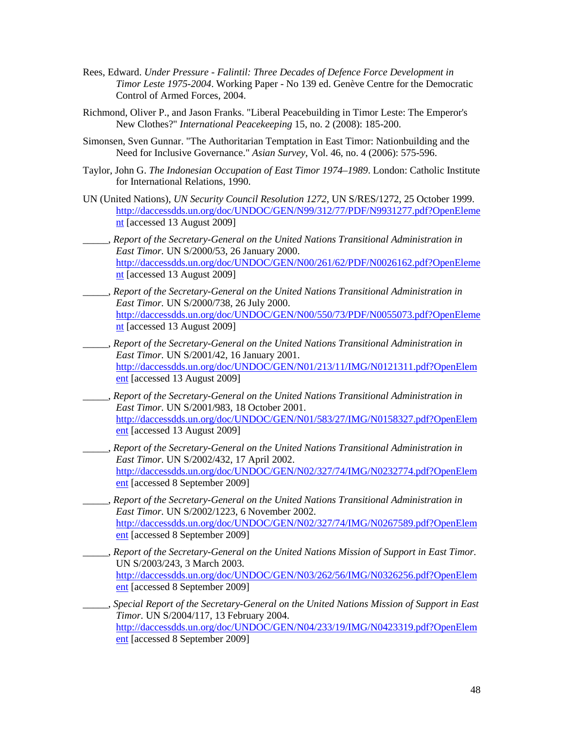Rees, Edward. *Under Pressure - Falintil: Three Decades of Defence Force Development in Timor Leste 1975-2004*. Working Paper - No 139 ed. Genève Centre for the Democratic Control of Armed Forces, 2004.

Richmond, Oliver P., and Jason Franks. "Liberal Peacebuilding in Timor Leste: The Emperor's New Clothes?" *International Peacekeeping* 15, no. 2 (2008): 185-200.

Simonsen, Sven Gunnar. "The Authoritarian Temptation in East Timor: Nationbuilding and the Need for Inclusive Governance." *Asian Survey*, Vol. 46, no. 4 (2006): 575-596.

Taylor, John G. *The Indonesian Occupation of East Timor 1974–1989*. London: Catholic Institute for International Relations, 1990.

UN (United Nations), *UN Security Council Resolution 1272*, UN S/RES/1272, 25 October 1999. http://daccessdds.un.org/doc/UNDOC/GEN/N99/312/77/PDF/N9931277.pdf?OpenElement [accessed 13 August 2009]

_____, *Report of the Secretary-General on the United Nations Transitional Administration in East Timor.* UN S/2000/53, 26 January 2000. http://daccessdds.un.org/doc/UNDOC/GEN/N00/261/62/PDF/N0026162.pdf?OpenElement [accessed 13 August 2009]

_____, *Report of the Secretary-General on the United Nations Transitional Administration in East Timor*. UN S/2000/738, 26 July 2000. http://daccessdds.un.org/doc/UNDOC/GEN/N00/550/73/PDF/N0055073.pdf?OpenElement [accessed 13 August 2009]

_____, *Report of the Secretary-General on the United Nations Transitional Administration in East Timor*. UN S/2001/42, 16 January 2001. http://daccessdds.un.org/doc/UNDOC/GEN/N01/213/11/IMG/N0121311.pdf?OpenElement [accessed 13 August 2009]

_____, *Report of the Secretary-General on the United Nations Transitional Administration in East Timor.* UN S/2001/983, 18 October 2001. http://daccessdds.un.org/doc/UNDOC/GEN/N01/583/27/IMG/N0158327.pdf?OpenElement [accessed 13 August 2009]

_____, *Report of the Secretary-General on the United Nations Transitional Administration in East Timor*. UN S/2002/432, 17 April 2002. http://daccessdds.un.org/doc/UNDOC/GEN/N02/327/74/IMG/N0232774.pdf?OpenElement [accessed 8 September 2009]

_____, *Report of the Secretary-General on the United Nations Transitional Administration in East Timor*. UN S/2002/1223, 6 November 2002. http://daccessdds.un.org/doc/UNDOC/GEN/N02/327/74/IMG/N0267589.pdf?OpenElement [accessed 8 September 2009]

_____, *Report of the Secretary-General on the United Nations Mission of Support in East Timor.* UN S/2003/243, 3 March 2003. http://daccessdds.un.org/doc/UNDOC/GEN/N03/262/56/IMG/N0326256.pdf?OpenElement [accessed 8 September 2009]

_____, *Special Report of the Secretary-General on the United Nations Mission of Support in East Timor*. UN S/2004/117, 13 February 2004. http://daccessdds.un.org/doc/UNDOC/GEN/N04/233/19/IMG/N0423319.pdf?OpenElement [accessed 8 September 2009]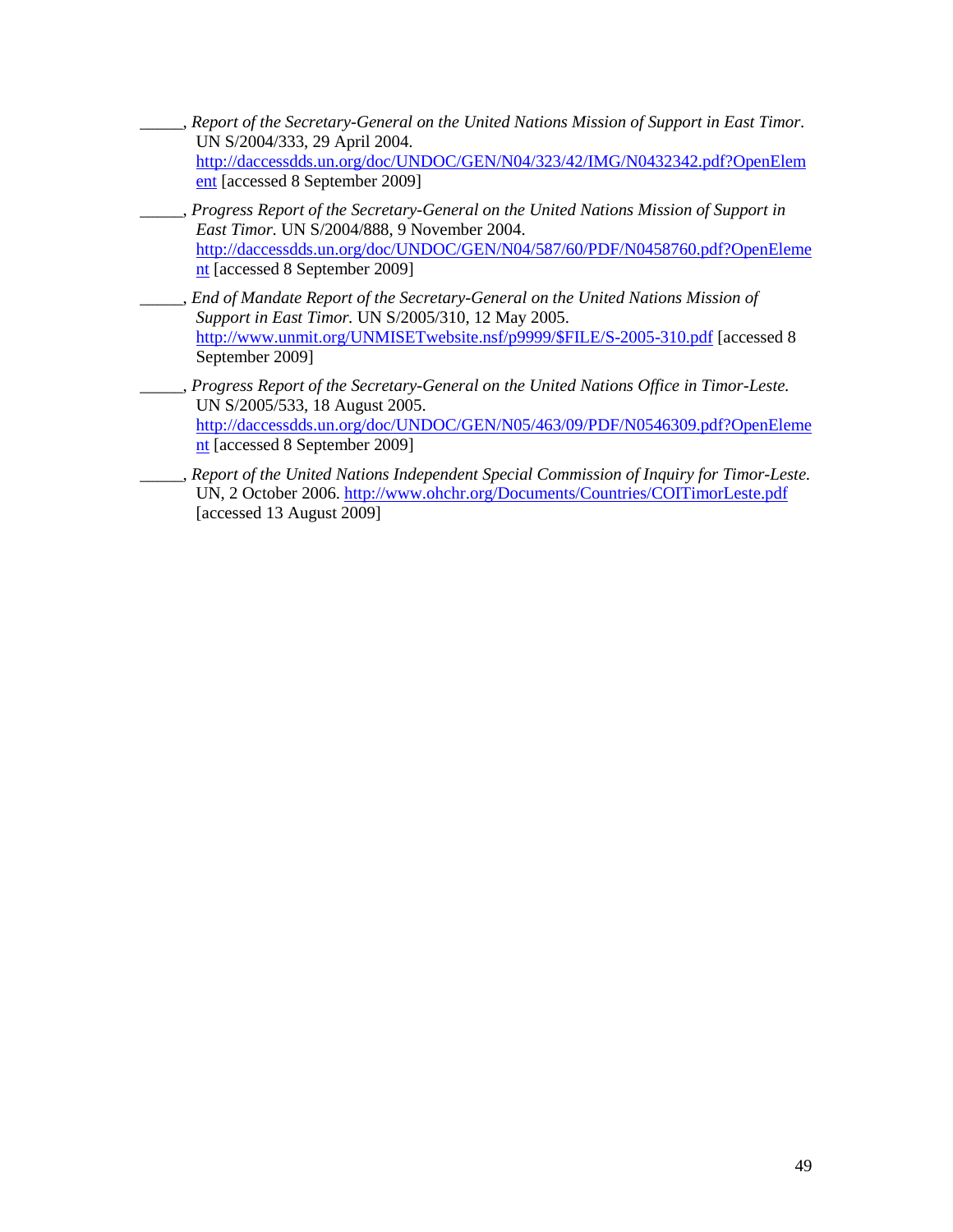_____, *Report of the Secretary-General on the United Nations Mission of Support in East Timor.* UN S/2004/333, 29 April 2004. http://daccessdds.un.org/doc/UNDOC/GEN/N04/323/42/IMG/N0432342.pdf?OpenElement [accessed 8 September 2009]

_____, *Progress Report of the Secretary-General on the United Nations Mission of Support in East Timor.* UN S/2004/888, 9 November 2004. http://daccessdds.un.org/doc/UNDOC/GEN/N04/587/60/PDF/N0458760.pdf?OpenElement [accessed 8 September 2009]

_____, *End of Mandate Report of the Secretary-General on the United Nations Mission of Support in East Timor.* UN S/2005/310, 12 May 2005. http://www.unmit.org/UNMISETwebsite.nsf/p9999/$FILE/S-2005-310.pdf [accessed 8 September 2009]

_____, *Progress Report of the Secretary-General on the United Nations Office in Timor-Leste.* UN S/2005/533, 18 August 2005. http://daccessdds.un.org/doc/UNDOC/GEN/N05/463/09/PDF/N0546309.pdf?OpenElement [accessed 8 September 2009]

_____, *Report of the United Nations Independent Special Commission of Inquiry for Timor-Leste.* UN, 2 October 2006. http://www.ohchr.org/Documents/Countries/COITimorLeste.pdf [accessed 13 August 2009]